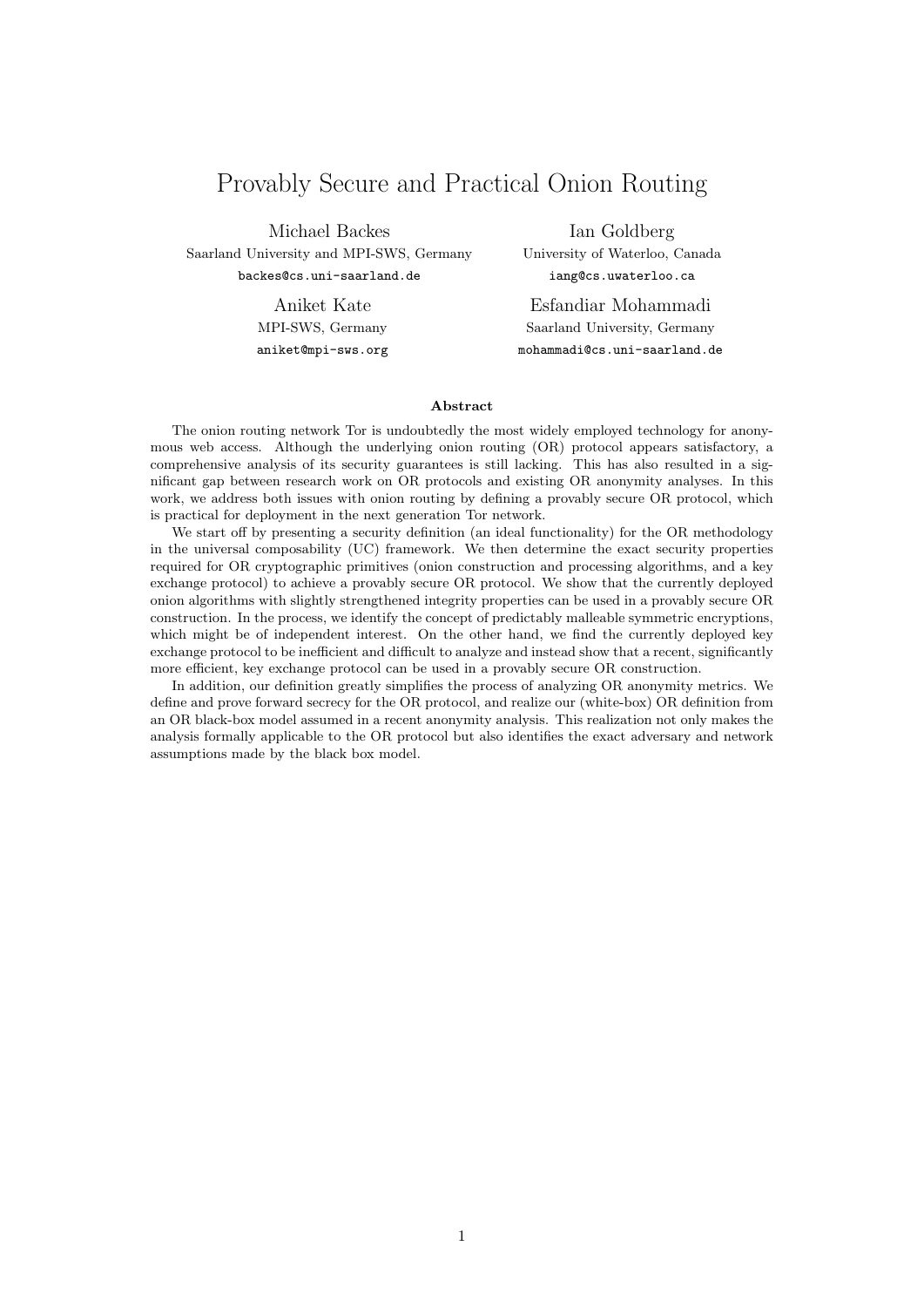# Provably Secure and Practical Onion Routing

Michael Backes
Saarland University and MPI-SWS, Germany
backes@cs.uni-saarland.de

Ian Goldberg
University of Waterloo, Canada
iang@cs.uwaterloo.ca

Aniket Kate
MPI-SWS, Germany
aniket@mpi-sws.org

Esfandiar Mohammadi
Saarland University, Germany
mohammadi@cs.uni-saarland.de

## Abstract

The onion routing network Tor is undoubtedly the most widely employed technology for anonymous web access. Although the underlying onion routing (OR) protocol appears satisfactory, a comprehensive analysis of its security guarantees is still lacking. This has also resulted in a significant gap between research work on OR protocols and existing OR anonymity analyses. In this work, we address both issues with onion routing by defining a provably secure OR protocol, which is practical for deployment in the next generation Tor network.

We start off by presenting a security definition (an ideal functionality) for the OR methodology in the universal composability (UC) framework. We then determine the exact security properties required for OR cryptographic primitives (onion construction and processing algorithms, and a key exchange protocol) to achieve a provably secure OR protocol. We show that the currently deployed onion algorithms with slightly strengthened integrity properties can be used in a provably secure OR construction. In the process, we identify the concept of predictably malleable symmetric encryptions, which might be of independent interest. On the other hand, we find the currently deployed key exchange protocol to be inefficient and difficult to analyze and instead show that a recent, significantly more efficient, key exchange protocol can be used in a provably secure OR construction.

In addition, our definition greatly simplifies the process of analyzing OR anonymity metrics. We define and prove forward secrecy for the OR protocol, and realize our (white-box) OR definition from an OR black-box model assumed in a recent anonymity analysis. This realization not only makes the analysis formally applicable to the OR protocol but also identifies the exact adversary and network assumptions made by the black box model.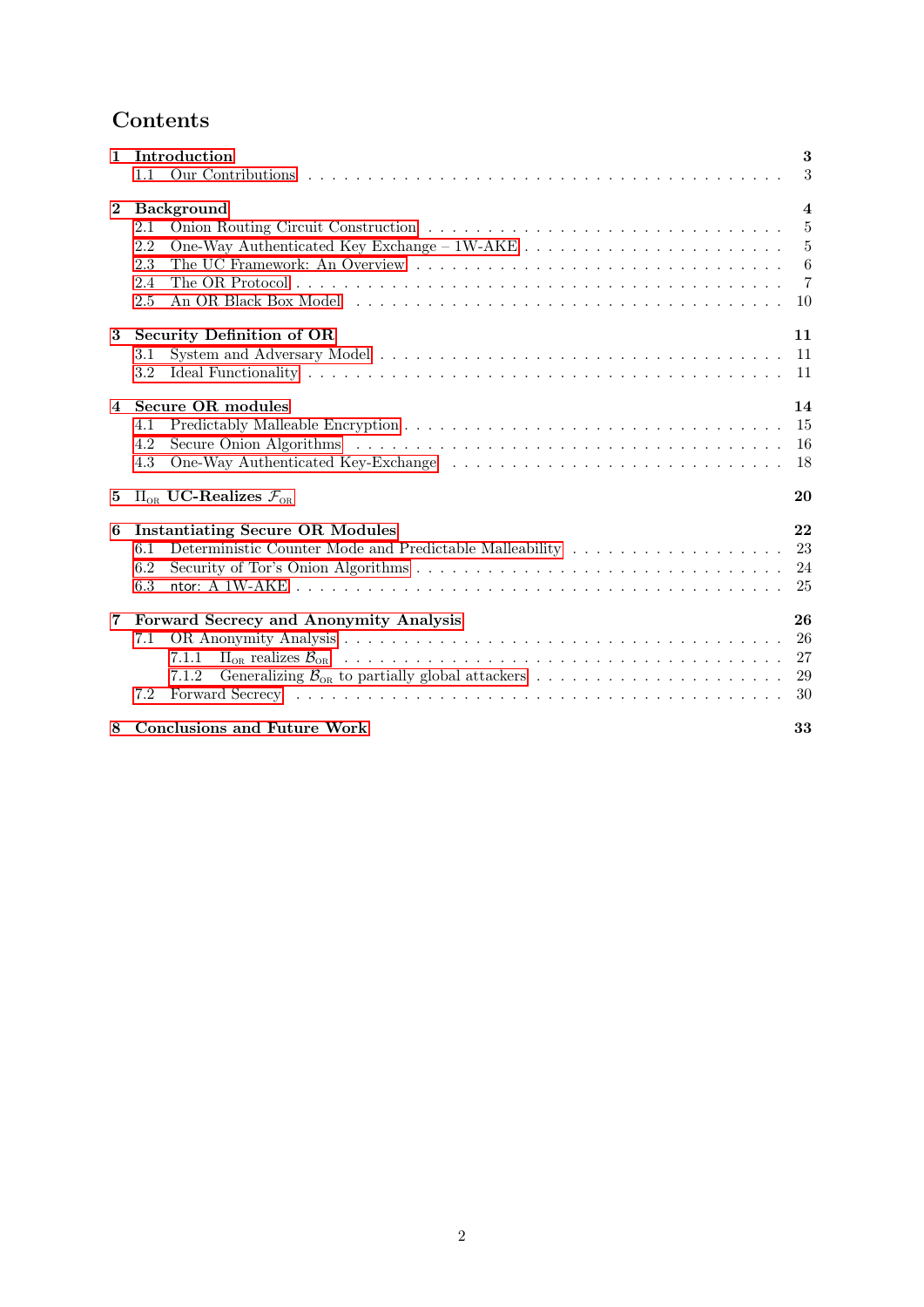# Contents

**1 Introduction** **3**
- 1.1 Our Contributions . . . 3

**2 Background** **4**
- 2.1 Onion Routing Circuit Construction . . . 5
- 2.2 One-Way Authenticated Key Exchange – 1W-AKE . . . 5
- 2.3 The UC Framework: An Overview . . . 6
- 2.4 The OR Protocol . . . 7
- 2.5 An OR Black Box Model . . . 10

**3 Security Definition of OR** **11**
- 3.1 System and Adversary Model . . . 11
- 3.2 Ideal Functionality . . . 11

**4 Secure OR modules** **14**
- 4.1 Predictably Malleable Encryption . . . 15
- 4.2 Secure Onion Algorithms . . . 16
- 4.3 One-Way Authenticated Key-Exchange . . . 18

**5 $\Pi_{\text{OR}}$ UC-Realizes $\mathcal{F}_{\text{OR}}$** **20**

**6 Instantiating Secure OR Modules** **22**
- 6.1 Deterministic Counter Mode and Predictable Malleability . . . 23
- 6.2 Security of Tor's Onion Algorithms . . . 24
- 6.3 ntor: A 1W-AKE . . . 25

**7 Forward Secrecy and Anonymity Analysis** **26**
- 7.1 OR Anonymity Analysis . . . 26
  - 7.1.1 $\Pi_{\text{OR}}$ realizes $\mathcal{B}_{\text{OR}}$ . . . 27
  - 7.1.2 Generalizing $\mathcal{B}_{\text{OR}}$ to partially global attackers . . . 29
- 7.2 Forward Secrecy . . . 30

**8 Conclusions and Future Work** **33**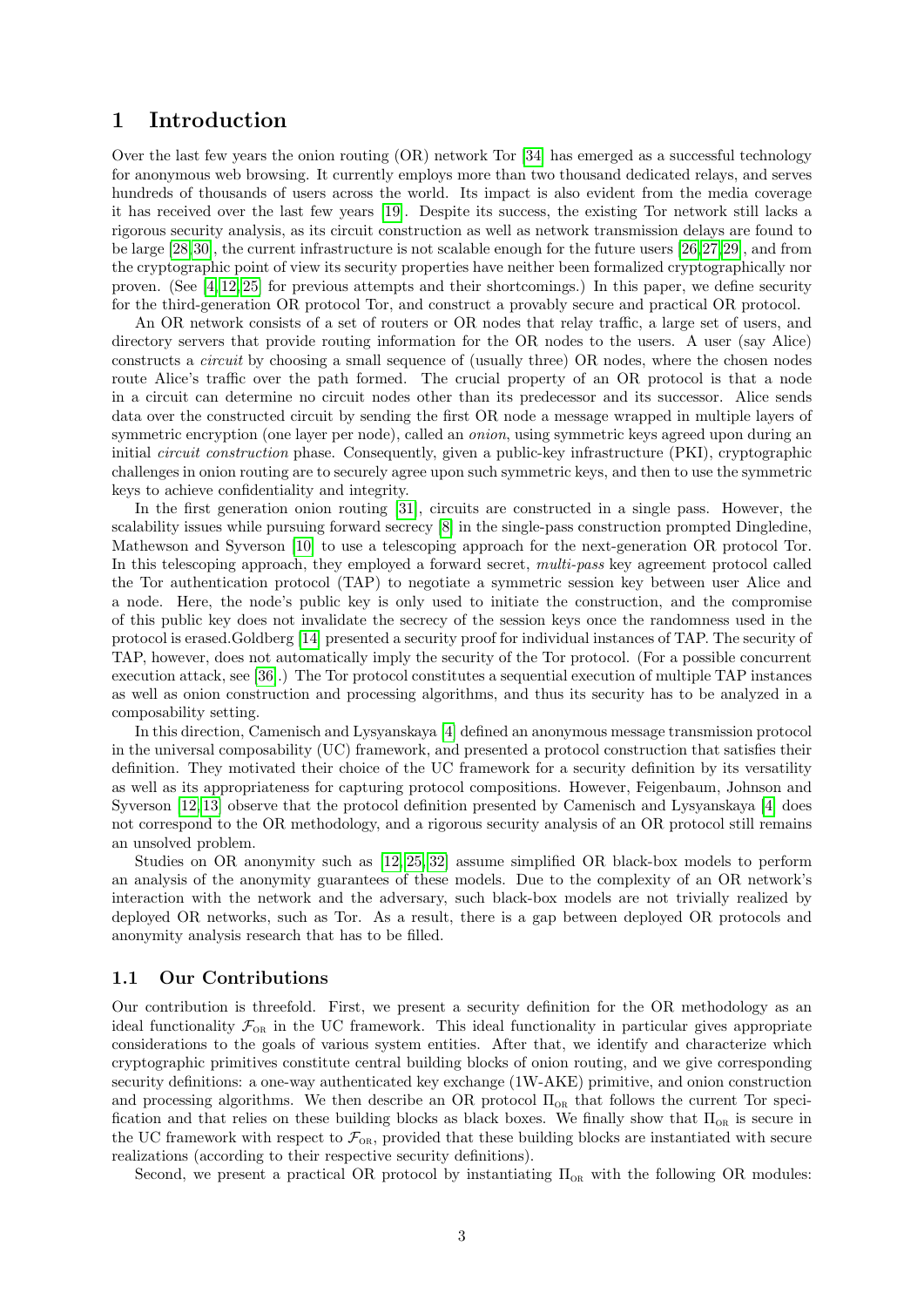# 1 Introduction

Over the last few years the onion routing (OR) network Tor [34] has emerged as a successful technology for anonymous web browsing. It currently employs more than two thousand dedicated relays, and serves hundreds of thousands of users across the world. Its impact is also evident from the media coverage it has received over the last few years [19]. Despite its success, the existing Tor network still lacks a rigorous security analysis, as its circuit construction as well as network transmission delays are found to be large [28,30], the current infrastructure is not scalable enough for the future users [26,27,29], and from the cryptographic point of view its security properties have neither been formalized cryptographically nor proven. (See [4,12,25] for previous attempts and their shortcomings.) In this paper, we define security for the third-generation OR protocol Tor, and construct a provably secure and practical OR protocol.

An OR network consists of a set of routers or OR nodes that relay traffic, a large set of users, and directory servers that provide routing information for the OR nodes to the users. A user (say Alice) constructs a *circuit* by choosing a small sequence of (usually three) OR nodes, where the chosen nodes route Alice's traffic over the path formed. The crucial property of an OR protocol is that a node in a circuit can determine no circuit nodes other than its predecessor and its successor. Alice sends data over the constructed circuit by sending the first OR node a message wrapped in multiple layers of symmetric encryption (one layer per node), called an *onion*, using symmetric keys agreed upon during an initial *circuit construction* phase. Consequently, given a public-key infrastructure (PKI), cryptographic challenges in onion routing are to securely agree upon such symmetric keys, and then to use the symmetric keys to achieve confidentiality and integrity.

In the first generation onion routing [31], circuits are constructed in a single pass. However, the scalability issues while pursuing forward secrecy [8] in the single-pass construction prompted Dingledine, Mathewson and Syverson [10] to use a telescoping approach for the next-generation OR protocol Tor. In this telescoping approach, they employed a forward secret, *multi-pass* key agreement protocol called the Tor authentication protocol (TAP) to negotiate a symmetric session key between user Alice and a node. Here, the node's public key is only used to initiate the construction, and the compromise of this public key does not invalidate the secrecy of the session keys once the randomness used in the protocol is erased.Goldberg [14] presented a security proof for individual instances of TAP. The security of TAP, however, does not automatically imply the security of the Tor protocol. (For a possible concurrent execution attack, see [36].) The Tor protocol constitutes a sequential execution of multiple TAP instances as well as onion construction and processing algorithms, and thus its security has to be analyzed in a composability setting.

In this direction, Camenisch and Lysyanskaya [4] defined an anonymous message transmission protocol in the universal composability (UC) framework, and presented a protocol construction that satisfies their definition. They motivated their choice of the UC framework for a security definition by its versatility as well as its appropriateness for capturing protocol compositions. However, Feigenbaum, Johnson and Syverson [12,13] observe that the protocol definition presented by Camenisch and Lysyanskaya [4] does not correspond to the OR methodology, and a rigorous security analysis of an OR protocol still remains an unsolved problem.

Studies on OR anonymity such as [12,25,32] assume simplified OR black-box models to perform an analysis of the anonymity guarantees of these models. Due to the complexity of an OR network's interaction with the network and the adversary, such black-box models are not trivially realized by deployed OR networks, such as Tor. As a result, there is a gap between deployed OR protocols and anonymity analysis research that has to be filled.

## 1.1 Our Contributions

Our contribution is threefold. First, we present a security definition for the OR methodology as an ideal functionality $\mathcal{F}_{\text{OR}}$ in the UC framework. This ideal functionality in particular gives appropriate considerations to the goals of various system entities. After that, we identify and characterize which cryptographic primitives constitute central building blocks of onion routing, and we give corresponding security definitions: a one-way authenticated key exchange (1W-AKE) primitive, and onion construction and processing algorithms. We then describe an OR protocol $\Pi_{\text{OR}}$ that follows the current Tor specification and that relies on these building blocks as black boxes. We finally show that $\Pi_{\text{OR}}$ is secure in the UC framework with respect to $\mathcal{F}_{\text{OR}}$, provided that these building blocks are instantiated with secure realizations (according to their respective security definitions).

Second, we present a practical OR protocol by instantiating $\Pi_{\text{OR}}$ with the following OR modules: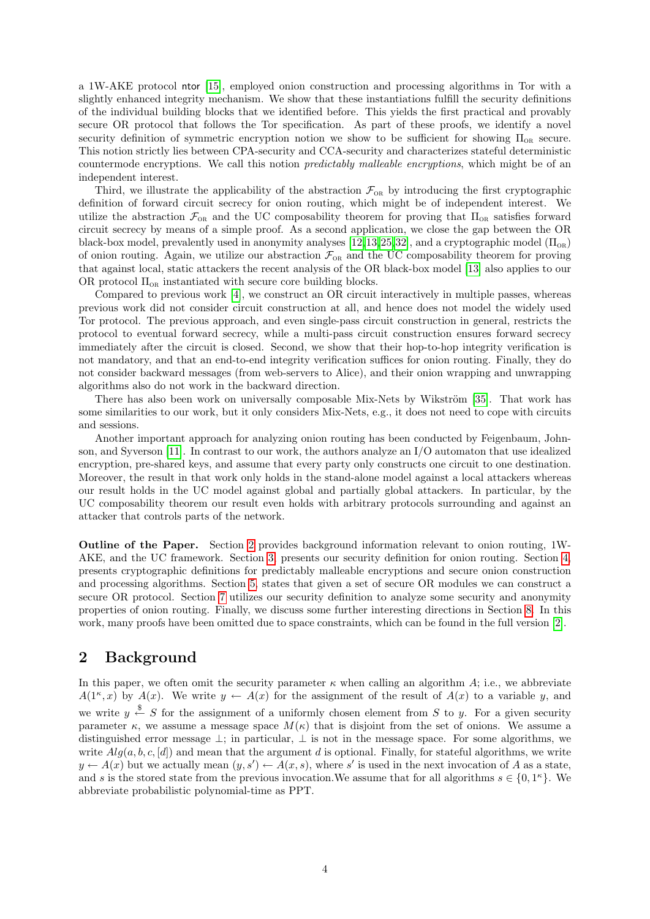a 1W-AKE protocol ntor [15], employed onion construction and processing algorithms in Tor with a slightly enhanced integrity mechanism. We show that these instantiations fulfill the security definitions of the individual building blocks that we identified before. This yields the first practical and provably secure OR protocol that follows the Tor specification. As part of these proofs, we identify a novel security definition of symmetric encryption notion we show to be sufficient for showing $\Pi_{\text{OR}}$ secure. This notion strictly lies between CPA-security and CCA-security and characterizes stateful deterministic countermode encryptions. We call this notion *predictably malleable encryptions*, which might be of an independent interest.

Third, we illustrate the applicability of the abstraction $\mathcal{F}_{\text{OR}}$ by introducing the first cryptographic definition of forward circuit secrecy for onion routing, which might be of independent interest. We utilize the abstraction $\mathcal{F}_{\text{OR}}$ and the UC composability theorem for proving that $\Pi_{\text{OR}}$ satisfies forward circuit secrecy by means of a simple proof. As a second application, we close the gap between the OR black-box model, prevalently used in anonymity analyses [12,13,25,32], and a cryptographic model ($\Pi_{\text{OR}}$) of onion routing. Again, we utilize our abstraction $\mathcal{F}_{\text{OR}}$ and the UC composability theorem for proving that against local, static attackers the recent analysis of the OR black-box model [13] also applies to our OR protocol $\Pi_{\text{OR}}$ instantiated with secure core building blocks.

Compared to previous work [4], we construct an OR circuit interactively in multiple passes, whereas previous work did not consider circuit construction at all, and hence does not model the widely used Tor protocol. The previous approach, and even single-pass circuit construction in general, restricts the protocol to eventual forward secrecy, while a multi-pass circuit construction ensures forward secrecy immediately after the circuit is closed. Second, we show that their hop-to-hop integrity verification is not mandatory, and that an end-to-end integrity verification suffices for onion routing. Finally, they do not consider backward messages (from web-servers to Alice), and their onion wrapping and unwrapping algorithms also do not work in the backward direction.

There has also been work on universally composable Mix-Nets by Wikström [35]. That work has some similarities to our work, but it only considers Mix-Nets, e.g., it does not need to cope with circuits and sessions.

Another important approach for analyzing onion routing has been conducted by Feigenbaum, Johnson, and Syverson [11]. In contrast to our work, the authors analyze an I/O automaton that use idealized encryption, pre-shared keys, and assume that every party only constructs one circuit to one destination. Moreover, the result in that work only holds in the stand-alone model against a local attackers whereas our result holds in the UC model against global and partially global attackers. In particular, by the UC composability theorem our result even holds with arbitrary protocols surrounding and against an attacker that controls parts of the network.

**Outline of the Paper.** Section 2 provides background information relevant to onion routing, 1W-AKE, and the UC framework. Section 3 presents our security definition for onion routing. Section 4 presents cryptographic definitions for predictably malleable encryptions and secure onion construction and processing algorithms. Section 5 states that given a set of secure OR modules we can construct a secure OR protocol. Section 7 utilizes our security definition to analyze some security and anonymity properties of onion routing. Finally, we discuss some further interesting directions in Section 8. In this work, many proofs have been omitted due to space constraints, which can be found in the full version [2].

## 2 Background

In this paper, we often omit the security parameter $\kappa$ when calling an algorithm $A$; i.e., we abbreviate $A(1^\kappa, x)$ by $A(x)$. We write $y \leftarrow A(x)$ for the assignment of the result of $A(x)$ to a variable $y$, and we write $y \xleftarrow{\$} S$ for the assignment of a uniformly chosen element from $S$ to $y$. For a given security parameter $\kappa$, we assume a message space $M(\kappa)$ that is disjoint from the set of onions. We assume a distinguished error message $\perp$; in particular, $\perp$ is not in the message space. For some algorithms, we write $Alg(a, b, c, [d])$ and mean that the argument $d$ is optional. Finally, for stateful algorithms, we write $y \leftarrow A(x)$ but we actually mean $(y, s') \leftarrow A(x, s)$, where $s'$ is used in the next invocation of $A$ as a state, and $s$ is the stored state from the previous invocation.We assume that for all algorithms $s \in \{0, 1^\kappa\}$. We abbreviate probabilistic polynomial-time as PPT.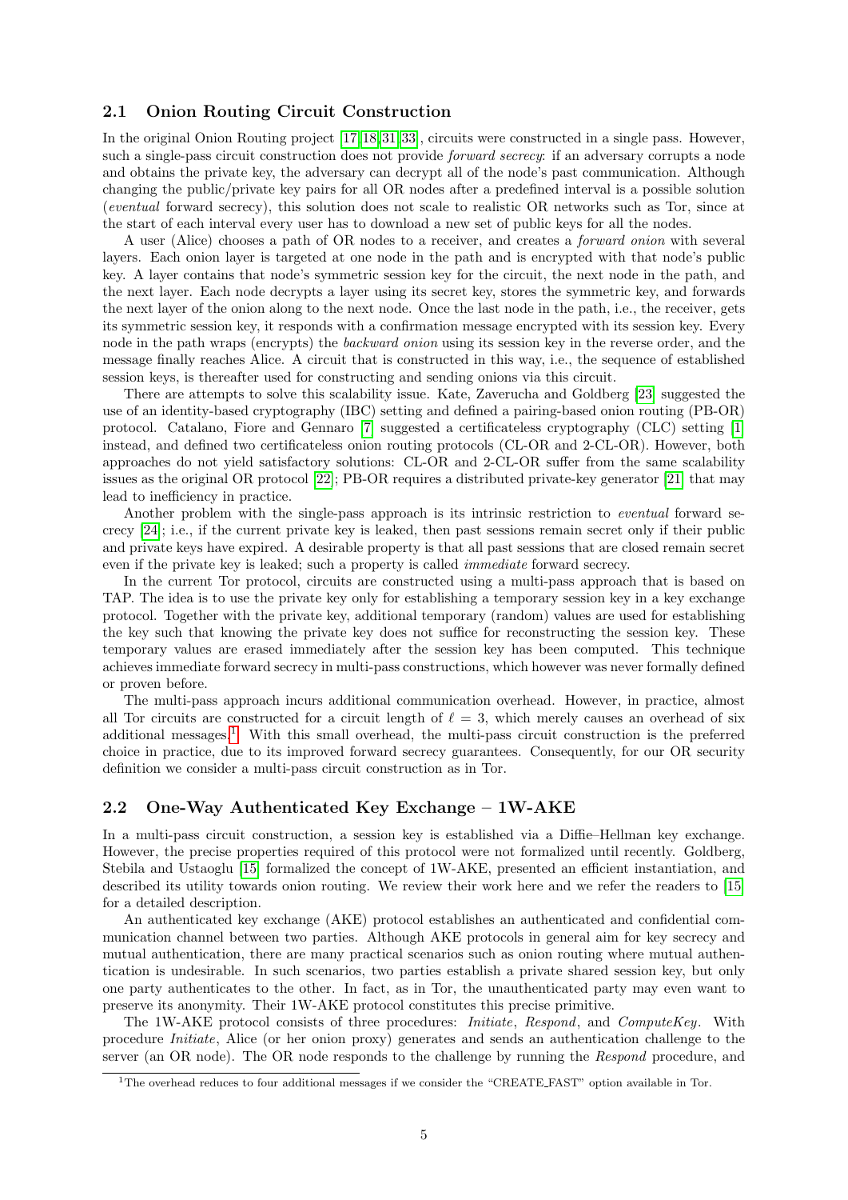### 2.1 Onion Routing Circuit Construction

In the original Onion Routing project [17,18,31,33], circuits were constructed in a single pass. However, such a single-pass circuit construction does not provide *forward secrecy*: if an adversary corrupts a node and obtains the private key, the adversary can decrypt all of the node's past communication. Although changing the public/private key pairs for all OR nodes after a predefined interval is a possible solution (*eventual* forward secrecy), this solution does not scale to realistic OR networks such as Tor, since at the start of each interval every user has to download a new set of public keys for all the nodes.

A user (Alice) chooses a path of OR nodes to a receiver, and creates a *forward onion* with several layers. Each onion layer is targeted at one node in the path and is encrypted with that node's public key. A layer contains that node's symmetric session key for the circuit, the next node in the path, and the next layer. Each node decrypts a layer using its secret key, stores the symmetric key, and forwards the next layer of the onion along to the next node. Once the last node in the path, i.e., the receiver, gets its symmetric session key, it responds with a confirmation message encrypted with its session key. Every node in the path wraps (encrypts) the *backward onion* using its session key in the reverse order, and the message finally reaches Alice. A circuit that is constructed in this way, i.e., the sequence of established session keys, is thereafter used for constructing and sending onions via this circuit.

There are attempts to solve this scalability issue. Kate, Zaverucha and Goldberg [23] suggested the use of an identity-based cryptography (IBC) setting and defined a pairing-based onion routing (PB-OR) protocol. Catalano, Fiore and Gennaro [7] suggested a certificateless cryptography (CLC) setting [1] instead, and defined two certificateless onion routing protocols (CL-OR and 2-CL-OR). However, both approaches do not yield satisfactory solutions: CL-OR and 2-CL-OR suffer from the same scalability issues as the original OR protocol [22]; PB-OR requires a distributed private-key generator [21] that may lead to inefficiency in practice.

Another problem with the single-pass approach is its intrinsic restriction to *eventual* forward secrecy [24]; i.e., if the current private key is leaked, then past sessions remain secret only if their public and private keys have expired. A desirable property is that all past sessions that are closed remain secret even if the private key is leaked; such a property is called *immediate* forward secrecy.

In the current Tor protocol, circuits are constructed using a multi-pass approach that is based on TAP. The idea is to use the private key only for establishing a temporary session key in a key exchange protocol. Together with the private key, additional temporary (random) values are used for establishing the key such that knowing the private key does not suffice for reconstructing the session key. These temporary values are erased immediately after the session key has been computed. This technique achieves immediate forward secrecy in multi-pass constructions, which however was never formally defined or proven before.

The multi-pass approach incurs additional communication overhead. However, in practice, almost all Tor circuits are constructed for a circuit length of $\ell = 3$, which merely causes an overhead of six additional messages.[1] With this small overhead, the multi-pass circuit construction is the preferred choice in practice, due to its improved forward secrecy guarantees. Consequently, for our OR security definition we consider a multi-pass circuit construction as in Tor.

### 2.2 One-Way Authenticated Key Exchange – 1W-AKE

In a multi-pass circuit construction, a session key is established via a Diffie–Hellman key exchange. However, the precise properties required of this protocol were not formalized until recently. Goldberg, Stebila and Ustaoglu [15] formalized the concept of 1W-AKE, presented an efficient instantiation, and described its utility towards onion routing. We review their work here and we refer the readers to [15] for a detailed description.

An authenticated key exchange (AKE) protocol establishes an authenticated and confidential communication channel between two parties. Although AKE protocols in general aim for key secrecy and mutual authentication, there are many practical scenarios such as onion routing where mutual authentication is undesirable. In such scenarios, two parties establish a private shared session key, but only one party authenticates to the other. In fact, as in Tor, the unauthenticated party may even want to preserve its anonymity. Their 1W-AKE protocol constitutes this precise primitive.

The 1W-AKE protocol consists of three procedures: *Initiate*, *Respond*, and *ComputeKey*. With procedure *Initiate*, Alice (or her onion proxy) generates and sends an authentication challenge to the server (an OR node). The OR node responds to the challenge by running the *Respond* procedure, and

[1] The overhead reduces to four additional messages if we consider the "CREATE_FAST" option available in Tor.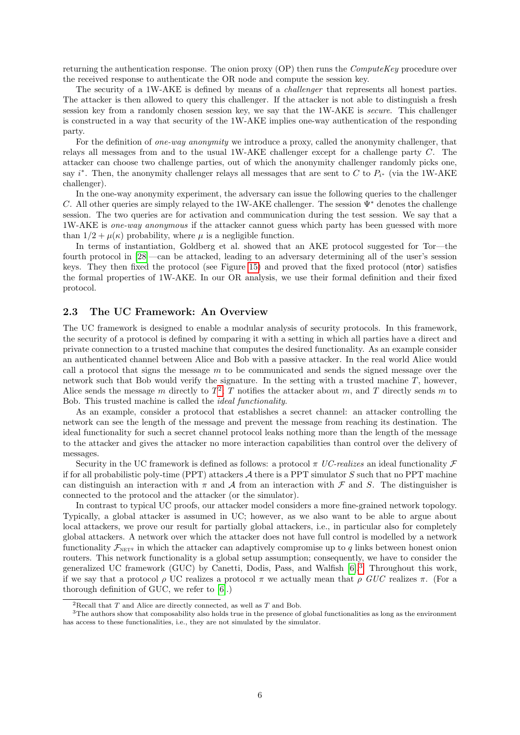returning the authentication response. The onion proxy (OP) then runs the *ComputeKey* procedure over the received response to authenticate the OR node and compute the session key.

The security of a 1W-AKE is defined by means of a *challenger* that represents all honest parties. The attacker is then allowed to query this challenger. If the attacker is not able to distinguish a fresh session key from a randomly chosen session key, we say that the 1W-AKE is *secure*. This challenger is constructed in a way that security of the 1W-AKE implies one-way authentication of the responding party.

For the definition of *one-way anonymity* we introduce a proxy, called the anonymity challenger, that relays all messages from and to the usual 1W-AKE challenger except for a challenge party $C$. The attacker can choose two challenge parties, out of which the anonymity challenger randomly picks one, say $i^*$. Then, the anonymity challenger relays all messages that are sent to $C$ to $P_{i^*}$ (via the 1W-AKE challenger).

In the one-way anonymity experiment, the adversary can issue the following queries to the challenger $C$. All other queries are simply relayed to the 1W-AKE challenger. The session $\Psi^*$ denotes the challenge session. The two queries are for activation and communication during the test session. We say that a 1W-AKE is *one-way anonymous* if the attacker cannot guess which party has been guessed with more than $1/2 + \mu(\kappa)$ probability, where $\mu$ is a negligible function.

In terms of instantiation, Goldberg et al. showed that an AKE protocol suggested for Tor—the fourth protocol in [28]—can be attacked, leading to an adversary determining all of the user's session keys. They then fixed the protocol (see Figure 15) and proved that the fixed protocol (ntor) satisfies the formal properties of 1W-AKE. In our OR analysis, we use their formal definition and their fixed protocol.

## 2.3 The UC Framework: An Overview

The UC framework is designed to enable a modular analysis of security protocols. In this framework, the security of a protocol is defined by comparing it with a setting in which all parties have a direct and private connection to a trusted machine that computes the desired functionality. As an example consider an authenticated channel between Alice and Bob with a passive attacker. In the real world Alice would call a protocol that signs the message $m$ to be communicated and sends the signed message over the network such that Bob would verify the signature. In the setting with a trusted machine $T$, however, Alice sends the message $m$ directly to $T$[2]. $T$ notifies the attacker about $m$, and $T$ directly sends $m$ to Bob. This trusted machine is called the *ideal functionality*.

As an example, consider a protocol that establishes a secret channel: an attacker controlling the network can see the length of the message and prevent the message from reaching its destination. The ideal functionality for such a secret channel protocol leaks nothing more than the length of the message to the attacker and gives the attacker no more interaction capabilities than control over the delivery of messages.

Security in the UC framework is defined as follows: a protocol $\pi$ *UC-realizes* an ideal functionality $\mathcal{F}$ if for all probabilistic poly-time (PPT) attackers $\mathcal{A}$ there is a PPT simulator $S$ such that no PPT machine can distinguish an interaction with $\pi$ and $\mathcal{A}$ from an interaction with $\mathcal{F}$ and $S$. The distinguisher is connected to the protocol and the attacker (or the simulator).

In contrast to typical UC proofs, our attacker model considers a more fine-grained network topology. Typically, a global attacker is assumed in UC; however, as we also want to be able to argue about local attackers, we prove our result for partially global attackers, i.e., in particular also for completely global attackers. A network over which the attacker does not have full control is modelled by a network functionality $\mathcal{F}_{\text{NET}^q}$ in which the attacker can adaptively compromise up to $q$ links between honest onion routers. This network functionality is a global setup assumption; consequently, we have to consider the generalized UC framework (GUC) by Canetti, Dodis, Pass, and Walfish [6].[3] Throughout this work, if we say that a protocol $\rho$ UC realizes a protocol $\pi$ we actually mean that $\rho$ *GUC* realizes $\pi$. (For a thorough definition of GUC, we refer to [6].)

---

[2] Recall that $T$ and Alice are directly connected, as well as $T$ and Bob.

[3] The authors show that composability also holds true in the presence of global functionalities as long as the environment has access to these functionalities, i.e., they are not simulated by the simulator.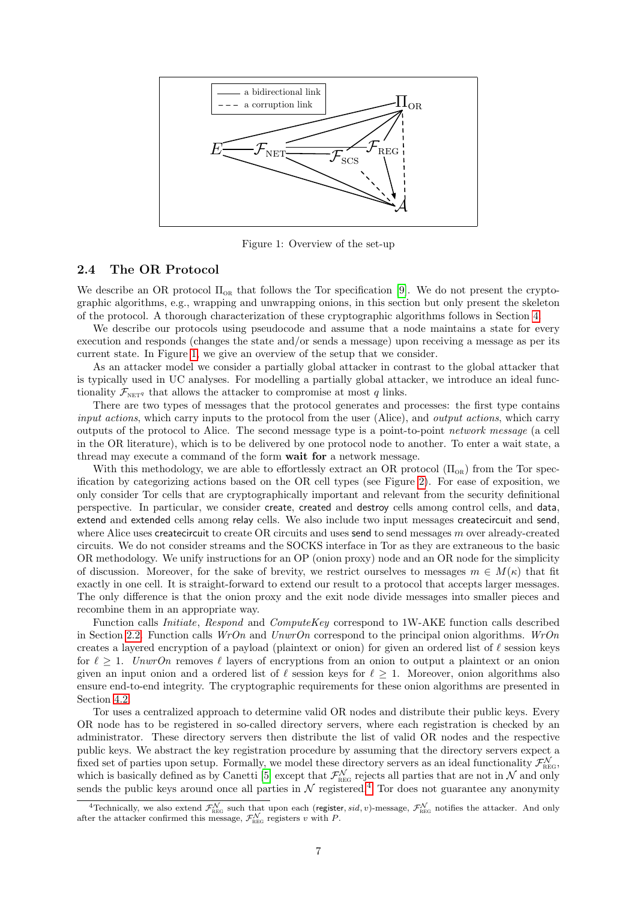Figure 1: Overview of the set-up

### 2.4 The OR Protocol

We describe an OR protocol $\Pi_{\text{OR}}$ that follows the Tor specification [9]. We do not present the cryptographic algorithms, e.g., wrapping and unwrapping onions, in this section but only present the skeleton of the protocol. A thorough characterization of these cryptographic algorithms follows in Section 4.

We describe our protocols using pseudocode and assume that a node maintains a state for every execution and responds (changes the state and/or sends a message) upon receiving a message as per its current state. In Figure 1, we give an overview of the setup that we consider.

As an attacker model we consider a partially global attacker in contrast to the global attacker that is typically used in UC analyses. For modelling a partially global attacker, we introduce an ideal functionality $\mathcal{F}_{\text{NET}^q}$ that allows the attacker to compromise at most $q$ links.

There are two types of messages that the protocol generates and processes: the first type contains *input actions*, which carry inputs to the protocol from the user (Alice), and *output actions*, which carry outputs of the protocol to Alice. The second message type is a point-to-point *network message* (a cell in the OR literature), which is to be delivered by one protocol node to another. To enter a wait state, a thread may execute a command of the form **wait for** a network message.

With this methodology, we are able to effortlessly extract an OR protocol ($\Pi_{\text{OR}}$) from the Tor specification by categorizing actions based on the OR cell types (see Figure 2). For ease of exposition, we only consider Tor cells that are cryptographically important and relevant from the security definitional perspective. In particular, we consider create, created and destroy cells among control cells, and data, extend and extended cells among relay cells. We also include two input messages createcircuit and send, where Alice uses createcircuit to create OR circuits and uses send to send messages $m$ over already-created circuits. We do not consider streams and the SOCKS interface in Tor as they are extraneous to the basic OR methodology. We unify instructions for an OP (onion proxy) node and an OR node for the simplicity of discussion. Moreover, for the sake of brevity, we restrict ourselves to messages $m \in M(\kappa)$ that fit exactly in one cell. It is straight-forward to extend our result to a protocol that accepts larger messages. The only difference is that the onion proxy and the exit node divide messages into smaller pieces and recombine them in an appropriate way.

Function calls *Initiate*, *Respond* and *ComputeKey* correspond to 1W-AKE function calls described in Section 2.2. Function calls *WrOn* and *UnwrOn* correspond to the principal onion algorithms. *WrOn* creates a layered encryption of a payload (plaintext or onion) for given an ordered list of $\ell$ session keys for $\ell \geq 1$. *UnwrOn* removes $\ell$ layers of encryptions from an onion to output a plaintext or an onion given an input onion and a ordered list of $\ell$ session keys for $\ell \geq 1$. Moreover, onion algorithms also ensure end-to-end integrity. The cryptographic requirements for these onion algorithms are presented in Section 4.2.

Tor uses a centralized approach to determine valid OR nodes and distribute their public keys. Every OR node has to be registered in so-called directory servers, where each registration is checked by an administrator. These directory servers then distribute the list of valid OR nodes and the respective public keys. We abstract the key registration procedure by assuming that the directory servers expect a fixed set of parties upon setup. Formally, we model these directory servers as an ideal functionality $\mathcal{F}_{\text{REG}}^{\mathcal{N}}$, which is basically defined as by Canetti [5] except that $\mathcal{F}_{\text{REG}}^{\mathcal{N}}$ rejects all parties that are not in $\mathcal{N}$ and only sends the public keys around once all parties in $\mathcal{N}$ registered.[4] Tor does not guarantee any anonymity

[4] Technically, we also extend $\mathcal{F}_{\text{REG}}^{\mathcal{N}}$ such that upon each (register, $sid, v$)-message, $\mathcal{F}_{\text{REG}}^{\mathcal{N}}$ notifies the attacker. And only after the attacker confirmed this message, $\mathcal{F}_{\text{REG}}^{\mathcal{N}}$ registers $v$ with $P$.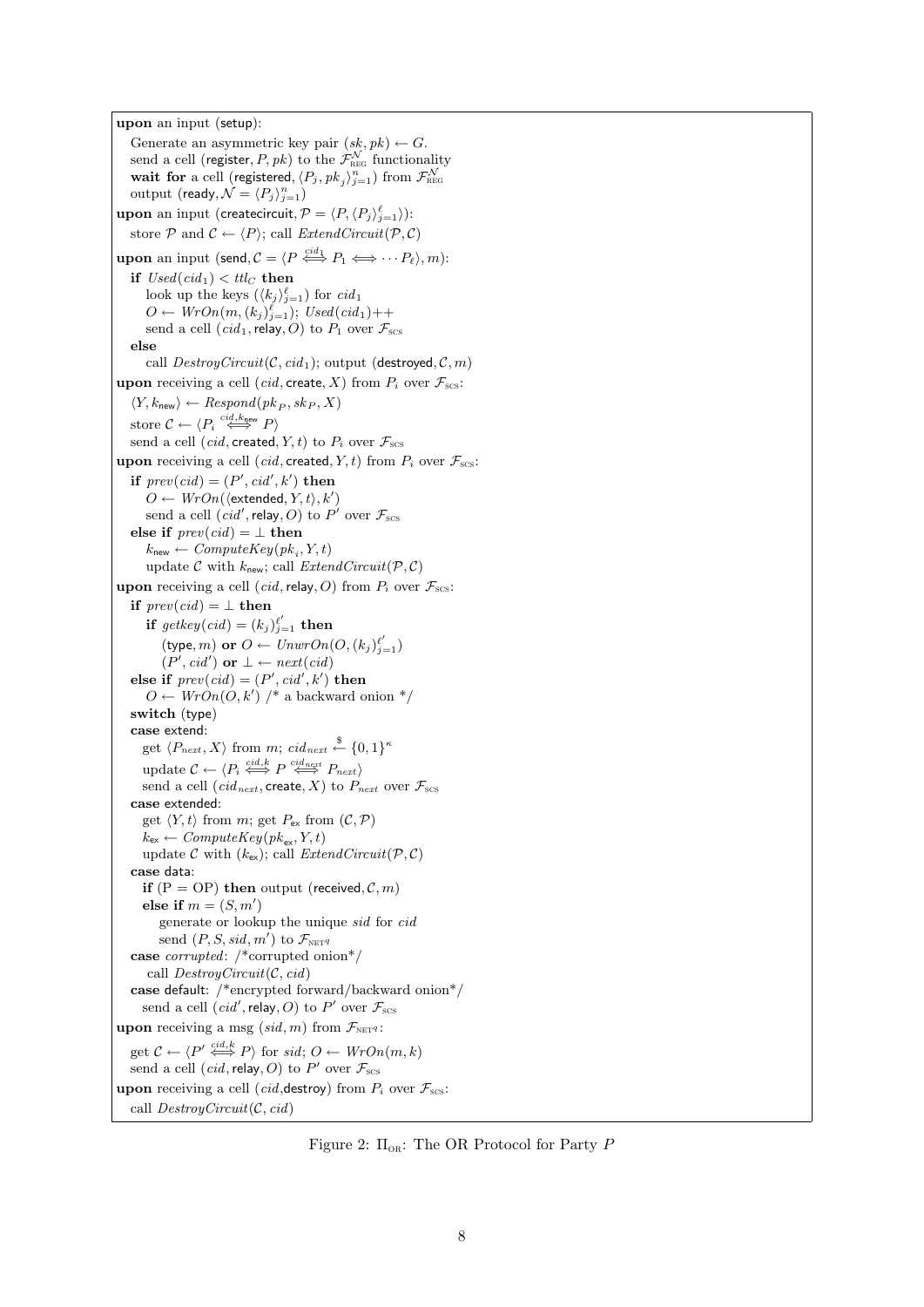**upon** an input (setup):

  Generate an asymmetric key pair $(sk, pk) \leftarrow G$.
  send a cell (register, $P, pk$) to the $\mathcal{F}_{\text{REG}}^{\mathcal{N}}$ functionality
  **wait for** a cell (registered, $\langle P_j, pk_j \rangle_{j=1}^{n}$) from $\mathcal{F}_{\text{REG}}^{\mathcal{N}}$
  output (ready, $\mathcal{N} = \langle P_j \rangle_{j=1}^{n}$)

**upon** an input (createcircuit, $\mathcal{P} = \langle P, \langle P_j \rangle_{j=1}^{\ell} \rangle$):

  store $\mathcal{P}$ and $\mathcal{C} \leftarrow \langle P \rangle$; call $ExtendCircuit(\mathcal{P}, \mathcal{C})$

**upon** an input (send, $\mathcal{C} = \langle P \overset{cid_1}{\Longleftrightarrow} P_1 \Longleftrightarrow \cdots P_\ell \rangle, m$):

  **if** $Used(cid_1) < ttl_C$ **then**
    look up the keys $(\langle k_j \rangle_{j=1}^{\ell})$ for $cid_1$
    $O \leftarrow WrOn(m, (k_j)_{j=1}^{\ell})$; $Used(cid_1)$++
    send a cell ($cid_1$, relay, $O$) to $P_1$ over $\mathcal{F}_{\text{SCS}}$
  **else**
    call $DestroyCircuit(\mathcal{C}, cid_1)$; output (destroyed, $\mathcal{C}, m$)

**upon** receiving a cell ($cid$, create, $X$) from $P_i$ over $\mathcal{F}_{\text{SCS}}$:

  $\langle Y, k_{\mathsf{new}} \rangle \leftarrow Respond(pk_P, sk_P, X)$
  store $\mathcal{C} \leftarrow \langle P_i \overset{cid, k_{\mathsf{new}}}{\Longleftrightarrow} P \rangle$
  send a cell ($cid$, created, $Y, t$) to $P_i$ over $\mathcal{F}_{\text{SCS}}$

**upon** receiving a cell ($cid$, created, $Y, t$) from $P_i$ over $\mathcal{F}_{\text{SCS}}$:

  **if** $prev(cid) = (P', cid', k')$ **then**
    $O \leftarrow WrOn(\langle \mathsf{extended}, Y, t \rangle, k')$
    send a cell ($cid'$, relay, $O$) to $P'$ over $\mathcal{F}_{\text{SCS}}$
  **else if** $prev(cid) = \perp$ **then**
    $k_{\mathsf{new}} \leftarrow ComputeKey(pk_i, Y, t)$
    update $\mathcal{C}$ with $k_{\mathsf{new}}$; call $ExtendCircuit(\mathcal{P}, \mathcal{C})$

**upon** receiving a cell ($cid$, relay, $O$) from $P_i$ over $\mathcal{F}_{\text{SCS}}$:

  **if** $prev(cid) = \perp$ **then**
    **if** $getkey(cid) = (k_j)_{j=1}^{\ell'}$ **then**
      (type, $m$) **or** $O \leftarrow UnwrOn(O, (k_j)_{j=1}^{\ell'})$
      $(P', cid')$ **or** $\perp \leftarrow next(cid)$
  **else if** $prev(cid) = (P', cid', k')$ **then**
    $O \leftarrow WrOn(O, k')$ /* a backward onion */
  **switch** (type)
  **case** extend:
    get $\langle P_{next}, X \rangle$ from $m$; $cid_{next} \overset{\$}{\leftarrow} \{0,1\}^{\kappa}$
    update $\mathcal{C} \leftarrow \langle P_i \overset{cid, k}{\Longleftrightarrow} P \overset{cid_{next}}{\Longleftrightarrow} P_{next} \rangle$
    send a cell ($cid_{next}$, create, $X$) to $P_{next}$ over $\mathcal{F}_{\text{SCS}}$
  **case** extended:
    get $\langle Y, t \rangle$ from $m$; get $P_{\mathsf{ex}}$ from $(\mathcal{C}, \mathcal{P})$
    $k_{\mathsf{ex}} \leftarrow ComputeKey(pk_{\mathsf{ex}}, Y, t)$
    update $\mathcal{C}$ with $(k_{\mathsf{ex}})$; call $ExtendCircuit(\mathcal{P}, \mathcal{C})$
  **case** data:
    **if** (P = OP) **then** output (received, $\mathcal{C}, m$)
    **else if** $m = (S, m')$
      generate or lookup the unique $sid$ for $cid$
      send $(P, S, sid, m')$ to $\mathcal{F}_{\text{NET}^q}$
  **case** *corrupted*: /\*corrupted onion\*/
    call $DestroyCircuit(\mathcal{C}, cid)$
  **case** default: /\*encrypted forward/backward onion\*/
    send a cell ($cid'$, relay, $O$) to $P'$ over $\mathcal{F}_{\text{SCS}}$

**upon** receiving a msg $(sid, m)$ from $\mathcal{F}_{\text{NET}^q}$:

  get $\mathcal{C} \leftarrow \langle P' \overset{cid, k}{\Longleftrightarrow} P \rangle$ for $sid$; $O \leftarrow WrOn(m, k)$
  send a cell ($cid$, relay, $O$) to $P'$ over $\mathcal{F}_{\text{SCS}}$

**upon** receiving a cell ($cid$,destroy) from $P_i$ over $\mathcal{F}_{\text{SCS}}$:

  call $DestroyCircuit(\mathcal{C}, cid)$

Figure 2: $\Pi_{\text{OR}}$: The OR Protocol for Party $P$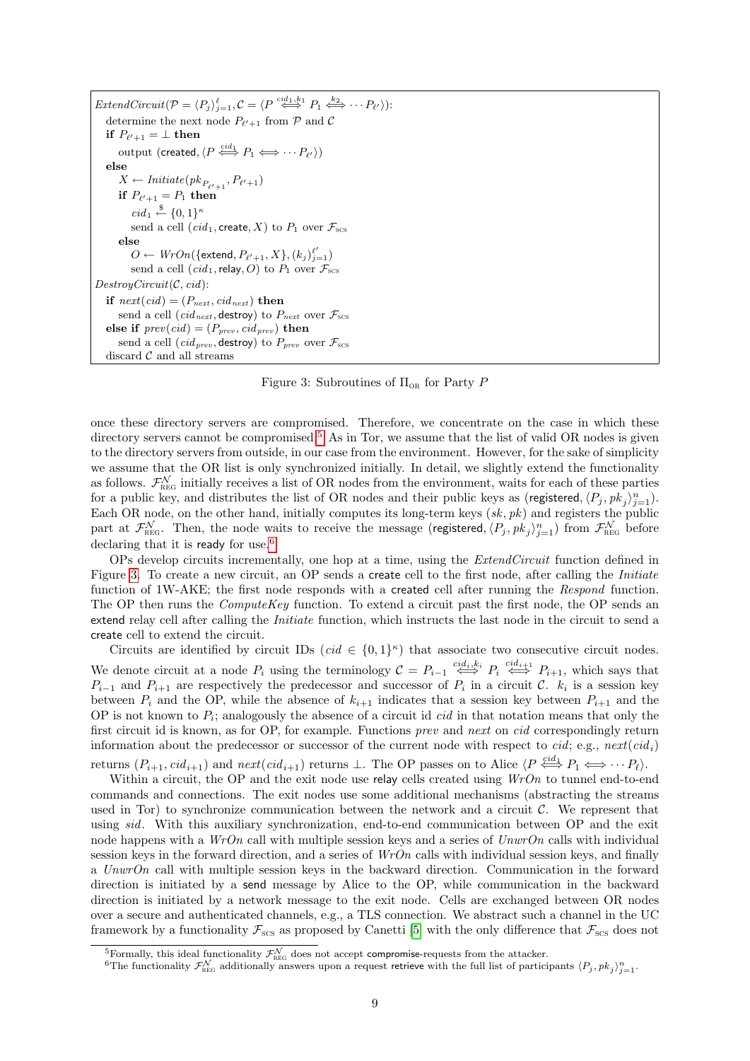```
ExtendCircuit(𝒫 = ⟨P_j⟩_{j=1}^ℓ, 𝒞 = ⟨P <==cid_1,k_1==> P_1 <==k_2==> ··· P_ℓ'⟩):
  determine the next node P_{ℓ'+1} from 𝒫 and 𝒞
  if P_{ℓ'+1} = ⊥ then
    output (created, ⟨P <==cid_1==> P_1 <==> ··· P_ℓ'⟩)
  else
    X ← Initiate(pk_{P_{ℓ'+1}}, P_{ℓ'+1})
    if P_{ℓ'+1} = P_1 then
      cid_1 <-$- {0,1}^κ
      send a cell (cid_1, create, X) to P_1 over F_SCS
    else
      O ← WrOn({extend, P_{ℓ'+1}, X}, (k_j)_{j=1}^{ℓ'})
      send a cell (cid_1, relay, O) to P_1 over F_SCS
DestroyCircuit(𝒞, cid):
  if next(cid) = (P_next, cid_next) then
    send a cell (cid_next, destroy) to P_next over F_SCS
  else if prev(cid) = (P_prev, cid_prev) then
    send a cell (cid_prev, destroy) to P_prev over F_SCS
  discard 𝒞 and all streams
```

Figure 3: Subroutines of $\Pi_{\text{OR}}$ for Party $P$

once these directory servers are compromised. Therefore, we concentrate on the case in which these directory servers cannot be compromised.[5] As in Tor, we assume that the list of valid OR nodes is given to the directory servers from outside, in our case from the environment. However, for the sake of simplicity we assume that the OR list is only synchronized initially. In detail, we slightly extend the functionality as follows. $\mathcal{F}_{\text{REG}}^{\mathcal{N}}$ initially receives a list of OR nodes from the environment, waits for each of these parties for a public key, and distributes the list of OR nodes and their public keys as (registered, $\langle P_j, pk_j\rangle_{j=1}^n$). Each OR node, on the other hand, initially computes its long-term keys $(sk, pk)$ and registers the public part at $\mathcal{F}_{\text{REG}}^{\mathcal{N}}$. Then, the node waits to receive the message (registered, $\langle P_j, pk_j\rangle_{j=1}^n$) from $\mathcal{F}_{\text{REG}}^{\mathcal{N}}$ before declaring that it is ready for use.[6]

OPs develop circuits incrementally, one hop at a time, using the *ExtendCircuit* function defined in Figure 3. To create a new circuit, an OP sends a create cell to the first node, after calling the *Initiate* function of 1W-AKE; the first node responds with a created cell after running the *Respond* function. The OP then runs the *ComputeKey* function. To extend a circuit past the first node, the OP sends an extend relay cell after calling the *Initiate* function, which instructs the last node in the circuit to send a create cell to extend the circuit.

Circuits are identified by circuit IDs ($cid \in \{0,1\}^\kappa$) that associate two consecutive circuit nodes. We denote circuit at a node $P_i$ using the terminology $\mathcal{C} = P_{i-1} \overset{cid_i,k_i}{\Longleftrightarrow} P_i \overset{cid_{i+1}}{\Longleftrightarrow} P_{i+1}$, which says that $P_{i-1}$ and $P_{i+1}$ are respectively the predecessor and successor of $P_i$ in a circuit $\mathcal{C}$. $k_i$ is a session key between $P_i$ and the OP, while the absence of $k_{i+1}$ indicates that a session key between $P_{i+1}$ and the OP is not known to $P_i$; analogously the absence of a circuit id $cid$ in that notation means that only the first circuit id is known, as for OP, for example. Functions *prev* and *next* on $cid$ correspondingly return information about the predecessor or successor of the current node with respect to $cid$; e.g., $next(cid_i)$ returns $(P_{i+1}, cid_{i+1})$ and $next(cid_{i+1})$ returns $\perp$. The OP passes on to Alice $\langle P \overset{cid_1}{\Longleftrightarrow} P_1 \Longleftrightarrow \cdots P_\ell\rangle$.

Within a circuit, the OP and the exit node use relay cells created using *WrOn* to tunnel end-to-end commands and connections. The exit nodes use some additional mechanisms (abstracting the streams used in Tor) to synchronize communication between the network and a circuit $\mathcal{C}$. We represent that using *sid*. With this auxiliary synchronization, end-to-end communication between OP and the exit node happens with a *WrOn* call with multiple session keys and a series of *UnwrOn* calls with individual session keys in the forward direction, and a series of *WrOn* calls with individual session keys, and finally a *UnwrOn* call with multiple session keys in the backward direction. Communication in the forward direction is initiated by a send message by Alice to the OP, while communication in the backward direction is initiated by a network message to the exit node. Cells are exchanged between OR nodes over a secure and authenticated channels, e.g., a TLS connection. We abstract such a channel in the UC framework by a functionality $\mathcal{F}_{\text{SCS}}$ as proposed by Canetti [5] with the only difference that $\mathcal{F}_{\text{SCS}}$ does not

[5] Formally, this ideal functionality $\mathcal{F}_{\text{REG}}^{\mathcal{N}}$ does not accept compromise-requests from the attacker.

[6] The functionality $\mathcal{F}_{\text{REG}}^{\mathcal{N}}$ additionally answers upon a request retrieve with the full list of participants $\langle P_j, pk_j\rangle_{j=1}^n$.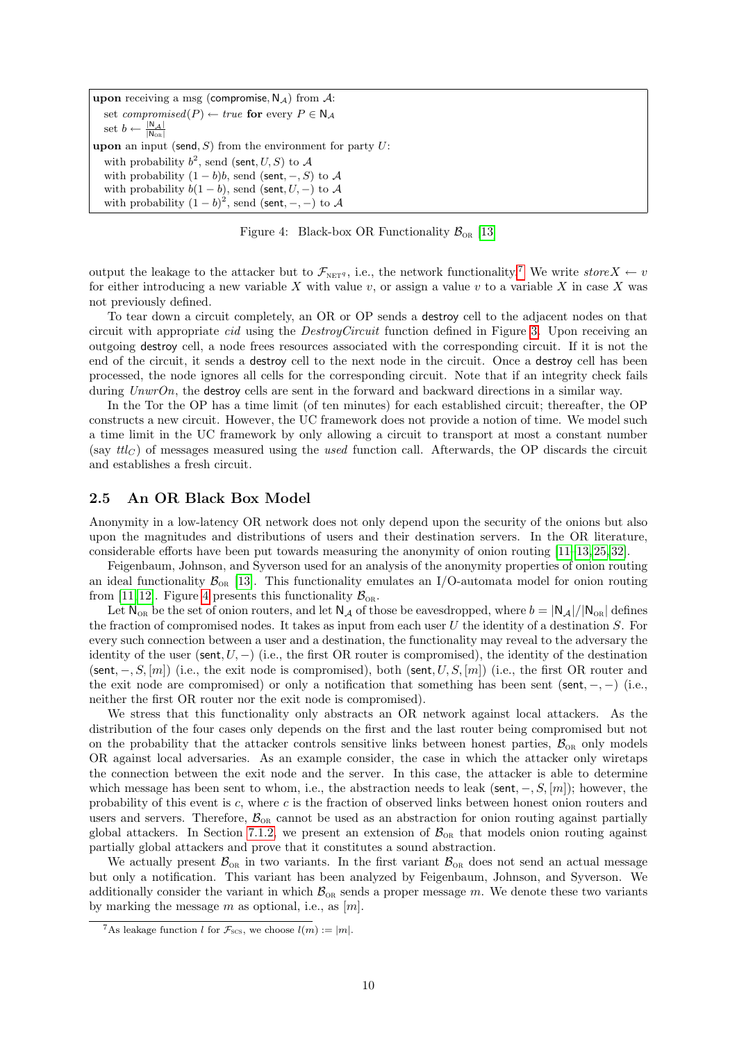```
upon receiving a msg (compromise, N_A) from A:
  set compromised(P) ← true for every P ∈ N_A
  set b ← |N_A| / |N_OR|
upon an input (send, S) from the environment for party U:
  with probability b^2, send (sent, U, S) to A
  with probability (1 − b)b, send (sent, −, S) to A
  with probability b(1 − b), send (sent, U, −) to A
  with probability (1 − b)^2, send (sent, −, −) to A
```

Figure 4: Black-box OR Functionality $\mathcal{B}_{\text{OR}}$ [13]

output the leakage to the attacker but to $\mathcal{F}_{\text{NET}^q}$, i.e., the network functionality[7] We write $storeX \leftarrow v$ for either introducing a new variable $X$ with value $v$, or assign a value $v$ to a variable $X$ in case $X$ was not previously defined.

To tear down a circuit completely, an OR or OP sends a destroy cell to the adjacent nodes on that circuit with appropriate *cid* using the *DestroyCircuit* function defined in Figure 3. Upon receiving an outgoing destroy cell, a node frees resources associated with the corresponding circuit. If it is not the end of the circuit, it sends a destroy cell to the next node in the circuit. Once a destroy cell has been processed, the node ignores all cells for the corresponding circuit. Note that if an integrity check fails during *UnwrOn*, the destroy cells are sent in the forward and backward directions in a similar way.

In the Tor the OP has a time limit (of ten minutes) for each established circuit; thereafter, the OP constructs a new circuit. However, the UC framework does not provide a notion of time. We model such a time limit in the UC framework by only allowing a circuit to transport at most a constant number (say $ttl_C$) of messages measured using the *used* function call. Afterwards, the OP discards the circuit and establishes a fresh circuit.

## 2.5 An OR Black Box Model

Anonymity in a low-latency OR network does not only depend upon the security of the onions but also upon the magnitudes and distributions of users and their destination servers. In the OR literature, considerable efforts have been put towards measuring the anonymity of onion routing [11–13, 25, 32].

Feigenbaum, Johnson, and Syverson used for an analysis of the anonymity properties of onion routing an ideal functionality $\mathcal{B}_{\text{OR}}$ [13]. This functionality emulates an I/O-automata model for onion routing from [11, 12]. Figure 4 presents this functionality $\mathcal{B}_{\text{OR}}$.

Let $\mathsf{N}_{\text{OR}}$ be the set of onion routers, and let $\mathsf{N}_\mathcal{A}$ of those be eavesdropped, where $b = |\mathsf{N}_\mathcal{A}|/|\mathsf{N}_{\text{OR}}|$ defines the fraction of compromised nodes. It takes as input from each user $U$ the identity of a destination $S$. For every such connection between a user and a destination, the functionality may reveal to the adversary the identity of the user $(\mathsf{sent}, U, -)$ (i.e., the first OR router is compromised), the identity of the destination $(\mathsf{sent}, -, S, [m])$ (i.e., the exit node is compromised), both $(\mathsf{sent}, U, S, [m])$ (i.e., the first OR router and the exit node are compromised) or only a notification that something has been sent $(\mathsf{sent}, -, -)$ (i.e., neither the first OR router nor the exit node is compromised).

We stress that this functionality only abstracts an OR network against local attackers. As the distribution of the four cases only depends on the first and the last router being compromised but not on the probability that the attacker controls sensitive links between honest parties, $\mathcal{B}_{\text{OR}}$ only models OR against local adversaries. As an example consider, the case in which the attacker only wiretaps the connection between the exit node and the server. In this case, the attacker is able to determine which message has been sent to whom, i.e., the abstraction needs to leak $(\mathsf{sent}, -, S, [m])$; however, the probability of this event is $c$, where $c$ is the fraction of observed links between honest onion routers and users and servers. Therefore, $\mathcal{B}_{\text{OR}}$ cannot be used as an abstraction for onion routing against partially global attackers. In Section 7.1.2, we present an extension of $\mathcal{B}_{\text{OR}}$ that models onion routing against partially global attackers and prove that it constitutes a sound abstraction.

We actually present $\mathcal{B}_{\text{OR}}$ in two variants. In the first variant $\mathcal{B}_{\text{OR}}$ does not send an actual message but only a notification. This variant has been analyzed by Feigenbaum, Johnson, and Syverson. We additionally consider the variant in which $\mathcal{B}_{\text{OR}}$ sends a proper message $m$. We denote these two variants by marking the message $m$ as optional, i.e., as $[m]$.

[7] As leakage function $l$ for $\mathcal{F}_{\text{SCS}}$, we choose $l(m) := |m|$.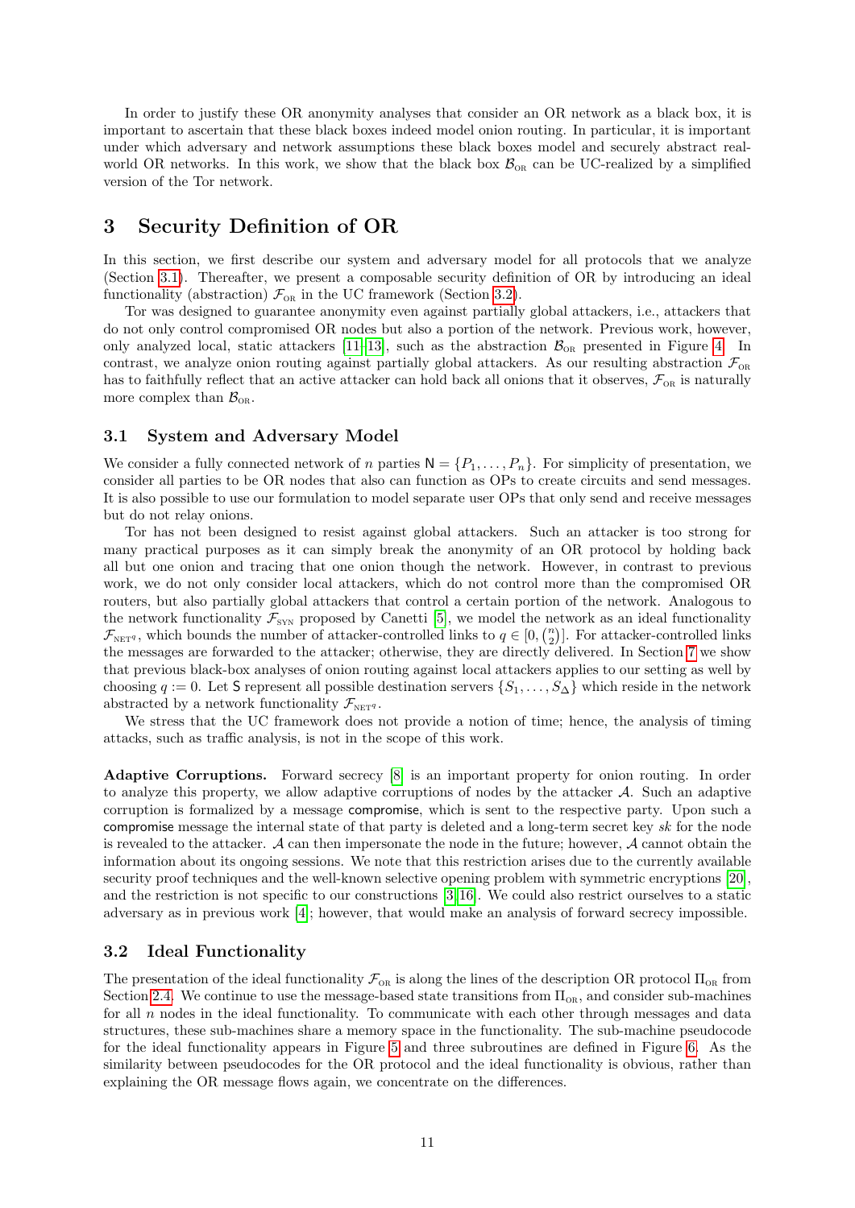In order to justify these OR anonymity analyses that consider an OR network as a black box, it is important to ascertain that these black boxes indeed model onion routing. In particular, it is important under which adversary and network assumptions these black boxes model and securely abstract real-world OR networks. In this work, we show that the black box $\mathcal{B}_{\text{OR}}$ can be UC-realized by a simplified version of the Tor network.

# 3 Security Definition of OR

In this section, we first describe our system and adversary model for all protocols that we analyze (Section 3.1). Thereafter, we present a composable security definition of OR by introducing an ideal functionality (abstraction) $\mathcal{F}_{\text{OR}}$ in the UC framework (Section 3.2).

Tor was designed to guarantee anonymity even against partially global attackers, i.e., attackers that do not only control compromised OR nodes but also a portion of the network. Previous work, however, only analyzed local, static attackers [11–13], such as the abstraction $\mathcal{B}_{\text{OR}}$ presented in Figure 4. In contrast, we analyze onion routing against partially global attackers. As our resulting abstraction $\mathcal{F}_{\text{OR}}$ has to faithfully reflect that an active attacker can hold back all onions that it observes, $\mathcal{F}_{\text{OR}}$ is naturally more complex than $\mathcal{B}_{\text{OR}}$.

## 3.1 System and Adversary Model

We consider a fully connected network of $n$ parties $\mathsf{N} = \{P_1, \ldots, P_n\}$. For simplicity of presentation, we consider all parties to be OR nodes that also can function as OPs to create circuits and send messages. It is also possible to use our formulation to model separate user OPs that only send and receive messages but do not relay onions.

Tor has not been designed to resist against global attackers. Such an attacker is too strong for many practical purposes as it can simply break the anonymity of an OR protocol by holding back all but one onion and tracing that one onion though the network. However, in contrast to previous work, we do not only consider local attackers, which do not control more than the compromised OR routers, but also partially global attackers that control a certain portion of the network. Analogous to the network functionality $\mathcal{F}_{\text{SYN}}$ proposed by Canetti [5], we model the network as an ideal functionality $\mathcal{F}_{\text{NET}^q}$, which bounds the number of attacker-controlled links to $q \in [0, \binom{n}{2}]$. For attacker-controlled links the messages are forwarded to the attacker; otherwise, they are directly delivered. In Section 7 we show that previous black-box analyses of onion routing against local attackers applies to our setting as well by choosing $q := 0$. Let $\mathsf{S}$ represent all possible destination servers $\{S_1, \ldots, S_\Delta\}$ which reside in the network abstracted by a network functionality $\mathcal{F}_{\text{NET}^q}$.

We stress that the UC framework does not provide a notion of time; hence, the analysis of timing attacks, such as traffic analysis, is not in the scope of this work.

**Adaptive Corruptions.** Forward secrecy [8] is an important property for onion routing. In order to analyze this property, we allow adaptive corruptions of nodes by the attacker $\mathcal{A}$. Such an adaptive corruption is formalized by a message compromise, which is sent to the respective party. Upon such a compromise message the internal state of that party is deleted and a long-term secret key $sk$ for the node is revealed to the attacker. $\mathcal{A}$ can then impersonate the node in the future; however, $\mathcal{A}$ cannot obtain the information about its ongoing sessions. We note that this restriction arises due to the currently available security proof techniques and the well-known selective opening problem with symmetric encryptions [20], and the restriction is not specific to our constructions [3, 16]. We could also restrict ourselves to a static adversary as in previous work [4]; however, that would make an analysis of forward secrecy impossible.

## 3.2 Ideal Functionality

The presentation of the ideal functionality $\mathcal{F}_{\text{OR}}$ is along the lines of the description OR protocol $\Pi_{\text{OR}}$ from Section 2.4. We continue to use the message-based state transitions from $\Pi_{\text{OR}}$, and consider sub-machines for all $n$ nodes in the ideal functionality. To communicate with each other through messages and data structures, these sub-machines share a memory space in the functionality. The sub-machine pseudocode for the ideal functionality appears in Figure 5 and three subroutines are defined in Figure 6. As the similarity between pseudocodes for the OR protocol and the ideal functionality is obvious, rather than explaining the OR message flows again, we concentrate on the differences.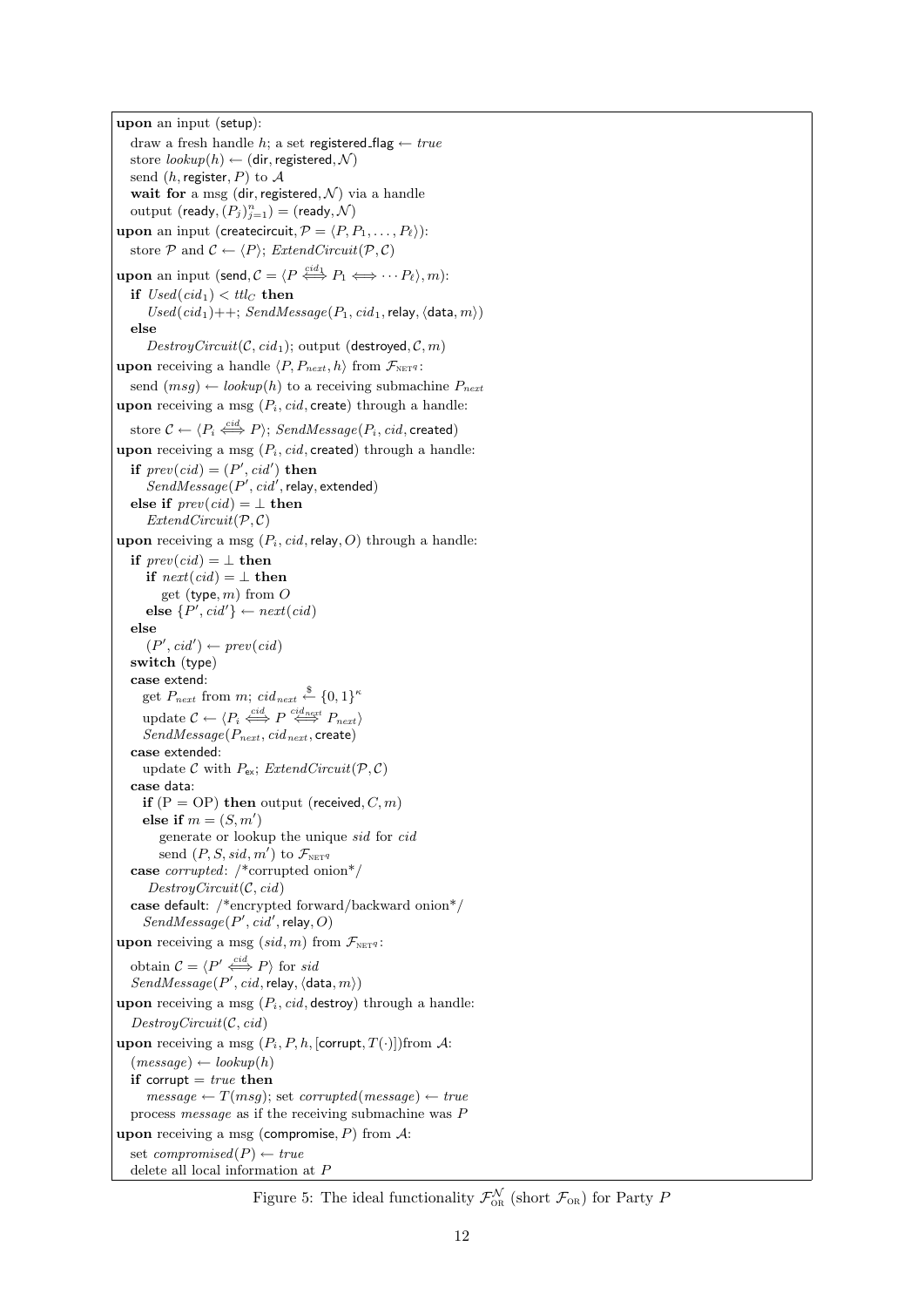**upon** an input (setup):
  draw a fresh handle $h$; a set registered_flag $\leftarrow$ *true*
  store $lookup(h) \leftarrow (\mathsf{dir}, \mathsf{registered}, \mathcal{N})$
  send $(h, \mathsf{register}, P)$ to $\mathcal{A}$
  **wait for** a msg $(\mathsf{dir}, \mathsf{registered}, \mathcal{N})$ via a handle
  output $(\mathsf{ready}, (P_j)_{j=1}^n) = (\mathsf{ready}, \mathcal{N})$
**upon** an input $(\mathsf{createcircuit}, \mathcal{P} = \langle P, P_1, \ldots, P_\ell \rangle)$:
  store $\mathcal{P}$ and $\mathcal{C} \leftarrow \langle P \rangle$; $ExtendCircuit(\mathcal{P}, \mathcal{C})$
**upon** an input $(\mathsf{send}, \mathcal{C} = \langle P \overset{cid_1}{\Longleftrightarrow} P_1 \Longleftrightarrow \cdots P_\ell \rangle, m)$:
  **if** $Used(cid_1) < ttl_C$ **then**
    $Used(cid_1)$++; $SendMessage(P_1, cid_1, \mathsf{relay}, \langle \mathsf{data}, m \rangle)$
  **else**
    $DestroyCircuit(\mathcal{C}, cid_1)$; output $(\mathsf{destroyed}, \mathcal{C}, m)$
**upon** receiving a handle $\langle P, P_{next}, h \rangle$ from $\mathcal{F}_{\text{NET}^q}$:
  send $(msg) \leftarrow lookup(h)$ to a receiving submachine $P_{next}$
**upon** receiving a msg $(P_i, cid, \mathsf{create})$ through a handle:
  store $\mathcal{C} \leftarrow \langle P_i \overset{cid}{\Longleftrightarrow} P \rangle$; $SendMessage(P_i, cid, \mathsf{created})$
**upon** receiving a msg $(P_i, cid, \mathsf{created})$ through a handle:
  **if** $prev(cid) = (P', cid')$ **then**
    $SendMessage(P', cid', \mathsf{relay}, \mathsf{extended})$
  **else if** $prev(cid) = \perp$ **then**
    $ExtendCircuit(\mathcal{P}, \mathcal{C})$
**upon** receiving a msg $(P_i, cid, \mathsf{relay}, O)$ through a handle:
  **if** $prev(cid) = \perp$ **then**
    **if** $next(cid) = \perp$ **then**
      get $(\mathsf{type}, m)$ from $O$
    **else** $\{P', cid'\} \leftarrow next(cid)$
  **else**
    $(P', cid') \leftarrow prev(cid)$
  **switch** (type)
  **case** extend:
    get $P_{next}$ from $m$; $cid_{next} \overset{\$}{\leftarrow} \{0,1\}^\kappa$
    update $\mathcal{C} \leftarrow \langle P_i \overset{cid}{\Longleftrightarrow} P \overset{cid_{next}}{\Longleftrightarrow} P_{next} \rangle$
    $SendMessage(P_{next}, cid_{next}, \mathsf{create})$
  **case** extended:
    update $\mathcal{C}$ with $P_{\mathsf{ex}}$; $ExtendCircuit(\mathcal{P}, \mathcal{C})$
  **case** data:
    **if** $(\mathrm{P} = \mathrm{OP})$ **then** output $(\mathsf{received}, C, m)$
    **else if** $m = (S, m')$
      generate or lookup the unique $sid$ for $cid$
      send $(P, S, sid, m')$ to $\mathcal{F}_{\text{NET}^q}$
  **case** *corrupted*: /\*corrupted onion\*/
    $DestroyCircuit(\mathcal{C}, cid)$
  **case** default: /\*encrypted forward/backward onion\*/
    $SendMessage(P', cid', \mathsf{relay}, O)$
**upon** receiving a msg $(sid, m)$ from $\mathcal{F}_{\text{NET}^q}$:
  obtain $\mathcal{C} = \langle P' \overset{cid}{\Longleftrightarrow} P \rangle$ for $sid$
  $SendMessage(P', cid, \mathsf{relay}, \langle \mathsf{data}, m \rangle)$
**upon** receiving a msg $(P_i, cid, \mathsf{destroy})$ through a handle:
  $DestroyCircuit(\mathcal{C}, cid)$
**upon** receiving a msg $(P_i, P, h, [\mathsf{corrupt}, T(\cdot)])$from $\mathcal{A}$:
  $(message) \leftarrow lookup(h)$
  **if** corrupt $=$ *true* **then**
    $message \leftarrow T(msg)$; set $corrupted(message) \leftarrow true$
  process $message$ as if the receiving submachine was $P$
**upon** receiving a msg $(\mathsf{compromise}, P)$ from $\mathcal{A}$:
  set $compromised(P) \leftarrow true$
  delete all local information at $P$

Figure 5: The ideal functionality $\mathcal{F}_{\text{OR}}^{\mathcal{N}}$ (short $\mathcal{F}_{\text{OR}}$) for Party $P$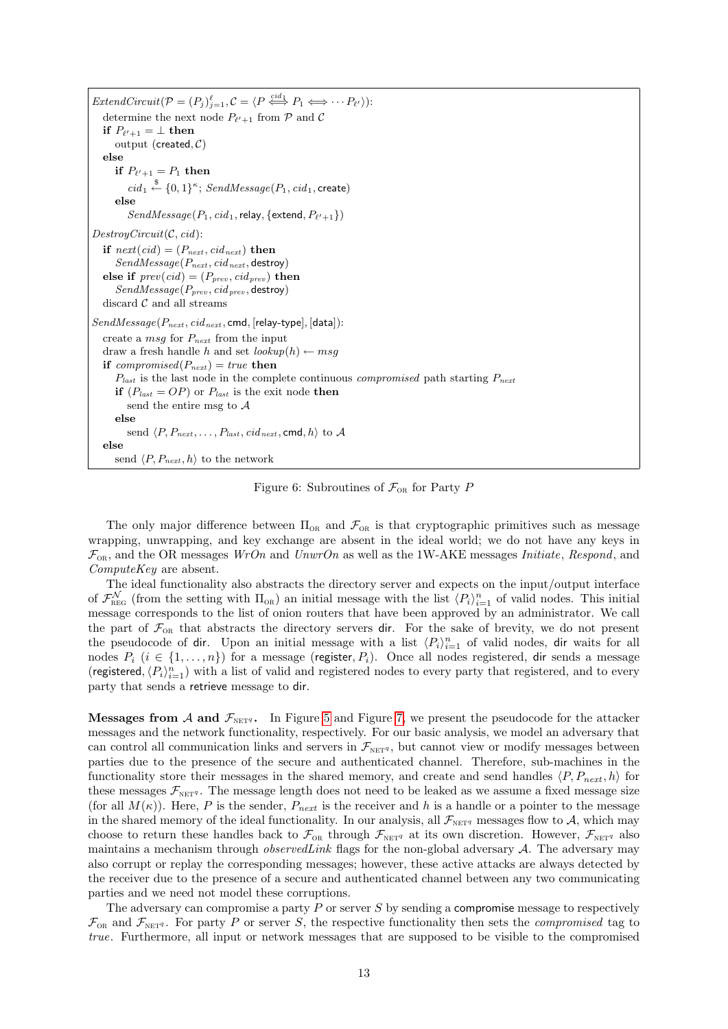```
ExtendCircuit(𝒫 = (P_j)_{j=1}^ℓ, 𝒞 = ⟨P ⟺^{cid_1} P_1 ⟺ ··· P_ℓ'⟩):
  determine the next node P_{ℓ'+1} from 𝒫 and 𝒞
  if P_{ℓ'+1} = ⊥ then
    output (created, 𝒞)
  else
    if P_{ℓ'+1} = P_1 then
      cid_1 ←$ {0,1}^κ; SendMessage(P_1, cid_1, create)
    else
      SendMessage(P_1, cid_1, relay, {extend, P_{ℓ'+1}})

DestroyCircuit(𝒞, cid):
  if next(cid) = (P_next, cid_next) then
    SendMessage(P_next, cid_next, destroy)
  else if prev(cid) = (P_prev, cid_prev) then
    SendMessage(P_prev, cid_prev, destroy)
  discard 𝒞 and all streams

SendMessage(P_next, cid_next, cmd, [relay-type], [data]):
  create a msg for P_next from the input
  draw a fresh handle h and set lookup(h) ← msg
  if compromised(P_next) = true then
    P_last is the last node in the complete continuous compromised path starting P_next
    if (P_last = OP) or P_last is the exit node then
      send the entire msg to 𝒜
    else
      send ⟨P, P_next, ..., P_last, cid_next, cmd, h⟩ to 𝒜
  else
    send ⟨P, P_next, h⟩ to the network
```

Figure 6: Subroutines of $\mathcal{F}_{\text{OR}}$ for Party $P$

The only major difference between $\Pi_{\text{OR}}$ and $\mathcal{F}_{\text{OR}}$ is that cryptographic primitives such as message wrapping, unwrapping, and key exchange are absent in the ideal world; we do not have any keys in $\mathcal{F}_{\text{OR}}$, and the OR messages *WrOn* and *UnwrOn* as well as the 1W-AKE messages *Initiate*, *Respond*, and *ComputeKey* are absent.

The ideal functionality also abstracts the directory server and expects on the input/output interface of $\mathcal{F}_{\text{REG}}^{\mathcal{N}}$ (from the setting with $\Pi_{\text{OR}}$) an initial message with the list $\langle P_i \rangle_{i=1}^{n}$ of valid nodes. This initial message corresponds to the list of onion routers that have been approved by an administrator. We call the part of $\mathcal{F}_{\text{OR}}$ that abstracts the directory servers dir. For the sake of brevity, we do not present the pseudocode of dir. Upon an initial message with a list $\langle P_i \rangle_{i=1}^{n}$ of valid nodes, dir waits for all nodes $P_i$ ($i \in \{1, \ldots, n\}$) for a message (register, $P_i$). Once all nodes registered, dir sends a message (registered, $\langle P_i \rangle_{i=1}^{n}$) with a list of valid and registered nodes to every party that registered, and to every party that sends a retrieve message to dir.

**Messages from $\mathcal{A}$ and $\mathcal{F}_{\text{NET}^q}$.** In Figure 5 and Figure 7, we present the pseudocode for the attacker messages and the network functionality, respectively. For our basic analysis, we model an adversary that can control all communication links and servers in $\mathcal{F}_{\text{NET}^q}$, but cannot view or modify messages between parties due to the presence of the secure and authenticated channel. Therefore, sub-machines in the functionality store their messages in the shared memory, and create and send handles $\langle P, P_{next}, h \rangle$ for these messages $\mathcal{F}_{\text{NET}^q}$. The message length does not need to be leaked as we assume a fixed message size (for all $M(\kappa)$). Here, $P$ is the sender, $P_{next}$ is the receiver and $h$ is a handle or a pointer to the message in the shared memory of the ideal functionality. In our analysis, all $\mathcal{F}_{\text{NET}^q}$ messages flow to $\mathcal{A}$, which may choose to return these handles back to $\mathcal{F}_{\text{OR}}$ through $\mathcal{F}_{\text{NET}^q}$ at its own discretion. However, $\mathcal{F}_{\text{NET}^q}$ also maintains a mechanism through *observedLink* flags for the non-global adversary $\mathcal{A}$. The adversary may also corrupt or replay the corresponding messages; however, these active attacks are always detected by the receiver due to the presence of a secure and authenticated channel between any two communicating parties and we need not model these corruptions.

The adversary can compromise a party $P$ or server $S$ by sending a compromise message to respectively $\mathcal{F}_{\text{OR}}$ and $\mathcal{F}_{\text{NET}^q}$. For party $P$ or server $S$, the respective functionality then sets the *compromised* tag to *true*. Furthermore, all input or network messages that are supposed to be visible to the compromised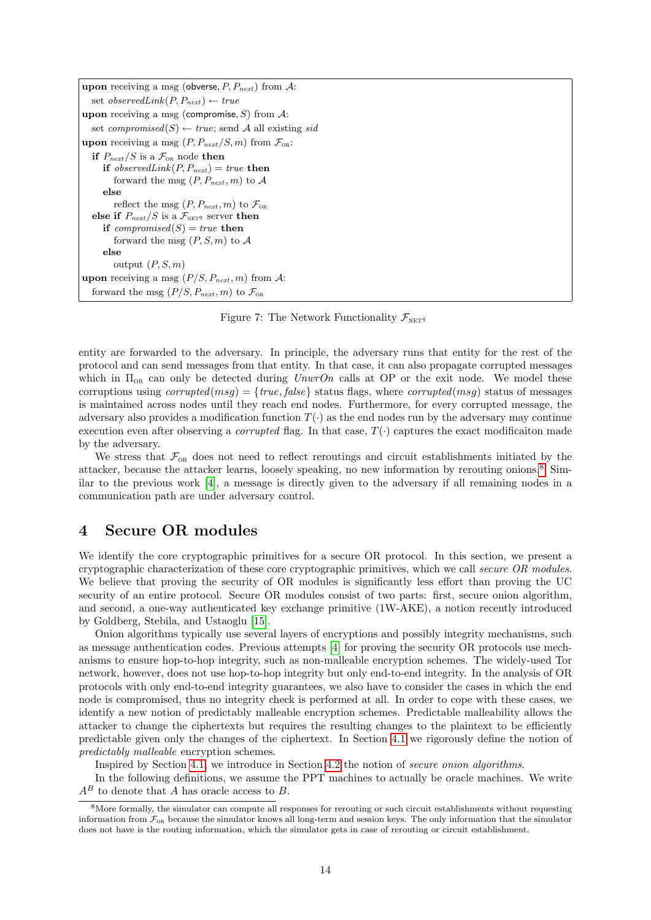```
upon receiving a msg (obverse, P, P_next) from A:
  set observedLink(P, P_next) ← true
upon receiving a msg (compromise, S) from A:
  set compromised(S) ← true; send A all existing sid
upon receiving a msg (P, P_next/S, m) from F_OR:
  if P_next/S is a F_OR node then
    if observedLink(P, P_next) = true then
      forward the msg (P, P_next, m) to A
    else
      reflect the msg (P, P_next, m) to F_OR
  else if P_next/S is a F_NET^q server then
    if compromised(S) = true then
      forward the msg (P, S, m) to A
    else
      output (P, S, m)
upon receiving a msg (P/S, P_next, m) from A:
  forward the msg (P/S, P_next, m) to F_OR
```

Figure 7: The Network Functionality $\mathcal{F}_{\text{NET}^q}$

entity are forwarded to the adversary. In principle, the adversary runs that entity for the rest of the protocol and can send messages from that entity. In that case, it can also propagate corrupted messages which in $\Pi_{\text{OR}}$ can only be detected during *UnwrOn* calls at OP or the exit node. We model these corruptions using $corrupted(msg) = \{true, false\}$ status flags, where $corrupted(msg)$ status of messages is maintained across nodes until they reach end nodes. Furthermore, for every corrupted message, the adversary also provides a modification function $T(\cdot)$ as the end nodes run by the adversary may continue execution even after observing a *corrupted* flag. In that case, $T(\cdot)$ captures the exact modificaiton made by the adversary.

We stress that $\mathcal{F}_{\text{OR}}$ does not need to reflect reroutings and circuit establishments initiated by the attacker, because the attacker learns, loosely speaking, no new information by rerouting onions.[8] Similar to the previous work [4], a message is directly given to the adversary if all remaining nodes in a communication path are under adversary control.

## 4 Secure OR modules

We identify the core cryptographic primitives for a secure OR protocol. In this section, we present a cryptographic characterization of these core cryptographic primitives, which we call *secure OR modules*. We believe that proving the security of OR modules is significantly less effort than proving the UC security of an entire protocol. Secure OR modules consist of two parts: first, secure onion algorithm, and second, a one-way authenticated key exchange primitive (1W-AKE), a notion recently introduced by Goldberg, Stebila, and Ustaoglu [15].

Onion algorithms typically use several layers of encryptions and possibly integrity mechanisms, such as message authentication codes. Previous attempts [4] for proving the security OR protocols use mechanisms to ensure hop-to-hop integrity, such as non-malleable encryption schemes. The widely-used Tor network, however, does not use hop-to-hop integrity but only end-to-end integrity. In the analysis of OR protocols with only end-to-end integrity guarantees, we also have to consider the cases in which the end node is compromised, thus no integrity check is performed at all. In order to cope with these cases, we identify a new notion of predictably malleable encryption schemes. Predictable malleability allows the attacker to change the ciphertexts but requires the resulting changes to the plaintext to be efficiently predictable given only the changes of the ciphertext. In Section 4.1 we rigorously define the notion of *predictably malleable* encryption schemes.

Inspired by Section 4.1, we introduce in Section 4.2 the notion of *secure onion algorithms*.

In the following definitions, we assume the PPT machines to actually be oracle machines. We write $A^B$ to denote that $A$ has oracle access to $B$.

[8] More formally, the simulator can compute all responses for rerouting or such circuit establishments without requesting information from $\mathcal{F}_{\text{OR}}$ because the simulator knows all long-term and session keys. The only information that the simulator does not have is the routing information, which the simulator gets in case of rerouting or circuit establishment.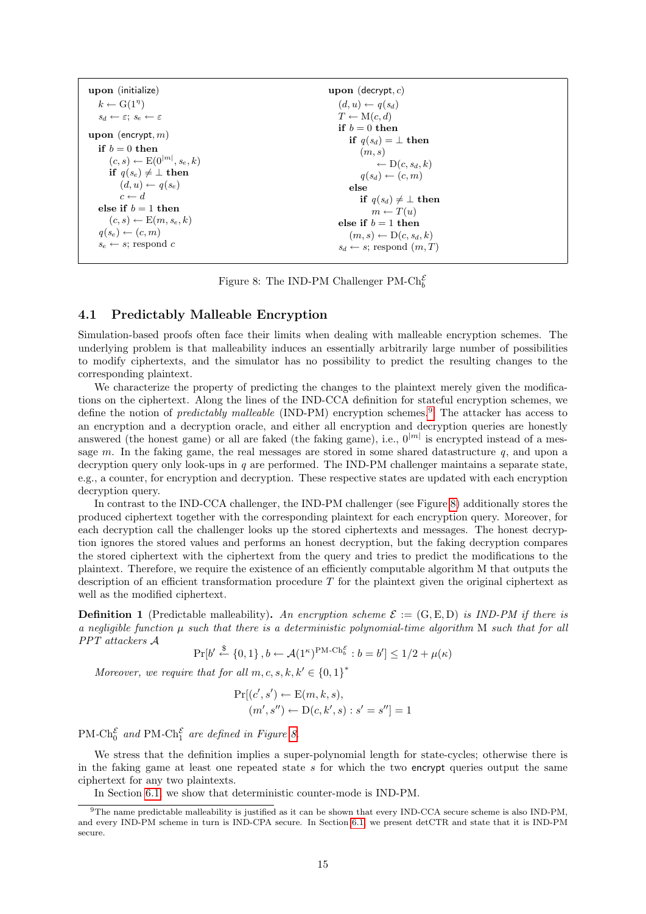```
upon (initialize)
  k ← G(1^η)
  s_d ← ε; s_e ← ε

upon (encrypt, m)
  if b = 0 then
    (c, s) ← E(0^|m|, s_e, k)
    if q(s_e) ≠ ⊥ then
      (d, u) ← q(s_e)
      c ← d
  else if b = 1 then
    (c, s) ← E(m, s_e, k)
  q(s_e) ← (c, m)
  s_e ← s; respond c

upon (decrypt, c)
  (d, u) ← q(s_d)
  T ← M(c, d)
  if b = 0 then
    if q(s_d) = ⊥ then
      (m, s)
          ← D(c, s_d, k)
      q(s_d) ← (c, m)
    else
      if q(s_d) ≠ ⊥ then
        m ← T(u)
  else if b = 1 then
    (m, s) ← D(c, s_d, k)
  s_d ← s; respond (m, T)
```

Figure 8: The IND-PM Challenger $\text{PM-Ch}_b^{\mathcal{E}}$

## 4.1 Predictably Malleable Encryption

Simulation-based proofs often face their limits when dealing with malleable encryption schemes. The underlying problem is that malleability induces an essentially arbitrarily large number of possibilities to modify ciphertexts, and the simulator has no possibility to predict the resulting changes to the corresponding plaintext.

We characterize the property of predicting the changes to the plaintext merely given the modifications on the ciphertext. Along the lines of the IND-CCA definition for stateful encryption schemes, we define the notion of *predictably malleable* (IND-PM) encryption schemes.[9] The attacker has access to an encryption and a decryption oracle, and either all encryption and decryption queries are honestly answered (the honest game) or all are faked (the faking game), i.e., $0^{|m|}$ is encrypted instead of a message $m$. In the faking game, the real messages are stored in some shared datastructure $q$, and upon a decryption query only look-ups in $q$ are performed. The IND-PM challenger maintains a separate state, e.g., a counter, for encryption and decryption. These respective states are updated with each encryption decryption query.

In contrast to the IND-CCA challenger, the IND-PM challenger (see Figure 8) additionally stores the produced ciphertext together with the corresponding plaintext for each encryption query. Moreover, for each decryption call the challenger looks up the stored ciphertexts and messages. The honest decryption ignores the stored values and performs an honest decryption, but the faking decryption compares the stored ciphertext with the ciphertext from the query and tries to predict the modifications to the plaintext. Therefore, we require the existence of an efficiently computable algorithm M that outputs the description of an efficient transformation procedure $T$ for the plaintext given the original ciphertext as well as the modified ciphertext.

**Definition 1** (Predictable malleability)**.** *An encryption scheme $\mathcal{E} := (\mathrm{G}, \mathrm{E}, \mathrm{D})$ is IND-PM if there is a negligible function $\mu$ such that there is a deterministic polynomial-time algorithm* M *such that for all PPT attackers $\mathcal{A}$*

$$\Pr[b' \xleftarrow{\$} \{0,1\}, b \leftarrow \mathcal{A}(1^\kappa)^{\text{PM-Ch}_b^{\mathcal{E}}} : b = b'] \leq 1/2 + \mu(\kappa)$$

*Moreover, we require that for all $m, c, s, k, k' \in \{0,1\}^*$*

$$\Pr[(c', s') \leftarrow \mathrm{E}(m, k, s), \\ (m', s'') \leftarrow \mathrm{D}(c, k', s) : s' = s''] = 1$$

$\text{PM-Ch}_0^{\mathcal{E}}$ *and* $\text{PM-Ch}_1^{\mathcal{E}}$ *are defined in Figure 8.*

We stress that the definition implies a super-polynomial length for state-cycles; otherwise there is in the faking game at least one repeated state $s$ for which the two encrypt queries output the same ciphertext for any two plaintexts.

In Section 6.1, we show that deterministic counter-mode is IND-PM.

[9] The name predictable malleability is justified as it can be shown that every IND-CCA secure scheme is also IND-PM, and every IND-PM scheme in turn is IND-CPA secure. In Section 6.1, we present detCTR and state that it is IND-PM secure.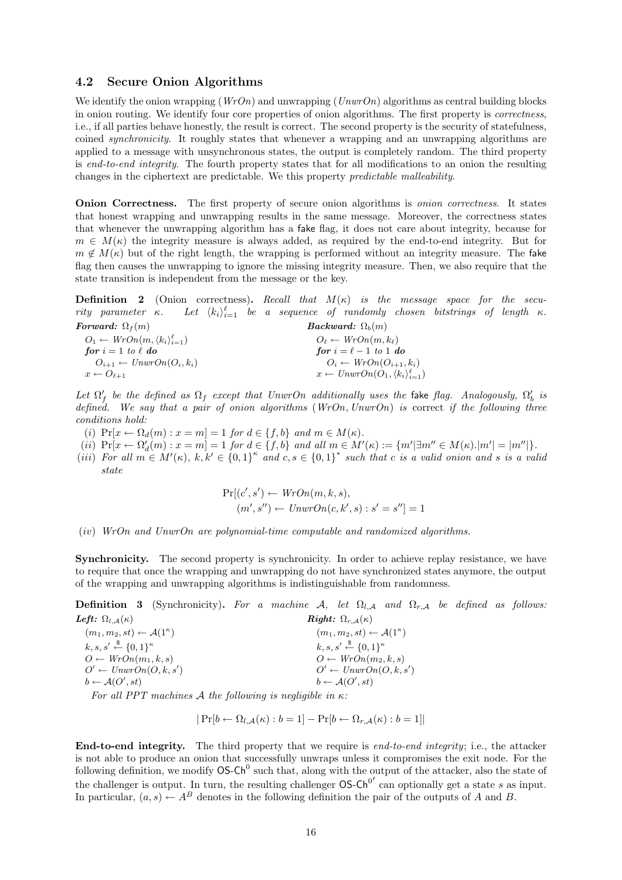### 4.2 Secure Onion Algorithms

We identify the onion wrapping (*WrOn*) and unwrapping (*UnwrOn*) algorithms as central building blocks in onion routing. We identify four core properties of onion algorithms. The first property is *correctness*, i.e., if all parties behave honestly, the result is correct. The second property is the security of statefulness, coined *synchronicity*. It roughly states that whenever a wrapping and an unwrapping algorithms are applied to a message with unsynchronous states, the output is completely random. The third property is *end-to-end integrity*. The fourth property states that for all modifications to an onion the resulting changes in the ciphertext are predictable. We this property *predictable malleability*.

**Onion Correctness.** The first property of secure onion algorithms is *onion correctness*. It states that honest wrapping and unwrapping results in the same message. Moreover, the correctness states that whenever the unwrapping algorithm has a fake flag, it does not care about integrity, because for $m \in M(\kappa)$ the integrity measure is always added, as required by the end-to-end integrity. But for $m \notin M(\kappa)$ but of the right length, the wrapping is performed without an integrity measure. The fake flag then causes the unwrapping to ignore the missing integrity measure. Then, we also require that the state transition is independent from the message or the key.

**Definition 2** (Onion correctness). *Recall that $M(\kappa)$ is the message space for the security parameter $\kappa$. Let $\langle k_i \rangle_{i=1}^{\ell}$ be a sequence of randomly chosen bitstrings of length $\kappa$.*

***Forward:*** $\Omega_f(m)$

$O_1 \leftarrow WrOn(m, \langle k_i \rangle_{i=1}^{\ell})$
**for** $i = 1$ *to* $\ell$ **do**
  $O_{i+1} \leftarrow UnwrOn(O_i, k_i)$
$x \leftarrow O_{\ell+1}$

***Backward:*** $\Omega_b(m)$

$O_\ell \leftarrow WrOn(m, k_\ell)$
**for** $i = \ell - 1$ *to* $1$ **do**
  $O_i \leftarrow WrOn(O_{i+1}, k_i)$
$x \leftarrow UnwrOn(O_1, \langle k_i \rangle_{i=1}^{\ell})$

*Let $\Omega_f'$ be the defined as $\Omega_f$ except that UnwrOn additionally uses the* fake *flag. Analogously, $\Omega_b'$ is defined. We say that a pair of onion algorithms (WrOn, UnwrOn) is* correct *if the following three conditions hold:*

(*i*) $\Pr[x \leftarrow \Omega_d(m) : x = m] = 1$ *for* $d \in \{f, b\}$ *and* $m \in M(\kappa)$.

(*ii*) $\Pr[x \leftarrow \Omega_d'(m) : x = m] = 1$ *for* $d \in \{f, b\}$ *and all* $m \in M'(\kappa) := \{m' | \exists m'' \in M(\kappa). |m'| = |m''|\}$.

(*iii*) *For all* $m \in M'(\kappa)$, $k, k' \in \{0,1\}^\kappa$ *and* $c, s \in \{0,1\}^*$ *such that $c$ is a valid onion and $s$ is a valid state*

$$\Pr[(c', s') \leftarrow WrOn(m, k, s), \\ (m', s'') \leftarrow UnwrOn(c, k', s) : s' = s''] = 1$$

(*iv*) *WrOn and UnwrOn are polynomial-time computable and randomized algorithms.*

**Synchronicity.** The second property is synchronicity. In order to achieve replay resistance, we have to require that once the wrapping and unwrapping do not have synchronized states anymore, the output of the wrapping and unwrapping algorithms is indistinguishable from randomness.

**Definition 3** (Synchronicity). *For a machine $\mathcal{A}$, let $\Omega_{l,\mathcal{A}}$ and $\Omega_{r,\mathcal{A}}$ be defined as follows:*

***Left:*** $\Omega_{l,\mathcal{A}}(\kappa)$

$(m_1, m_2, st) \leftarrow \mathcal{A}(1^\kappa)$
$k, s, s' \xleftarrow{\$} \{0,1\}^\kappa$
$O \leftarrow WrOn(m_1, k, s)$
$O' \leftarrow UnwrOn(O, k, s')$
$b \leftarrow \mathcal{A}(O', st)$

***Right:*** $\Omega_{r,\mathcal{A}}(\kappa)$

$(m_1, m_2, st) \leftarrow \mathcal{A}(1^\kappa)$
$k, s, s' \xleftarrow{\$} \{0,1\}^\kappa$
$O \leftarrow WrOn(m_2, k, s)$
$O' \leftarrow UnwrOn(O, k, s')$
$b \leftarrow \mathcal{A}(O', st)$

*For all PPT machines $\mathcal{A}$ the following is negligible in $\kappa$:*

$$|\Pr[b \leftarrow \Omega_{l,\mathcal{A}}(\kappa) : b = 1] - \Pr[b \leftarrow \Omega_{r,\mathcal{A}}(\kappa) : b = 1]|$$

**End-to-end integrity.** The third property that we require is *end-to-end integrity*; i.e., the attacker is not able to produce an onion that successfully unwraps unless it compromises the exit node. For the following definition, we modify $\mathsf{OS\text{-}Ch}^0$ such that, along with the output of the attacker, also the state of the challenger is output. In turn, the resulting challenger $\mathsf{OS\text{-}Ch}^{0'}$ can optionally get a state $s$ as input. In particular, $(a, s) \leftarrow A^B$ denotes in the following definition the pair of the outputs of $A$ and $B$.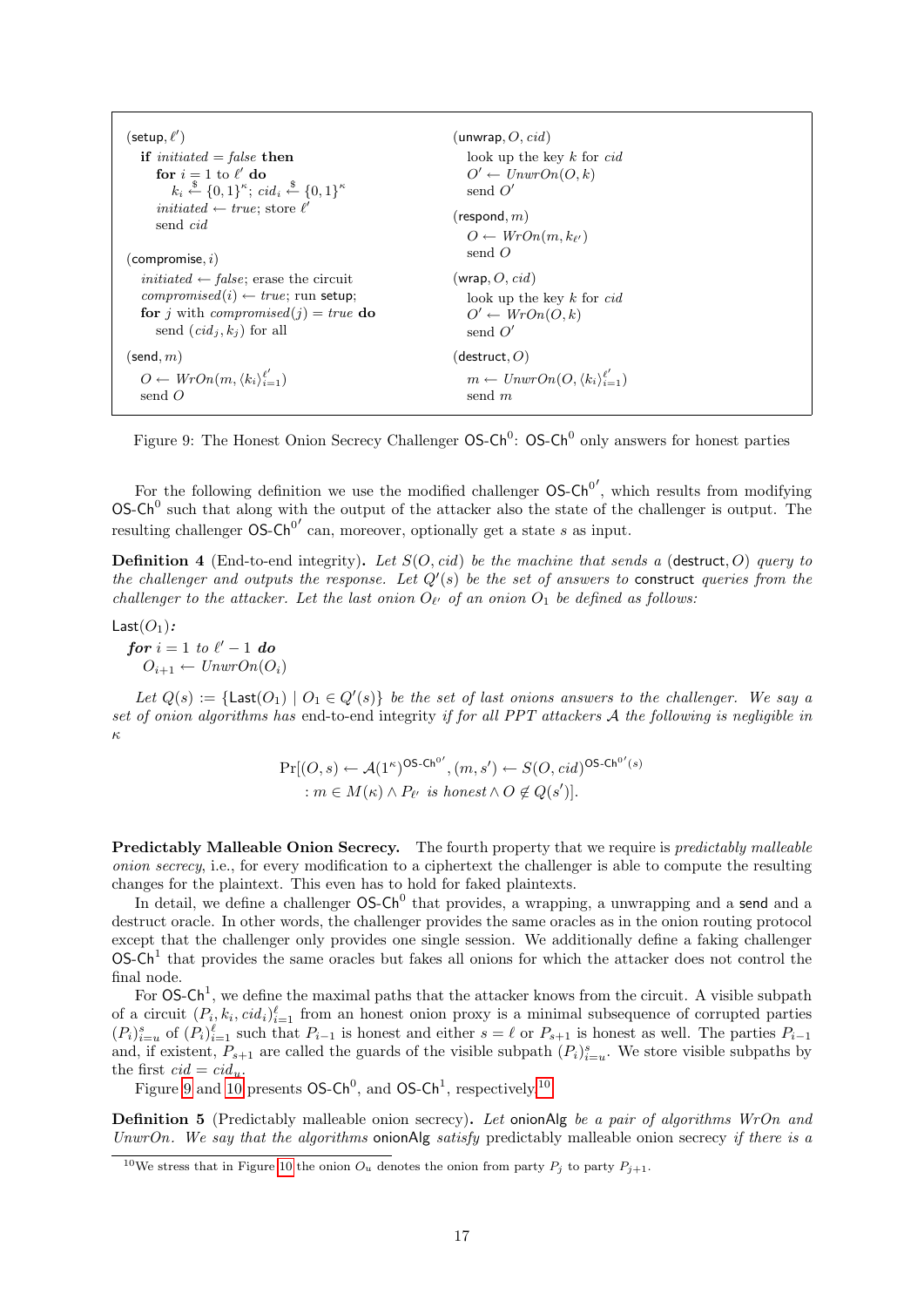(setup, $\ell'$)
  if *initiated* = *false* then
    for $i = 1$ to $\ell'$ do
      $k_i \xleftarrow{\$} \{0,1\}^\kappa$; $cid_i \xleftarrow{\$} \{0,1\}^\kappa$
    *initiated* ← *true*; store $\ell'$
    send *cid*

(compromise, $i$)
  *initiated* ← *false*; erase the circuit
  *compromised*($i$) ← *true*; run setup;
  for $j$ with *compromised*($j$) = *true* do
    send $(cid_j, k_j)$ for all

(send, $m$)
  $O \leftarrow WrOn(m, \langle k_i \rangle_{i=1}^{\ell'})$
  send $O$

(unwrap, $O$, *cid*)
  look up the key $k$ for *cid*
  $O' \leftarrow UnwrOn(O, k)$
  send $O'$

(respond, $m$)
  $O \leftarrow WrOn(m, k_{\ell'})$
  send $O$

(wrap, $O$, *cid*)
  look up the key $k$ for *cid*
  $O' \leftarrow WrOn(O, k)$
  send $O'$

(destruct, $O$)
  $m \leftarrow UnwrOn(O, \langle k_i \rangle_{i=1}^{\ell'})$
  send $m$

Figure 9: The Honest Onion Secrecy Challenger $\mathsf{OS\text{-}Ch}^0$: $\mathsf{OS\text{-}Ch}^0$ only answers for honest parties

For the following definition we use the modified challenger $\mathsf{OS\text{-}Ch}^{0'}$, which results from modifying $\mathsf{OS\text{-}Ch}^0$ such that along with the output of the attacker also the state of the challenger is output. The resulting challenger $\mathsf{OS\text{-}Ch}^{0'}$ can, moreover, optionally get a state $s$ as input.

**Definition 4** (End-to-end integrity)**.** *Let $S(O, cid)$ be the machine that sends a* (destruct, $O$) *query to the challenger and outputs the response. Let $Q'(s)$ be the set of answers to* construct *queries from the challenger to the attacker. Let the last onion $O_{\ell'}$ of an onion $O_1$ be defined as follows:*

$\mathsf{Last}(O_1)$**:**
  ***for*** $i = 1$ *to* $\ell' - 1$ ***do***
    $O_{i+1} \leftarrow UnwrOn(O_i)$

*Let $Q(s) := \{\mathsf{Last}(O_1) \mid O_1 \in Q'(s)\}$ be the set of last onions answers to the challenger. We say a set of onion algorithms has* end-to-end integrity *if for all PPT attackers $\mathcal{A}$ the following is negligible in $\kappa$*

$$\Pr[(O, s) \leftarrow \mathcal{A}(1^\kappa)^{\mathsf{OS\text{-}Ch}^{0'}}, (m, s') \leftarrow S(O, cid)^{\mathsf{OS\text{-}Ch}^{0'}(s)} : m \in M(\kappa) \wedge P_{\ell'} \text{ is honest} \wedge O \notin Q(s')].$$

**Predictably Malleable Onion Secrecy.** The fourth property that we require is *predictably malleable onion secrecy*, i.e., for every modification to a ciphertext the challenger is able to compute the resulting changes for the plaintext. This even has to hold for faked plaintexts.

In detail, we define a challenger $\mathsf{OS\text{-}Ch}^0$ that provides, a wrapping, a unwrapping and a send and a destruct oracle. In other words, the challenger provides the same oracles as in the onion routing protocol except that the challenger only provides one single session. We additionally define a faking challenger $\mathsf{OS\text{-}Ch}^1$ that provides the same oracles but fakes all onions for which the attacker does not control the final node.

For $\mathsf{OS\text{-}Ch}^1$, we define the maximal paths that the attacker knows from the circuit. A visible subpath of a circuit $(P_i, k_i, cid_i)_{i=1}^{\ell}$ from an honest onion proxy is a minimal subsequence of corrupted parties $(P_i)_{i=u}^{s}$ of $(P_i)_{i=1}^{\ell}$ such that $P_{i-1}$ is honest and either $s = \ell$ or $P_{s+1}$ is honest as well. The parties $P_{i-1}$ and, if existent, $P_{s+1}$ are called the guards of the visible subpath $(P_i)_{i=u}^{s}$. We store visible subpaths by the first $cid = cid_u$.

Figure 9 and 10 presents $\mathsf{OS\text{-}Ch}^0$, and $\mathsf{OS\text{-}Ch}^1$, respectively.[10]

**Definition 5** (Predictably malleable onion secrecy)**.** *Let* onionAlg *be a pair of algorithms WrOn and UnwrOn. We say that the algorithms* onionAlg *satisfy* predictably malleable onion secrecy *if there is a*

[10] We stress that in Figure 10 the onion $O_u$ denotes the onion from party $P_j$ to party $P_{j+1}$.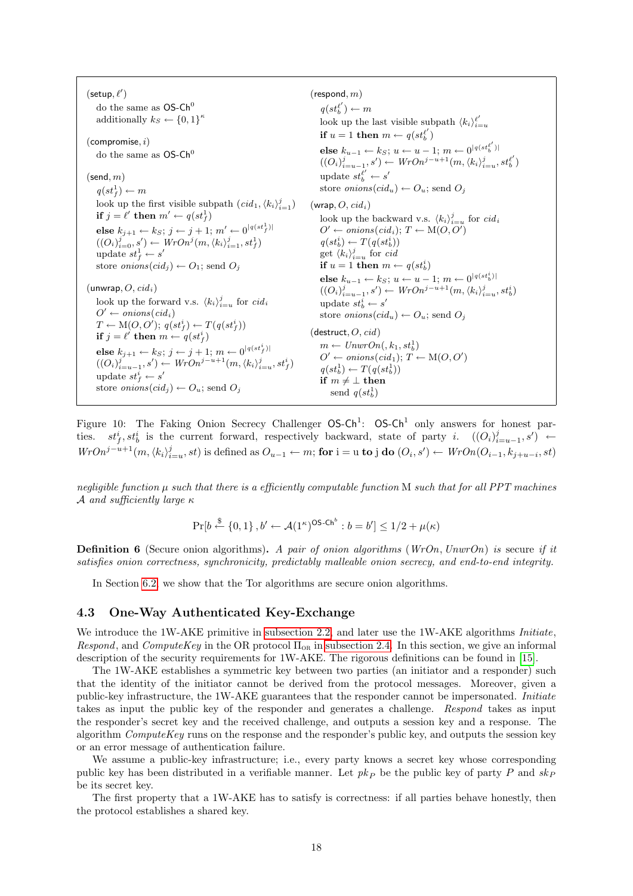```
(setup, ℓ')
  do the same as OS-Ch^0
  additionally k_S ← {0,1}^κ

(compromise, i)
  do the same as OS-Ch^0

(send, m)
  q(st_f^1) ← m
  look up the first visible subpath (cid_1, ⟨k_i⟩_{i=1}^j)
  if j = ℓ' then m' ← q(st_f^1)
  else k_{j+1} ← k_S; j ← j+1; m' ← 0^{|q(st_f^1)|}
  ((O_i)_{i=0}^j, s') ← WrOn^j(m, ⟨k_i⟩_{i=1}^j, st_f^1)
  update st_f^1 ← s'
  store onions(cid_j) ← O_1; send O_j

(unwrap, O, cid_i)
  look up the forward v.s. ⟨k_i⟩_{i=u}^j for cid_i
  O' ← onions(cid_i)
  T ← M(O, O'); q(st_f^i) ← T(q(st_f^i))
  if j = ℓ' then m ← q(st_f^i)
  else k_{j+1} ← k_S; j ← j+1; m ← 0^{|q(st_f^i)|}
  ((O_i)_{i=u-1}^j, s') ← WrOn^{j-u+1}(m, ⟨k_i⟩_{i=u}^j, st_f^i)
  update st_f^i ← s'
  store onions(cid_j) ← O_u; send O_j

(respond, m)
  q(st_b^{ℓ'}) ← m
  look up the last visible subpath ⟨k_i⟩_{i=u}^{ℓ'}
  if u = 1 then m ← q(st_b^{ℓ'})
  else k_{u-1} ← k_S; u ← u-1; m ← 0^{|q(st_b^{ℓ'})|}
  ((O_i)_{i=u-1}^j, s') ← WrOn^{j-u+1}(m, ⟨k_i⟩_{i=u}^j, st_b^{ℓ'})
  update st_b^{ℓ'} ← s'
  store onions(cid_u) ← O_u; send O_j

(wrap, O, cid_i)
  look up the backward v.s. ⟨k_i⟩_{i=u}^j for cid_i
  O' ← onions(cid_i); T ← M(O, O')
  q(st_b^i) ← T(q(st_b^i))
  get ⟨k_i⟩_{i=u}^j for cid
  if u = 1 then m ← q(st_b^i)
  else k_{u-1} ← k_S; u ← u-1; m ← 0^{|q(st_b^i)|}
  ((O_i)_{i=u-1}^j, s') ← WrOn^{j-u+1}(m, ⟨k_i⟩_{i=u}^j, st_b^i)
  update st_b^i ← s'
  store onions(cid_u) ← O_u; send O_j

(destruct, O, cid)
  m ← UnwrOn(, k_1, st_b^1)
  O' ← onions(cid_1); T ← M(O, O')
  q(st_b^1) ← T(q(st_b^1))
  if m ≠ ⊥ then
    send q(st_b^1)
```

Figure 10: The Faking Onion Secrecy Challenger $\mathsf{OS\text{-}Ch}^1$: $\mathsf{OS\text{-}Ch}^1$ only answers for honest parties. $st_f^i, st_b^i$ is the current forward, respectively backward, state of party $i$. $((O_i)_{i=u-1}^j, s') \leftarrow WrOn^{j-u+1}(m, \langle k_i \rangle_{i=u}^j, st)$ is defined as $O_{u-1} \leftarrow m$; **for** i = u **to** j **do** $(O_i, s') \leftarrow WrOn(O_{i-1}, k_{j+u-i}, st)$

*negligible function $\mu$ such that there is a efficiently computable function* M *such that for all PPT machines $\mathcal{A}$ and sufficiently large $\kappa$*

$$\Pr[b \xleftarrow{\$} \{0,1\}, b' \leftarrow \mathcal{A}(1^\kappa)^{\mathsf{OS\text{-}Ch}^b} : b = b'] \leq 1/2 + \mu(\kappa)$$

**Definition 6** (Secure onion algorithms)**.** *A pair of onion algorithms* (*WrOn*, *UnwrOn*) *is secure if it satisfies onion correctness, synchronicity, predictably malleable onion secrecy, and end-to-end integrity.*

In Section 6.2, we show that the Tor algorithms are secure onion algorithms.

### 4.3 One-Way Authenticated Key-Exchange

We introduce the 1W-AKE primitive in subsection 2.2, and later use the 1W-AKE algorithms *Initiate*, *Respond*, and *ComputeKey* in the OR protocol $\Pi_{\mathrm{OR}}$ in subsection 2.4. In this section, we give an informal description of the security requirements for 1W-AKE. The rigorous definitions can be found in [15].

The 1W-AKE establishes a symmetric key between two parties (an initiator and a responder) such that the identity of the initiator cannot be derived from the protocol messages. Moreover, given a public-key infrastructure, the 1W-AKE guarantees that the responder cannot be impersonated. *Initiate* takes as input the public key of the responder and generates a challenge. *Respond* takes as input the responder's secret key and the received challenge, and outputs a session key and a response. The algorithm *ComputeKey* runs on the response and the responder's public key, and outputs the session key or an error message of authentication failure.

We assume a public-key infrastructure; i.e., every party knows a secret key whose corresponding public key has been distributed in a verifiable manner. Let $pk_P$ be the public key of party $P$ and $sk_P$ be its secret key.

The first property that a 1W-AKE has to satisfy is correctness: if all parties behave honestly, then the protocol establishes a shared key.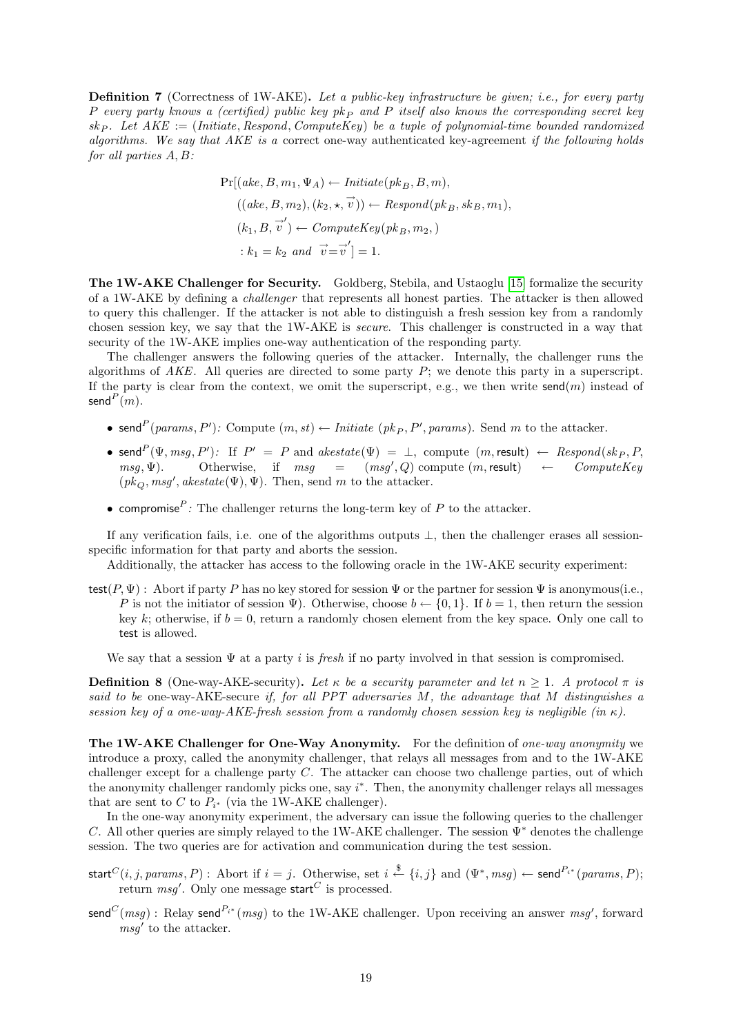**Definition 7** (Correctness of 1W-AKE)**.** *Let a public-key infrastructure be given; i.e., for every party $P$ every party knows a (certified) public key $pk_P$ and $P$ itself also knows the corresponding secret key $sk_P$. Let $AKE := (Initiate, Respond, ComputeKey)$ be a tuple of polynomial-time bounded randomized algorithms. We say that $AKE$ is a* correct one-way authenticated key-agreement *if the following holds for all parties $A, B$:*

$$
\begin{aligned}
\Pr[&(ake, B, m_1, \Psi_A) \leftarrow Initiate(pk_B, B, m),\\
&((ake, B, m_2), (k_2, \star, \vec{v})) \leftarrow Respond(pk_B, sk_B, m_1),\\
&(k_1, B, \vec{v}^{\,\prime}) \leftarrow ComputeKey(pk_B, m_2, )\\
&: k_1 = k_2 \text{ and } \vec{v} = \vec{v}^{\,\prime}] = 1.
\end{aligned}
$$

**The 1W-AKE Challenger for Security.** Goldberg, Stebila, and Ustaoglu [15] formalize the security of a 1W-AKE by defining a *challenger* that represents all honest parties. The attacker is then allowed to query this challenger. If the attacker is not able to distinguish a fresh session key from a randomly chosen session key, we say that the 1W-AKE is *secure*. This challenger is constructed in a way that security of the 1W-AKE implies one-way authentication of the responding party.

The challenger answers the following queries of the attacker. Internally, the challenger runs the algorithms of $AKE$. All queries are directed to some party $P$; we denote this party in a superscript. If the party is clear from the context, we omit the superscript, e.g., we then write $\mathsf{send}(m)$ instead of $\mathsf{send}^P(m)$.

- $\mathsf{send}^P(params, P')$*:* Compute $(m, st) \leftarrow Initiate\ (pk_P, P', params)$. Send $m$ to the attacker.
- $\mathsf{send}^P(\Psi, msg, P')$*:* If $P' = P$ and $akestate(\Psi) = \bot$, compute $(m, \mathsf{result}) \leftarrow Respond(sk_P, P, msg, \Psi)$. Otherwise, if $msg = (msg', Q)$ compute $(m, \mathsf{result}) \leftarrow ComputeKey$ $(pk_Q, msg', akestate(\Psi), \Psi)$. Then, send $m$ to the attacker.
- $\mathsf{compromise}^P$*:* The challenger returns the long-term key of $P$ to the attacker.

If any verification fails, i.e. one of the algorithms outputs $\bot$, then the challenger erases all session-specific information for that party and aborts the session.

Additionally, the attacker has access to the following oracle in the 1W-AKE security experiment:

$\mathsf{test}(P, \Psi)$ : Abort if party $P$ has no key stored for session $\Psi$ or the partner for session $\Psi$ is anonymous(i.e., $P$ is not the initiator of session $\Psi$). Otherwise, choose $b \leftarrow \{0, 1\}$. If $b = 1$, then return the session key $k$; otherwise, if $b = 0$, return a randomly chosen element from the key space. Only one call to $\mathsf{test}$ is allowed.

We say that a session $\Psi$ at a party $i$ is *fresh* if no party involved in that session is compromised.

**Definition 8** (One-way-AKE-security)**.** *Let $\kappa$ be a security parameter and let $n \geq 1$. A protocol $\pi$ is said to be* one-way-AKE-secure *if, for all PPT adversaries $M$, the advantage that $M$ distinguishes a session key of a one-way-AKE-fresh session from a randomly chosen session key is negligible (in $\kappa$).*

**The 1W-AKE Challenger for One-Way Anonymity.** For the definition of *one-way anonymity* we introduce a proxy, called the anonymity challenger, that relays all messages from and to the 1W-AKE challenger except for a challenge party $C$. The attacker can choose two challenge parties, out of which the anonymity challenger randomly picks one, say $i^*$. Then, the anonymity challenger relays all messages that are sent to $C$ to $P_{i^*}$ (via the 1W-AKE challenger).

In the one-way anonymity experiment, the adversary can issue the following queries to the challenger $C$. All other queries are simply relayed to the 1W-AKE challenger. The session $\Psi^*$ denotes the challenge session. The two queries are for activation and communication during the test session.

$\mathsf{start}^C(i, j, params, P)$ : Abort if $i = j$. Otherwise, set $i \stackrel{\$}{\leftarrow} \{i, j\}$ and $(\Psi^*, msg) \leftarrow \mathsf{send}^{P_{i^*}}(params, P)$; return $msg'$. Only one message $\mathsf{start}^C$ is processed.

$\mathsf{send}^C(msg)$ : Relay $\mathsf{send}^{P_{i^*}}(msg)$ to the 1W-AKE challenger. Upon receiving an answer $msg'$, forward $msg'$ to the attacker.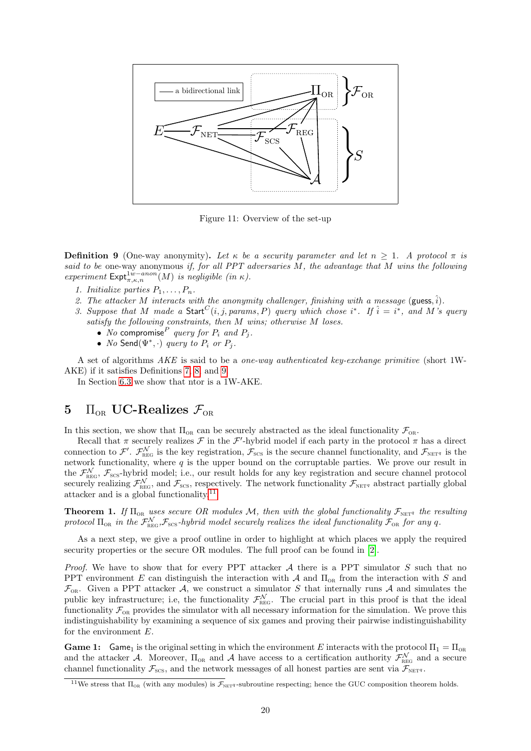Figure 11: Overview of the set-up

**Definition 9** (One-way anonymity). *Let $\kappa$ be a security parameter and let $n \geq 1$. A protocol $\pi$ is said to be* one-way anonymous *if, for all PPT adversaries $M$, the advantage that $M$ wins the following experiment $\mathsf{Expt}^{1w-anon}_{\pi,\kappa,n}(M)$ is negligible (in $\kappa$).*

1. *Initialize parties $P_1, \ldots, P_n$.*
2. *The attacker $M$ interacts with the anonymity challenger, finishing with a message $(\mathsf{guess}, \hat{i})$.*
3. *Suppose that $M$ made a $\mathsf{Start}^C(i, j, params, P)$ query which chose $i^*$. If $\hat{i} = i^*$, and $M$'s query satisfy the following constraints, then $M$ wins; otherwise $M$ loses.*
   - *No $\mathsf{compromise}^P$ query for $P_i$ and $P_j$.*
   - *No $\mathsf{Send}(\Psi^*, \cdot)$ query to $P_i$ or $P_j$.*

A set of algorithms $AKE$ is said to be a *one-way authenticated key-exchange primitive* (short 1W-AKE) if it satisfies Definitions 7, 8, and 9.

In Section 6.3 we show that ntor is a 1W-AKE.

## 5 $\Pi_{\text{OR}}$ UC-Realizes $\mathcal{F}_{\text{OR}}$

In this section, we show that $\Pi_{\text{OR}}$ can be securely abstracted as the ideal functionality $\mathcal{F}_{\text{OR}}$.

Recall that $\pi$ securely realizes $\mathcal{F}$ in the $\mathcal{F}'$-hybrid model if each party in the protocol $\pi$ has a direct connection to $\mathcal{F}'$. $\mathcal{F}^{\mathcal{N}}_{\text{REG}}$ is the key registration, $\mathcal{F}_{\text{SCS}}$ is the secure channel functionality, and $\mathcal{F}_{\text{NET}^q}$ is the network functionality, where $q$ is the upper bound on the corruptable parties. We prove our result in the $\mathcal{F}^{\mathcal{N}}_{\text{REG}}$, $\mathcal{F}_{\text{SCS}}$-hybrid model; i.e., our result holds for any key registration and secure channel protocol securely realizing $\mathcal{F}^{\mathcal{N}}_{\text{REG}}$, and $\mathcal{F}_{\text{SCS}}$, respectively. The network functionality $\mathcal{F}_{\text{NET}^q}$ abstract partially global attacker and is a global functionality.[11]

**Theorem 1.** *If $\Pi_{\text{OR}}$ uses secure OR modules $\mathcal{M}$, then with the global functionality $\mathcal{F}_{\text{NET}^q}$ the resulting protocol $\Pi_{\text{OR}}$ in the $\mathcal{F}^{\mathcal{N}}_{\text{REG}}$,$\mathcal{F}_{\text{SCS}}$-hybrid model securely realizes the ideal functionality $\mathcal{F}_{\text{OR}}$ for any $q$.*

As a next step, we give a proof outline in order to highlight at which places we apply the required security properties or the secure OR modules. The full proof can be found in [2].

*Proof.* We have to show that for every PPT attacker $\mathcal{A}$ there is a PPT simulator $S$ such that no PPT environment $E$ can distinguish the interaction with $\mathcal{A}$ and $\Pi_{\text{OR}}$ from the interaction with $S$ and $\mathcal{F}_{\text{OR}}$. Given a PPT attacker $\mathcal{A}$, we construct a simulator $S$ that internally runs $\mathcal{A}$ and simulates the public key infrastructure; i.e, the functionality $\mathcal{F}^{\mathcal{N}}_{\text{REG}}$. The crucial part in this proof is that the ideal functionality $\mathcal{F}_{\text{OR}}$ provides the simulator with all necessary information for the simulation. We prove this indistinguishability by examining a sequence of six games and proving their pairwise indistinguishability for the environment $E$.

**Game 1:** $\mathsf{Game}_1$ is the original setting in which the environment $E$ interacts with the protocol $\Pi_1 = \Pi_{\text{OR}}$ and the attacker $\mathcal{A}$. Moreover, $\Pi_{\text{OR}}$ and $\mathcal{A}$ have access to a certification authority $\mathcal{F}^{\mathcal{N}}_{\text{REG}}$ and a secure channel functionality $\mathcal{F}_{\text{SCS}}$, and the network messages of all honest parties are sent via $\mathcal{F}_{\text{NET}^q}$.

[11] We stress that $\Pi_{\text{OR}}$ (with any modules) is $\mathcal{F}_{\text{NET}^q}$-subroutine respecting; hence the GUC composition theorem holds.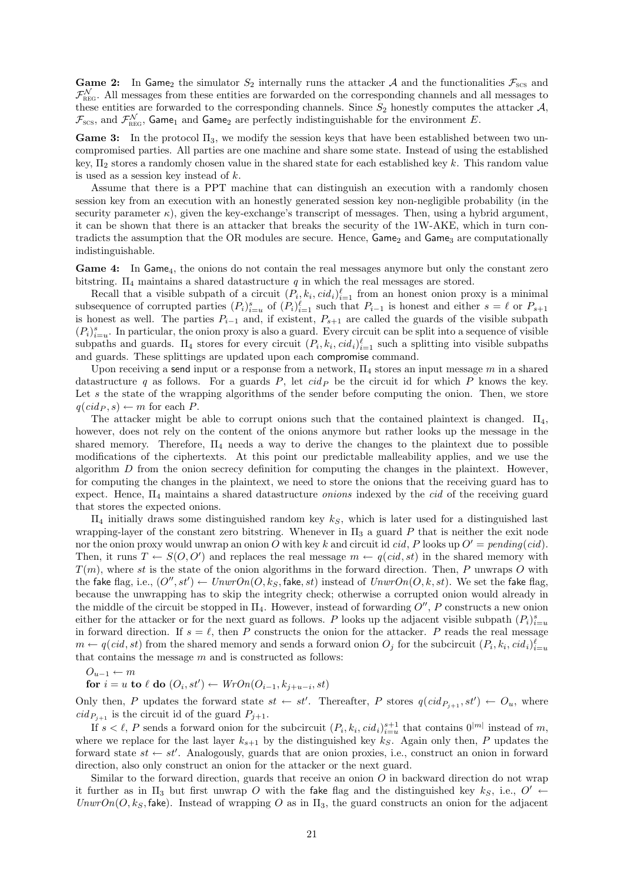**Game 2:** In $\mathsf{Game}_2$ the simulator $S_2$ internally runs the attacker $\mathcal{A}$ and the functionalities $\mathcal{F}_{\text{SCS}}$ and $\mathcal{F}_{\text{REG}}^{\mathcal{N}}$. All messages from these entities are forwarded on the corresponding channels and all messages to these entities are forwarded to the corresponding channels. Since $S_2$ honestly computes the attacker $\mathcal{A}$, $\mathcal{F}_{\text{SCS}}$, and $\mathcal{F}_{\text{REG}}^{\mathcal{N}}$, $\mathsf{Game}_1$ and $\mathsf{Game}_2$ are perfectly indistinguishable for the environment $E$.

**Game 3:** In the protocol $\Pi_3$, we modify the session keys that have been established between two uncompromised parties. All parties are one machine and share some state. Instead of using the established key, $\Pi_2$ stores a randomly chosen value in the shared state for each established key $k$. This random value is used as a session key instead of $k$.

Assume that there is a PPT machine that can distinguish an execution with a randomly chosen session key from an execution with an honestly generated session key non-negligible probability (in the security parameter $\kappa$), given the key-exchange's transcript of messages. Then, using a hybrid argument, it can be shown that there is an attacker that breaks the security of the 1W-AKE, which in turn contradicts the assumption that the OR modules are secure. Hence, $\mathsf{Game}_2$ and $\mathsf{Game}_3$ are computationally indistinguishable.

**Game 4:** In $\mathsf{Game}_4$, the onions do not contain the real messages anymore but only the constant zero bitstring. $\Pi_4$ maintains a shared datastructure $q$ in which the real messages are stored.

Recall that a visible subpath of a circuit $(P_i, k_i, cid_i)_{i=1}^{\ell}$ from an honest onion proxy is a minimal subsequence of corrupted parties $(P_i)_{i=u}^{s}$ of $(P_i)_{i=1}^{\ell}$ such that $P_{i-1}$ is honest and either $s = \ell$ or $P_{s+1}$ is honest as well. The parties $P_{i-1}$ and, if existent, $P_{s+1}$ are called the guards of the visible subpath $(P_i)_{i=u}^{s}$. In particular, the onion proxy is also a guard. Every circuit can be split into a sequence of visible subpaths and guards. $\Pi_4$ stores for every circuit $(P_i, k_i, cid_i)_{i=1}^{\ell}$ such a splitting into visible subpaths and guards. These splittings are updated upon each $\mathsf{compromise}$ command.

Upon receiving a $\mathsf{send}$ input or a response from a network, $\Pi_4$ stores an input message $m$ in a shared datastructure $q$ as follows. For a guards $P$, let $cid_P$ be the circuit id for which $P$ knows the key. Let $s$ the state of the wrapping algorithms of the sender before computing the onion. Then, we store $q(cid_P, s) \leftarrow m$ for each $P$.

The attacker might be able to corrupt onions such that the contained plaintext is changed. $\Pi_4$, however, does not rely on the content of the onions anymore but rather looks up the message in the shared memory. Therefore, $\Pi_4$ needs a way to derive the changes to the plaintext due to possible modifications of the ciphertexts. At this point our predictable malleability applies, and we use the algorithm $D$ from the onion secrecy definition for computing the changes in the plaintext. However, for computing the changes in the plaintext, we need to store the onions that the receiving guard has to expect. Hence, $\Pi_4$ maintains a shared datastructure *onions* indexed by the *cid* of the receiving guard that stores the expected onions.

$\Pi_4$ initially draws some distinguished random key $k_S$, which is later used for a distinguished last wrapping-layer of the constant zero bitstring. Whenever in $\Pi_3$ a guard $P$ that is neither the exit node nor the onion proxy would unwrap an onion $O$ with key $k$ and circuit id $cid$, $P$ looks up $O' = pending(cid)$. Then, it runs $T \leftarrow S(O, O')$ and replaces the real message $m \leftarrow q(cid, st)$ in the shared memory with $T(m)$, where $st$ is the state of the onion algorithms in the forward direction. Then, $P$ unwraps $O$ with the $\mathsf{fake}$ flag, i.e., $(O'', st') \leftarrow UnwrOn(O, k_S, \mathsf{fake}, st)$ instead of $UnwrOn(O, k, st)$. We set the $\mathsf{fake}$ flag, because the unwrapping has to skip the integrity check; otherwise a corrupted onion would already in the middle of the circuit be stopped in $\Pi_4$. However, instead of forwarding $O''$, $P$ constructs a new onion either for the attacker or for the next guard as follows. $P$ looks up the adjacent visible subpath $(P_i)_{i=u}^{s}$ in forward direction. If $s = \ell$, then $P$ constructs the onion for the attacker. $P$ reads the real message $m \leftarrow q(cid, st)$ from the shared memory and sends a forward onion $O_j$ for the subcircuit $(P_i, k_i, cid_i)_{i=u}^{\ell}$ that contains the message $m$ and is constructed as follows:

$O_{u-1} \leftarrow m$
**for** $i = u$ **to** $\ell$ **do** $(O_i, st') \leftarrow WrOn(O_{i-1}, k_{j+u-i}, st)$

Only then, $P$ updates the forward state $st \leftarrow st'$. Thereafter, $P$ stores $q(cid_{P_{j+1}}, st') \leftarrow O_u$, where $cid_{P_{j+1}}$ is the circuit id of the guard $P_{j+1}$.

If $s < \ell$, $P$ sends a forward onion for the subcircuit $(P_i, k_i, cid_i)_{i=u}^{s+1}$ that contains $0^{|m|}$ instead of $m$, where we replace for the last layer $k_{s+1}$ by the distinguished key $k_S$. Again only then, $P$ updates the forward state $st \leftarrow st'$. Analogously, guards that are onion proxies, i.e., construct an onion in forward direction, also only construct an onion for the attacker or the next guard.

Similar to the forward direction, guards that receive an onion $O$ in backward direction do not wrap it further as in $\Pi_3$ but first unwrap $O$ with the $\mathsf{fake}$ flag and the distinguished key $k_S$, i.e., $O' \leftarrow UnwrOn(O, k_S, \mathsf{fake})$. Instead of wrapping $O$ as in $\Pi_3$, the guard constructs an onion for the adjacent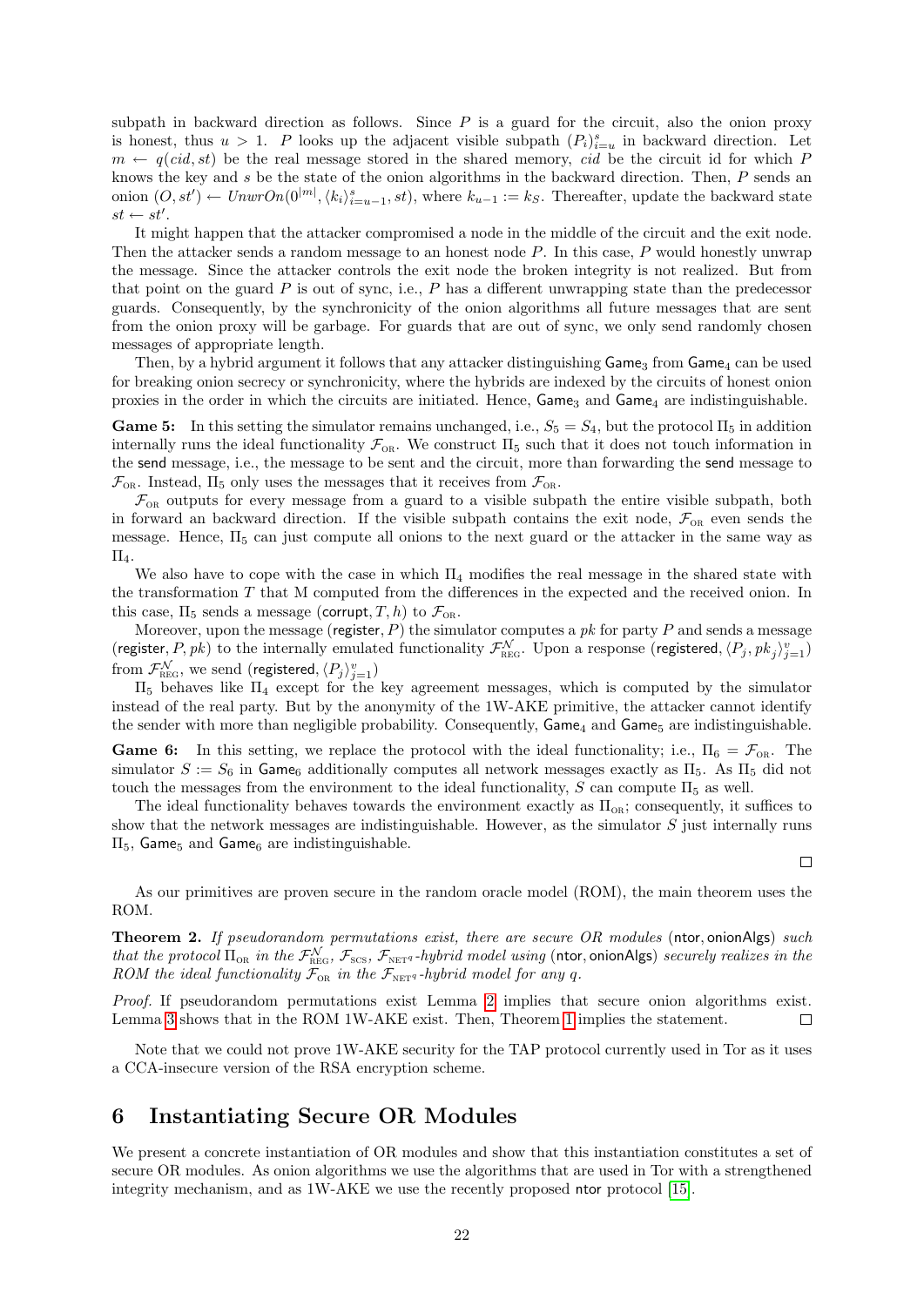subpath in backward direction as follows. Since $P$ is a guard for the circuit, also the onion proxy is honest, thus $u > 1$. $P$ looks up the adjacent visible subpath $(P_i)_{i=u}^{s}$ in backward direction. Let $m \leftarrow q(cid, st)$ be the real message stored in the shared memory, $cid$ be the circuit id for which $P$ knows the key and $s$ be the state of the onion algorithms in the backward direction. Then, $P$ sends an onion $(O, st') \leftarrow \mathit{UnwrOn}(0^{|m|}, \langle k_i \rangle_{i=u-1}^{s}, st)$, where $k_{u-1} := k_S$. Thereafter, update the backward state $st \leftarrow st'$.

It might happen that the attacker compromised a node in the middle of the circuit and the exit node. Then the attacker sends a random message to an honest node $P$. In this case, $P$ would honestly unwrap the message. Since the attacker controls the exit node the broken integrity is not realized. But from that point on the guard $P$ is out of sync, i.e., $P$ has a different unwrapping state than the predecessor guards. Consequently, by the synchronicity of the onion algorithms all future messages that are sent from the onion proxy will be garbage. For guards that are out of sync, we only send randomly chosen messages of appropriate length.

Then, by a hybrid argument it follows that any attacker distinguishing $\mathsf{Game}_3$ from $\mathsf{Game}_4$ can be used for breaking onion secrecy or synchronicity, where the hybrids are indexed by the circuits of honest onion proxies in the order in which the circuits are initiated. Hence, $\mathsf{Game}_3$ and $\mathsf{Game}_4$ are indistinguishable.

**Game 5:** In this setting the simulator remains unchanged, i.e., $S_5 = S_4$, but the protocol $\Pi_5$ in addition internally runs the ideal functionality $\mathcal{F}_{\text{OR}}$. We construct $\Pi_5$ such that it does not touch information in the send message, i.e., the message to be sent and the circuit, more than forwarding the send message to $\mathcal{F}_{\text{OR}}$. Instead, $\Pi_5$ only uses the messages that it receives from $\mathcal{F}_{\text{OR}}$.

$\mathcal{F}_{\text{OR}}$ outputs for every message from a guard to a visible subpath the entire visible subpath, both in forward an backward direction. If the visible subpath contains the exit node, $\mathcal{F}_{\text{OR}}$ even sends the message. Hence, $\Pi_5$ can just compute all onions to the next guard or the attacker in the same way as $\Pi_4$.

We also have to cope with the case in which $\Pi_4$ modifies the real message in the shared state with the transformation $T$ that M computed from the differences in the expected and the received onion. In this case, $\Pi_5$ sends a message $(\mathsf{corrupt}, T, h)$ to $\mathcal{F}_{\text{OR}}$.

Moreover, upon the message $(\mathsf{register}, P)$ the simulator computes a $pk$ for party $P$ and sends a message $(\mathsf{register}, P, pk)$ to the internally emulated functionality $\mathcal{F}_{\text{REG}}^{\mathcal{N}}$. Upon a response $(\mathsf{registered}, \langle P_j, pk_j \rangle_{j=1}^{v})$ from $\mathcal{F}_{\text{REG}}^{\mathcal{N}}$, we send $(\mathsf{registered}, \langle P_j \rangle_{j=1}^{v})$

$\Pi_5$ behaves like $\Pi_4$ except for the key agreement messages, which is computed by the simulator instead of the real party. But by the anonymity of the 1W-AKE primitive, the attacker cannot identify the sender with more than negligible probability. Consequently, $\mathsf{Game}_4$ and $\mathsf{Game}_5$ are indistinguishable.

**Game 6:** In this setting, we replace the protocol with the ideal functionality; i.e., $\Pi_6 = \mathcal{F}_{\text{OR}}$. The simulator $S := S_6$ in $\mathsf{Game}_6$ additionally computes all network messages exactly as $\Pi_5$. As $\Pi_5$ did not touch the messages from the environment to the ideal functionality, $S$ can compute $\Pi_5$ as well.

The ideal functionality behaves towards the environment exactly as $\Pi_{\text{OR}}$; consequently, it suffices to show that the network messages are indistinguishable. However, as the simulator $S$ just internally runs $\Pi_5$, $\mathsf{Game}_5$ and $\mathsf{Game}_6$ are indistinguishable. □

As our primitives are proven secure in the random oracle model (ROM), the main theorem uses the ROM.

**Theorem 2.** *If pseudorandom permutations exist, there are secure OR modules* $(\mathsf{ntor}, \mathsf{onionAlgs})$ *such that the protocol* $\Pi_{\text{OR}}$ *in the* $\mathcal{F}_{\text{REG}}^{\mathcal{N}}$, $\mathcal{F}_{\text{SCS}}$, $\mathcal{F}_{\text{NET}^q}$*-hybrid model using* $(\mathsf{ntor}, \mathsf{onionAlgs})$ *securely realizes in the ROM the ideal functionality* $\mathcal{F}_{\text{OR}}$ *in the* $\mathcal{F}_{\text{NET}^q}$*-hybrid model for any* $q$*.*

*Proof.* If pseudorandom permutations exist Lemma 2 implies that secure onion algorithms exist. Lemma 3 shows that in the ROM 1W-AKE exist. Then, Theorem 1 implies the statement. □

Note that we could not prove 1W-AKE security for the TAP protocol currently used in Tor as it uses a CCA-insecure version of the RSA encryption scheme.

# 6 Instantiating Secure OR Modules

We present a concrete instantiation of OR modules and show that this instantiation constitutes a set of secure OR modules. As onion algorithms we use the algorithms that are used in Tor with a strengthened integrity mechanism, and as 1W-AKE we use the recently proposed $\mathsf{ntor}$ protocol [15].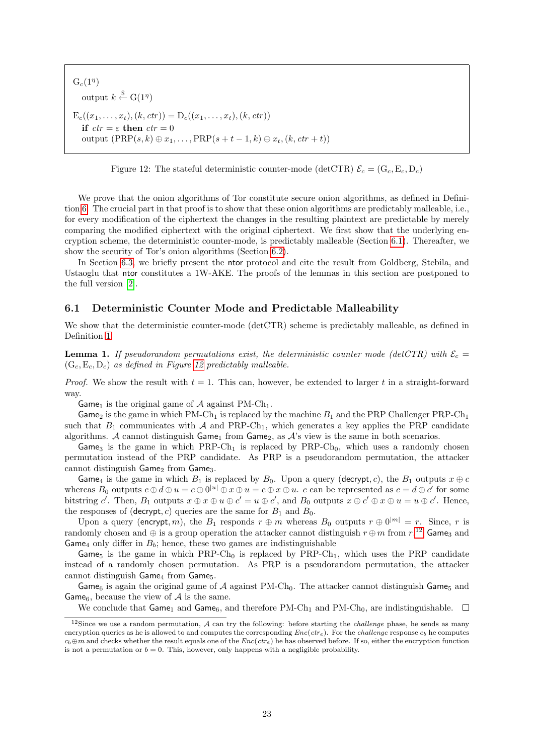```
G_c(1^η)
  output k ←$ G(1^η)

E_c((x_1, ..., x_t), (k, ctr)) = D_c((x_1, ..., x_t), (k, ctr))
  if ctr = ε then ctr = 0
  output (PRP(s, k) ⊕ x_1, ..., PRP(s + t − 1, k) ⊕ x_t, (k, ctr + t))
```

Figure 12: The stateful deterministic counter-mode (detCTR) $\mathcal{E}_c = (\mathrm{G}_c, \mathrm{E}_c, \mathrm{D}_c)$

We prove that the onion algorithms of Tor constitute secure onion algorithms, as defined in Definition 6. The crucial part in that proof is to show that these onion algorithms are predictably malleable, i.e., for every modification of the ciphertext the changes in the resulting plaintext are predictable by merely comparing the modified ciphertext with the original ciphertext. We first show that the underlying encryption scheme, the deterministic counter-mode, is predictably malleable (Section 6.1). Thereafter, we show the security of Tor's onion algorithms (Section 6.2).

In Section 6.3, we briefly present the ntor protocol and cite the result from Goldberg, Stebila, and Ustaoglu that ntor constitutes a 1W-AKE. The proofs of the lemmas in this section are postponed to the full version [2].

## 6.1 Deterministic Counter Mode and Predictable Malleability

We show that the deterministic counter-mode (detCTR) scheme is predictably malleable, as defined in Definition 1.

**Lemma 1.** *If pseudorandom permutations exist, the deterministic counter mode (detCTR) with $\mathcal{E}_c = (\mathrm{G}_c, \mathrm{E}_c, \mathrm{D}_c)$ as defined in Figure 12 predictably malleable.*

*Proof.* We show the result with $t = 1$. This can, however, be extended to larger $t$ in a straight-forward way.

$\mathsf{Game}_1$ is the original game of $\mathcal{A}$ against PM-Ch$_1$.

$\mathsf{Game}_2$ is the game in which PM-Ch$_1$ is replaced by the machine $B_1$ and the PRP Challenger PRP-Ch$_1$ such that $B_1$ communicates with $\mathcal{A}$ and PRP-Ch$_1$, which generates a key applies the PRP candidate algorithms. $\mathcal{A}$ cannot distinguish $\mathsf{Game}_1$ from $\mathsf{Game}_2$, as $\mathcal{A}$'s view is the same in both scenarios.

$\mathsf{Game}_3$ is the game in which PRP-Ch$_1$ is replaced by PRP-Ch$_0$, which uses a randomly chosen permutation instead of the PRP candidate. As PRP is a pseudorandom permutation, the attacker cannot distinguish $\mathsf{Game}_2$ from $\mathsf{Game}_3$.

$\mathsf{Game}_4$ is the game in which $B_1$ is replaced by $B_0$. Upon a query $(\mathsf{decrypt}, c)$, the $B_1$ outputs $x \oplus c$ whereas $B_0$ outputs $c \oplus d \oplus u = c \oplus 0^{|u|} \oplus x \oplus u = c \oplus x \oplus u$. $c$ can be represented as $c = d \oplus c'$ for some bitstring $c'$. Then, $B_1$ outputs $x \oplus x \oplus u \oplus c' = u \oplus c'$, and $B_0$ outputs $x \oplus c' \oplus x \oplus u = u \oplus c'$. Hence, the responses of $(\mathsf{decrypt}, c)$ queries are the same for $B_1$ and $B_0$.

Upon a query $(\mathsf{encrypt}, m)$, the $B_1$ responds $r \oplus m$ whereas $B_0$ outputs $r \oplus 0^{|m|} = r$. Since, $r$ is randomly chosen and $\oplus$ is a group operation the attacker cannot distinguish $r \oplus m$ from $r$.[12] $\mathsf{Game}_3$ and $\mathsf{Game}_4$ only differ in $B_b$; hence, these two games are indistinguishable

$\mathsf{Game}_5$ is the game in which PRP-Ch$_0$ is replaced by PRP-Ch$_1$, which uses the PRP candidate instead of a randomly chosen permutation. As PRP is a pseudorandom permutation, the attacker cannot distinguish $\mathsf{Game}_4$ from $\mathsf{Game}_5$.

$\mathsf{Game}_6$ is again the original game of $\mathcal{A}$ against PM-Ch$_0$. The attacker cannot distinguish $\mathsf{Game}_5$ and $\mathsf{Game}_6$, because the view of $\mathcal{A}$ is the same.

We conclude that $\mathsf{Game}_1$ and $\mathsf{Game}_6$, and therefore PM-Ch$_1$ and PM-Ch$_0$, are indistinguishable. □

[12] Since we use a random permutation, $\mathcal{A}$ can try the following: before starting the *challenge* phase, he sends as many encryption queries as he is allowed to and computes the corresponding $Enc(ctr_e)$. For the *challenge* response $c_b$ he computes $c_b \oplus m$ and checks whether the result equals one of the $Enc(ctr_e)$ he has observed before. If so, either the encryption function is not a permutation or $b = 0$. This, however, only happens with a negligible probability.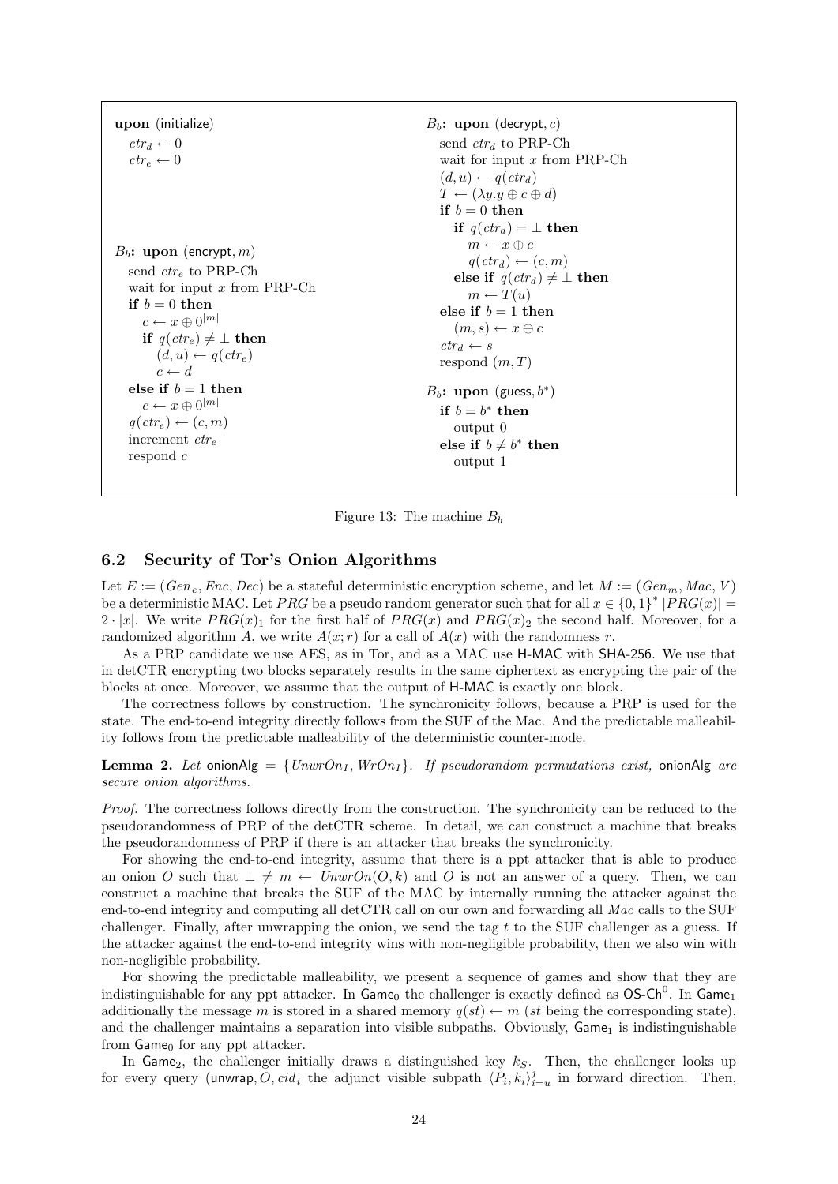```
upon (initialize)
  ctr_d ← 0
  ctr_e ← 0

B_b: upon (encrypt, m)
  send ctr_e to PRP-Ch
  wait for input x from PRP-Ch
  if b = 0 then
    c ← x ⊕ 0^|m|
    if q(ctr_e) ≠ ⊥ then
      (d, u) ← q(ctr_e)
      c ← d
  else if b = 1 then
    c ← x ⊕ 0^|m|
  q(ctr_e) ← (c, m)
  increment ctr_e
  respond c

B_b: upon (decrypt, c)
  send ctr_d to PRP-Ch
  wait for input x from PRP-Ch
  (d, u) ← q(ctr_d)
  T ← (λy.y ⊕ c ⊕ d)
  if b = 0 then
    if q(ctr_d) = ⊥ then
      m ← x ⊕ c
      q(ctr_d) ← (c, m)
    else if q(ctr_d) ≠ ⊥ then
      m ← T(u)
  else if b = 1 then
    (m, s) ← x ⊕ c
  ctr_d ← s
  respond (m, T)

B_b: upon (guess, b*)
  if b = b* then
    output 0
  else if b ≠ b* then
    output 1
```

Figure 13: The machine $B_b$

## 6.2 Security of Tor's Onion Algorithms

Let $E := (Gen_e, Enc, Dec)$ be a stateful deterministic encryption scheme, and let $M := (Gen_m, Mac, V)$ be a deterministic MAC. Let $PRG$ be a pseudo random generator such that for all $x \in \{0,1\}^* \; |PRG(x)| = 2 \cdot |x|$. We write $PRG(x)_1$ for the first half of $PRG(x)$ and $PRG(x)_2$ the second half. Moreover, for a randomized algorithm $A$, we write $A(x; r)$ for a call of $A(x)$ with the randomness $r$.

As a PRP candidate we use AES, as in Tor, and as a MAC use H-MAC with SHA-256. We use that in detCTR encrypting two blocks separately results in the same ciphertext as encrypting the pair of the blocks at once. Moreover, we assume that the output of H-MAC is exactly one block.

The correctness follows by construction. The synchronicity follows, because a PRP is used for the state. The end-to-end integrity directly follows from the SUF of the Mac. And the predictable malleability follows from the predictable malleability of the deterministic counter-mode.

**Lemma 2.** *Let* onionAlg $= \{UnwrOn_I, WrOn_I\}$*. If pseudorandom permutations exist,* onionAlg *are secure onion algorithms.*

*Proof.* The correctness follows directly from the construction. The synchronicity can be reduced to the pseudorandomness of PRP of the detCTR scheme. In detail, we can construct a machine that breaks the pseudorandomness of PRP if there is an attacker that breaks the synchronicity.

For showing the end-to-end integrity, assume that there is a ppt attacker that is able to produce an onion $O$ such that $\bot \neq m \leftarrow UnwrOn(O, k)$ and $O$ is not an answer of a query. Then, we can construct a machine that breaks the SUF of the MAC by internally running the attacker against the end-to-end integrity and computing all detCTR call on our own and forwarding all $Mac$ calls to the SUF challenger. Finally, after unwrapping the onion, we send the tag $t$ to the SUF challenger as a guess. If the attacker against the end-to-end integrity wins with non-negligible probability, then we also win with non-negligible probability.

For showing the predictable malleability, we present a sequence of games and show that they are indistinguishable for any ppt attacker. In $\mathsf{Game}_0$ the challenger is exactly defined as $\mathsf{OS\text{-}Ch}^0$. In $\mathsf{Game}_1$ additionally the message $m$ is stored in a shared memory $q(st) \leftarrow m$ ($st$ being the corresponding state), and the challenger maintains a separation into visible subpaths. Obviously, $\mathsf{Game}_1$ is indistinguishable from $\mathsf{Game}_0$ for any ppt attacker.

In $\mathsf{Game}_2$, the challenger initially draws a distinguished key $k_S$. Then, the challenger looks up for every query (unwrap, $O, cid_i$ the adjunct visible subpath $\langle P_i, k_i \rangle_{i=u}^{j}$ in forward direction. Then,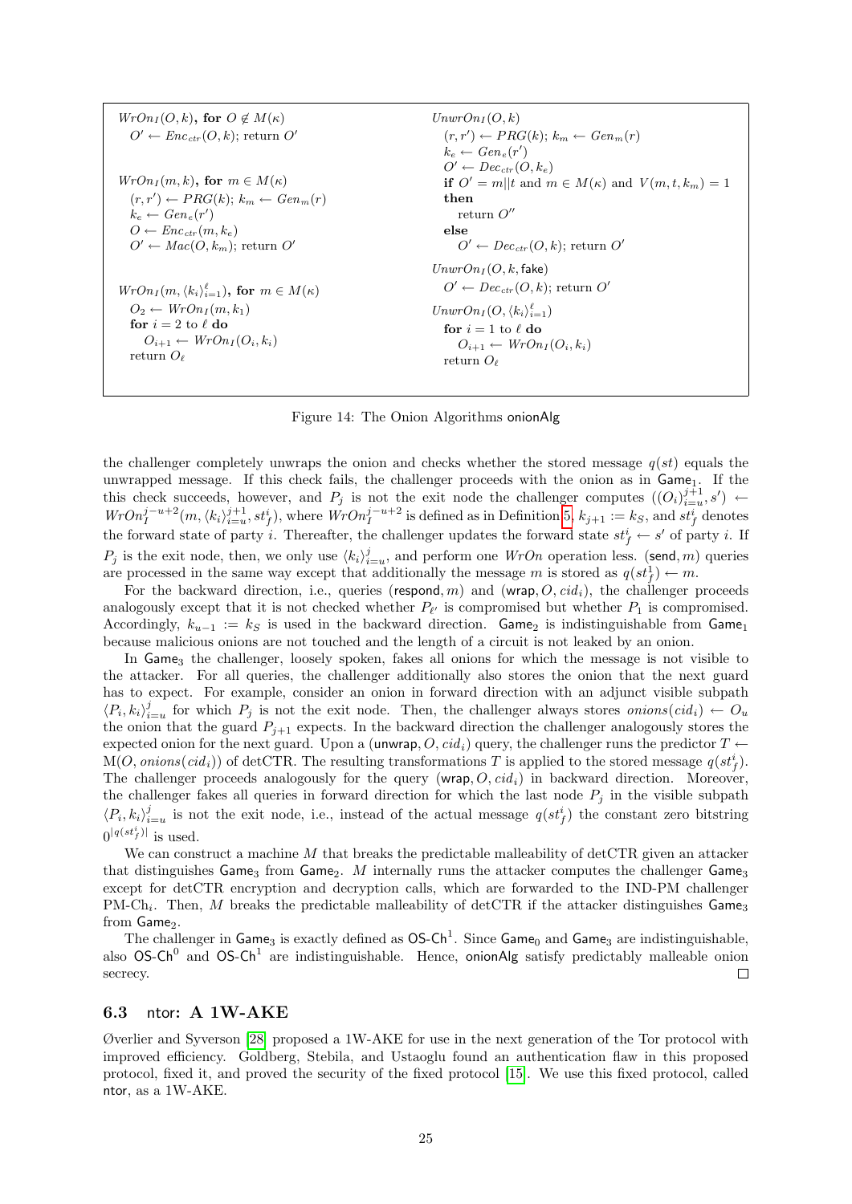```
WrOn_I(O, k), for O ∉ M(κ)
  O' ← Enc_ctr(O, k); return O'

WrOn_I(m, k), for m ∈ M(κ)
  (r, r') ← PRG(k); k_m ← Gen_m(r)
  k_e ← Gen_e(r')
  O ← Enc_ctr(m, k_e)
  O' ← Mac(O, k_m); return O'

WrOn_I(m, ⟨k_i⟩_{i=1}^ℓ), for m ∈ M(κ)
  O_2 ← WrOn_I(m, k_1)
  for i = 2 to ℓ do
    O_{i+1} ← WrOn_I(O_i, k_i)
  return O_ℓ

UnwrOn_I(O, k)
  (r, r') ← PRG(k); k_m ← Gen_m(r)
  k_e ← Gen_e(r')
  O' ← Dec_ctr(O, k_e)
  if O' = m||t and m ∈ M(κ) and V(m, t, k_m) = 1
  then
    return O''
  else
    O' ← Dec_ctr(O, k); return O'

UnwrOn_I(O, k, fake)
  O' ← Dec_ctr(O, k); return O'

UnwrOn_I(O, ⟨k_i⟩_{i=1}^ℓ)
  for i = 1 to ℓ do
    O_{i+1} ← WrOn_I(O_i, k_i)
  return O_ℓ
```

Figure 14: The Onion Algorithms onionAlg

the challenger completely unwraps the onion and checks whether the stored message $q(st)$ equals the unwrapped message. If this check fails, the challenger proceeds with the onion as in $\mathsf{Game}_1$. If the this check succeeds, however, and $P_j$ is not the exit node the challenger computes $((O_i)_{i=u}^{j+1}, s') \leftarrow WrOn_I^{j-u+2}(m, \langle k_i \rangle_{i=u}^{j+1}, st_f^i)$, where $WrOn_I^{j-u+2}$ is defined as in Definition 5, $k_{j+1} := k_S$, and $st_f^i$ denotes the forward state of party $i$. Thereafter, the challenger updates the forward state $st_f^i \leftarrow s'$ of party $i$. If $P_j$ is the exit node, then, we only use $\langle k_i \rangle_{i=u}^{j}$, and perform one $WrOn$ operation less. $(\mathsf{send}, m)$ queries are processed in the same way except that additionally the message $m$ is stored as $q(st_f^1) \leftarrow m$.

For the backward direction, i.e., queries $(\mathsf{respond}, m)$ and $(\mathsf{wrap}, O, cid_i)$, the challenger proceeds analogously except that it is not checked whether $P_{\ell'}$ is compromised but whether $P_1$ is compromised. Accordingly, $k_{u-1} := k_S$ is used in the backward direction. $\mathsf{Game}_2$ is indistinguishable from $\mathsf{Game}_1$ because malicious onions are not touched and the length of a circuit is not leaked by an onion.

In $\mathsf{Game}_3$ the challenger, loosely spoken, fakes all onions for which the message is not visible to the attacker. For all queries, the challenger additionally also stores the onion that the next guard has to expect. For example, consider an onion in forward direction with an adjunct visible subpath $\langle P_i, k_i \rangle_{i=u}^{j}$ for which $P_j$ is not the exit node. Then, the challenger always stores $onions(cid_i) \leftarrow O_u$ the onion that the guard $P_{j+1}$ expects. In the backward direction the challenger analogously stores the expected onion for the next guard. Upon a $(\mathsf{unwrap}, O, cid_i)$ query, the challenger runs the predictor $T \leftarrow \mathrm{M}(O, onions(cid_i))$ of detCTR. The resulting transformations $T$ is applied to the stored message $q(st_f^i)$. The challenger proceeds analogously for the query $(\mathsf{wrap}, O, cid_i)$ in backward direction. Moreover, the challenger fakes all queries in forward direction for which the last node $P_j$ in the visible subpath $\langle P_i, k_i \rangle_{i=u}^{j}$ is not the exit node, i.e., instead of the actual message $q(st_f^i)$ the constant zero bitstring $0^{|q(st_f^i)|}$ is used.

We can construct a machine $M$ that breaks the predictable malleability of detCTR given an attacker that distinguishes $\mathsf{Game}_3$ from $\mathsf{Game}_2$. $M$ internally runs the attacker computes the challenger $\mathsf{Game}_3$ except for detCTR encryption and decryption calls, which are forwarded to the IND-PM challenger PM-Ch$_i$. Then, $M$ breaks the predictable malleability of detCTR if the attacker distinguishes $\mathsf{Game}_3$ from $\mathsf{Game}_2$.

The challenger in $\mathsf{Game}_3$ is exactly defined as $\mathsf{OS\text{-}Ch}^1$. Since $\mathsf{Game}_0$ and $\mathsf{Game}_3$ are indistinguishable, also $\mathsf{OS\text{-}Ch}^0$ and $\mathsf{OS\text{-}Ch}^1$ are indistinguishable. Hence, onionAlg satisfy predictably malleable onion secrecy. □

### 6.3 ntor: A 1W-AKE

Øverlier and Syverson [28] proposed a 1W-AKE for use in the next generation of the Tor protocol with improved efficiency. Goldberg, Stebila, and Ustaoglu found an authentication flaw in this proposed protocol, fixed it, and proved the security of the fixed protocol [15]. We use this fixed protocol, called ntor, as a 1W-AKE.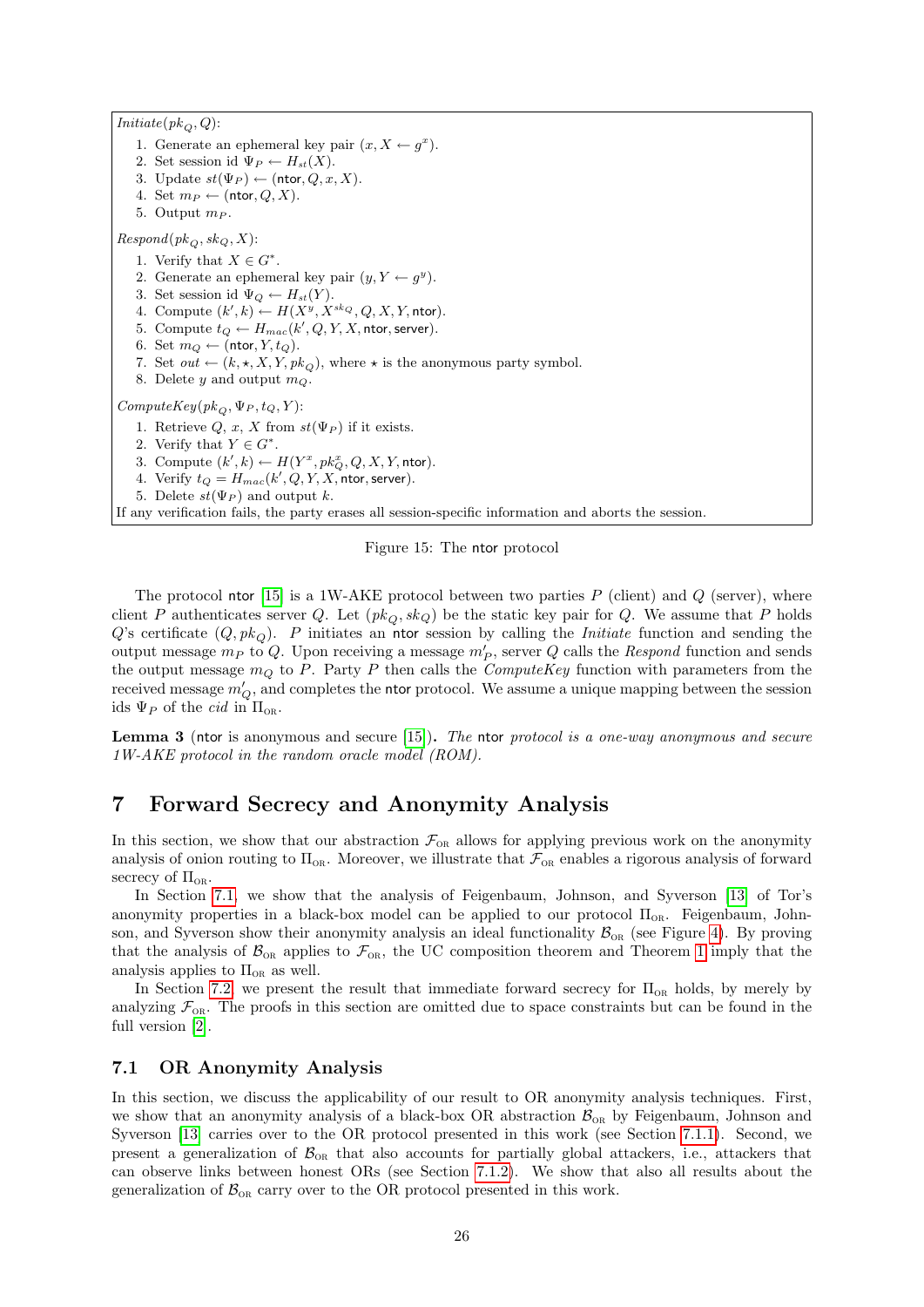*Initiate*$(pk_Q, Q)$:

1. Generate an ephemeral key pair $(x, X \leftarrow g^x)$.
2. Set session id $\Psi_P \leftarrow H_{st}(X)$.
3. Update $st(\Psi_P) \leftarrow (\mathsf{ntor}, Q, x, X)$.
4. Set $m_P \leftarrow (\mathsf{ntor}, Q, X)$.
5. Output $m_P$.

*Respond*$(pk_Q, sk_Q, X)$:

1. Verify that $X \in G^*$.
2. Generate an ephemeral key pair $(y, Y \leftarrow g^y)$.
3. Set session id $\Psi_Q \leftarrow H_{st}(Y)$.
4. Compute $(k', k) \leftarrow H(X^y, X^{sk_Q}, Q, X, Y, \mathsf{ntor})$.
5. Compute $t_Q \leftarrow H_{mac}(k', Q, Y, X, \mathsf{ntor}, \mathsf{server})$.
6. Set $m_Q \leftarrow (\mathsf{ntor}, Y, t_Q)$.
7. Set $out \leftarrow (k, \star, X, Y, pk_Q)$, where $\star$ is the anonymous party symbol.
8. Delete $y$ and output $m_Q$.

*ComputeKey*$(pk_Q, \Psi_P, t_Q, Y)$:

1. Retrieve $Q$, $x$, $X$ from $st(\Psi_P)$ if it exists.
2. Verify that $Y \in G^*$.
3. Compute $(k', k) \leftarrow H(Y^x, pk_Q^x, Q, X, Y, \mathsf{ntor})$.
4. Verify $t_Q = H_{mac}(k', Q, Y, X, \mathsf{ntor}, \mathsf{server})$.
5. Delete $st(\Psi_P)$ and output $k$.

If any verification fails, the party erases all session-specific information and aborts the session.

Figure 15: The ntor protocol

The protocol ntor [15] is a 1W-AKE protocol between two parties $P$ (client) and $Q$ (server), where client $P$ authenticates server $Q$. Let $(pk_Q, sk_Q)$ be the static key pair for $Q$. We assume that $P$ holds $Q$'s certificate $(Q, pk_Q)$. $P$ initiates an ntor session by calling the *Initiate* function and sending the output message $m_P$ to $Q$. Upon receiving a message $m'_P$, server $Q$ calls the *Respond* function and sends the output message $m_Q$ to $P$. Party $P$ then calls the *ComputeKey* function with parameters from the received message $m'_Q$, and completes the ntor protocol. We assume a unique mapping between the session ids $\Psi_P$ of the *cid* in $\Pi_{\text{OR}}$.

**Lemma 3** (ntor is anonymous and secure [15])**.** *The* ntor *protocol is a one-way anonymous and secure 1W-AKE protocol in the random oracle model (ROM).*

# 7 Forward Secrecy and Anonymity Analysis

In this section, we show that our abstraction $\mathcal{F}_{\text{OR}}$ allows for applying previous work on the anonymity analysis of onion routing to $\Pi_{\text{OR}}$. Moreover, we illustrate that $\mathcal{F}_{\text{OR}}$ enables a rigorous analysis of forward secrecy of $\Pi_{\text{OR}}$.

In Section 7.1, we show that the analysis of Feigenbaum, Johnson, and Syverson [13] of Tor's anonymity properties in a black-box model can be applied to our protocol $\Pi_{\text{OR}}$. Feigenbaum, Johnson, and Syverson show their anonymity analysis an ideal functionality $\mathcal{B}_{\text{OR}}$ (see Figure 4). By proving that the analysis of $\mathcal{B}_{\text{OR}}$ applies to $\mathcal{F}_{\text{OR}}$, the UC composition theorem and Theorem 1 imply that the analysis applies to $\Pi_{\text{OR}}$ as well.

In Section 7.2, we present the result that immediate forward secrecy for $\Pi_{\text{OR}}$ holds, by merely by analyzing $\mathcal{F}_{\text{OR}}$. The proofs in this section are omitted due to space constraints but can be found in the full version [2].

## 7.1 OR Anonymity Analysis

In this section, we discuss the applicability of our result to OR anonymity analysis techniques. First, we show that an anonymity analysis of a black-box OR abstraction $\mathcal{B}_{\text{OR}}$ by Feigenbaum, Johnson and Syverson [13] carries over to the OR protocol presented in this work (see Section 7.1.1). Second, we present a generalization of $\mathcal{B}_{\text{OR}}$ that also accounts for partially global attackers, i.e., attackers that can observe links between honest ORs (see Section 7.1.2). We show that also all results about the generalization of $\mathcal{B}_{\text{OR}}$ carry over to the OR protocol presented in this work.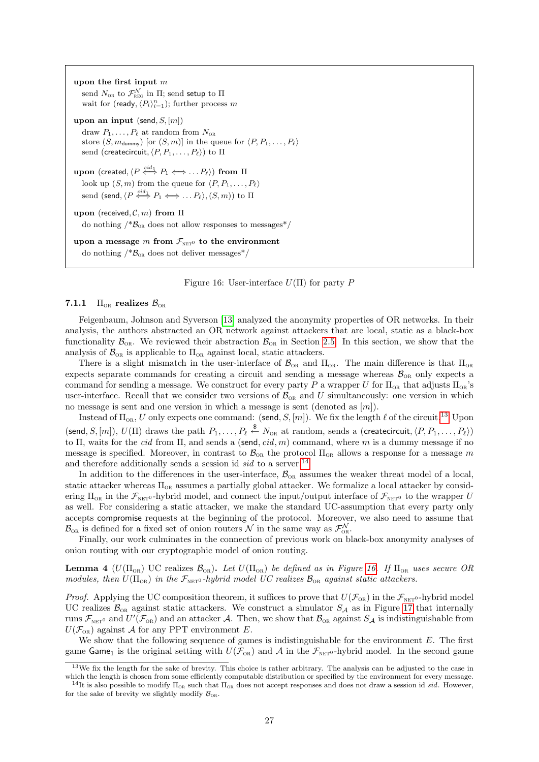**upon the first input** $m$

send $N_{\text{OR}}$ to $\mathcal{F}_{\text{REG}}^{\mathcal{N}}$ in $\Pi$; send setup to $\Pi$
wait for (ready, $\langle P_i \rangle_{i=1}^{n}$); further process $m$

**upon an input** (send, $S$, $[m]$)

draw $P_1, \ldots, P_\ell$ at random from $N_{\text{OR}}$
store $(S, m_{\text{dummy}})$ [or $(S, m)$] in the queue for $\langle P, P_1, \ldots, P_\ell \rangle$
send (createcircuit, $\langle P, P_1, \ldots, P_\ell \rangle$) to $\Pi$

**upon** (created, $\langle P \overset{cid_1}{\Longleftrightarrow} P_1 \Longleftrightarrow \ldots P_\ell \rangle$) **from** $\Pi$

look up $(S, m)$ from the queue for $\langle P, P_1, \ldots, P_\ell \rangle$
send (send, $\langle P \overset{cid_1}{\Longleftrightarrow} P_1 \Longleftrightarrow \ldots P_\ell \rangle$, $(S, m)$) to $\Pi$

**upon** (received, $\mathcal{C}$, $m$) **from** $\Pi$

do nothing /\*$\mathcal{B}_{\text{OR}}$ does not allow responses to messages\*/

**upon a message** $m$ **from** $\mathcal{F}_{\text{NET}^0}$ **to the environment**

do nothing /\*$\mathcal{B}_{\text{OR}}$ does not deliver messages\*/

Figure 16: User-interface $U(\Pi)$ for party $P$

### 7.1.1 $\Pi_{\text{OR}}$ realizes $\mathcal{B}_{\text{OR}}$

Feigenbaum, Johnson and Syverson [13] analyzed the anonymity properties of OR networks. In their analysis, the authors abstracted an OR network against attackers that are local, static as a black-box functionality $\mathcal{B}_{\text{OR}}$. We reviewed their abstraction $\mathcal{B}_{\text{OR}}$ in Section 2.5. In this section, we show that the analysis of $\mathcal{B}_{\text{OR}}$ is applicable to $\Pi_{\text{OR}}$ against local, static attackers.

There is a slight mismatch in the user-interface of $\mathcal{B}_{\text{OR}}$ and $\Pi_{\text{OR}}$. The main difference is that $\Pi_{\text{OR}}$ expects separate commands for creating a circuit and sending a message whereas $\mathcal{B}_{\text{OR}}$ only expects a command for sending a message. We construct for every party $P$ a wrapper $U$ for $\Pi_{\text{OR}}$ that adjusts $\Pi_{\text{OR}}$'s user-interface. Recall that we consider two versions of $\mathcal{B}_{\text{OR}}$ and $U$ simultaneously: one version in which no message is sent and one version in which a message is sent (denoted as $[m]$).

Instead of $\Pi_{\text{OR}}$, $U$ only expects one command: (send, $S$, $[m]$). We fix the length $\ell$ of the circuit.[13] Upon (send, $S$, $[m]$), $U(\Pi)$ draws the path $P_1, \ldots, P_\ell \overset{\$}{\leftarrow} N_{\text{OR}}$ at random, sends a (createcircuit, $\langle P, P_1, \ldots, P_\ell \rangle$) to $\Pi$, waits for the $cid$ from $\Pi$, and sends a (send, $cid$, $m$) command, where $m$ is a dummy message if no message is specified. Moreover, in contrast to $\mathcal{B}_{\text{OR}}$ the protocol $\Pi_{\text{OR}}$ allows a response for a message $m$ and therefore additionally sends a session id $sid$ to a server.[14]

In addition to the differences in the user-interface, $\mathcal{B}_{\text{OR}}$ assumes the weaker threat model of a local, static attacker whereas $\Pi_{\text{OR}}$ assumes a partially global attacker. We formalize a local attacker by considering $\Pi_{\text{OR}}$ in the $\mathcal{F}_{\text{NET}^0}$-hybrid model, and connect the input/output interface of $\mathcal{F}_{\text{NET}^0}$ to the wrapper $U$ as well. For considering a static attacker, we make the standard UC-assumption that every party only accepts compromise requests at the beginning of the protocol. Moreover, we also need to assume that $\mathcal{B}_{\text{OR}}$ is defined for a fixed set of onion routers $\mathcal{N}$ in the same way as $\mathcal{F}_{\text{OR}}^{\mathcal{N}}$.

Finally, our work culminates in the connection of previous work on black-box anonymity analyses of onion routing with our cryptographic model of onion routing.

**Lemma 4** **($U(\Pi_{\text{OR}})$ UC realizes $\mathcal{B}_{\text{OR}}$).** *Let $U(\Pi_{\text{OR}})$ be defined as in Figure 16. If $\Pi_{\text{OR}}$ uses secure OR modules, then $U(\Pi_{\text{OR}})$ in the $\mathcal{F}_{\text{NET}^0}$-hybrid model UC realizes $\mathcal{B}_{\text{OR}}$ against static attackers.*

*Proof.* Applying the UC composition theorem, it suffices to prove that $U(\mathcal{F}_{\text{OR}})$ in the $\mathcal{F}_{\text{NET}^0}$-hybrid model UC realizes $\mathcal{B}_{\text{OR}}$ against static attackers. We construct a simulator $S_{\mathcal{A}}$ as in Figure 17 that internally runs $\mathcal{F}_{\text{NET}^0}$ and $U'(\mathcal{F}_{\text{OR}})$ and an attacker $\mathcal{A}$. Then, we show that $\mathcal{B}_{\text{OR}}$ against $S_{\mathcal{A}}$ is indistinguishable from $U(\mathcal{F}_{\text{OR}})$ against $\mathcal{A}$ for any PPT environment $E$.

We show that the following sequence of games is indistinguishable for the environment $E$. The first game $\mathsf{Game}_1$ is the original setting with $U(\mathcal{F}_{\text{OR}})$ and $\mathcal{A}$ in the $\mathcal{F}_{\text{NET}^0}$-hybrid model. In the second game

[13] We fix the length for the sake of brevity. This choice is rather arbitrary. The analysis can be adjusted to the case in which the length is chosen from some efficiently computable distribution or specified by the environment for every message.

[14] It is also possible to modify $\Pi_{\text{OR}}$ such that $\Pi_{\text{OR}}$ does not accept responses and does not draw a session id $sid$. However, for the sake of brevity we slightly modify $\mathcal{B}_{\text{OR}}$.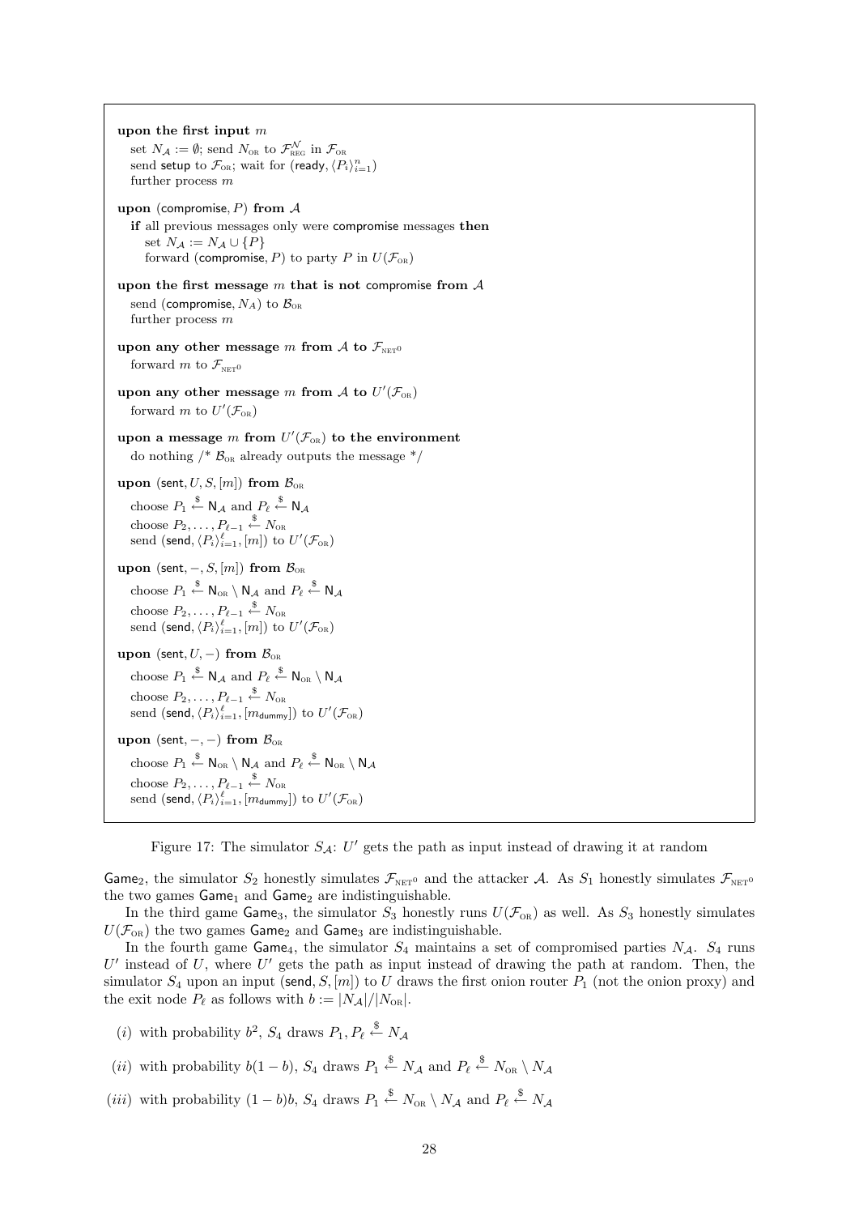**upon the first input** $m$

set $N_{\mathcal{A}} := \emptyset$; send $N_{\text{OR}}$ to $\mathcal{F}_{\text{REG}}^{\mathcal{N}}$ in $\mathcal{F}_{\text{OR}}$
send setup to $\mathcal{F}_{\text{OR}}$; wait for (ready, $\langle P_i \rangle_{i=1}^{n}$)
further process $m$

**upon** (compromise, $P$) **from** $\mathcal{A}$

**if** all previous messages only were compromise messages **then**
set $N_{\mathcal{A}} := N_{\mathcal{A}} \cup \{P\}$
forward (compromise, $P$) to party $P$ in $U(\mathcal{F}_{\text{OR}})$

**upon the first message** $m$ **that is not** compromise **from** $\mathcal{A}$

send (compromise, $N_A$) to $\mathcal{B}_{\text{OR}}$
further process $m$

**upon any other message** $m$ **from** $\mathcal{A}$ **to** $\mathcal{F}_{\text{NET}^0}$

forward $m$ to $\mathcal{F}_{\text{NET}^0}$

**upon any other message** $m$ **from** $\mathcal{A}$ **to** $U'(\mathcal{F}_{\text{OR}})$

forward $m$ to $U'(\mathcal{F}_{\text{OR}})$

**upon a message** $m$ **from** $U'(\mathcal{F}_{\text{OR}})$ **to the environment**

do nothing /* $\mathcal{B}_{\text{OR}}$ already outputs the message */

**upon** (sent, $U, S, [m]$) **from** $\mathcal{B}_{\text{OR}}$

choose $P_1 \xleftarrow{\$} \mathsf{N}_{\mathcal{A}}$ and $P_\ell \xleftarrow{\$} \mathsf{N}_{\mathcal{A}}$
choose $P_2, \dots, P_{\ell-1} \xleftarrow{\$} N_{\text{OR}}$
send (send, $\langle P_i \rangle_{i=1}^{\ell}, [m]$) to $U'(\mathcal{F}_{\text{OR}})$

**upon** (sent, $-, S, [m]$) **from** $\mathcal{B}_{\text{OR}}$

choose $P_1 \xleftarrow{\$} \mathsf{N}_{\text{OR}} \setminus \mathsf{N}_{\mathcal{A}}$ and $P_\ell \xleftarrow{\$} \mathsf{N}_{\mathcal{A}}$
choose $P_2, \dots, P_{\ell-1} \xleftarrow{\$} N_{\text{OR}}$
send (send, $\langle P_i \rangle_{i=1}^{\ell}, [m]$) to $U'(\mathcal{F}_{\text{OR}})$

**upon** (sent, $U, -$) **from** $\mathcal{B}_{\text{OR}}$

choose $P_1 \xleftarrow{\$} \mathsf{N}_{\mathcal{A}}$ and $P_\ell \xleftarrow{\$} \mathsf{N}_{\text{OR}} \setminus \mathsf{N}_{\mathcal{A}}$
choose $P_2, \dots, P_{\ell-1} \xleftarrow{\$} N_{\text{OR}}$
send (send, $\langle P_i \rangle_{i=1}^{\ell}, [m_{\mathsf{dummy}}]$) to $U'(\mathcal{F}_{\text{OR}})$

**upon** (sent, $-, -$) **from** $\mathcal{B}_{\text{OR}}$

choose $P_1 \xleftarrow{\$} \mathsf{N}_{\text{OR}} \setminus \mathsf{N}_{\mathcal{A}}$ and $P_\ell \xleftarrow{\$} \mathsf{N}_{\text{OR}} \setminus \mathsf{N}_{\mathcal{A}}$
choose $P_2, \dots, P_{\ell-1} \xleftarrow{\$} N_{\text{OR}}$
send (send, $\langle P_i \rangle_{i=1}^{\ell}, [m_{\mathsf{dummy}}]$) to $U'(\mathcal{F}_{\text{OR}})$

Figure 17: The simulator $S_{\mathcal{A}}$: $U'$ gets the path as input instead of drawing it at random

$\mathsf{Game}_2$, the simulator $S_2$ honestly simulates $\mathcal{F}_{\text{NET}^0}$ and the attacker $\mathcal{A}$. As $S_1$ honestly simulates $\mathcal{F}_{\text{NET}^0}$ the two games $\mathsf{Game}_1$ and $\mathsf{Game}_2$ are indistinguishable.

In the third game $\mathsf{Game}_3$, the simulator $S_3$ honestly runs $U(\mathcal{F}_{\text{OR}})$ as well. As $S_3$ honestly simulates $U(\mathcal{F}_{\text{OR}})$ the two games $\mathsf{Game}_2$ and $\mathsf{Game}_3$ are indistinguishable.

In the fourth game $\mathsf{Game}_4$, the simulator $S_4$ maintains a set of compromised parties $N_{\mathcal{A}}$. $S_4$ runs $U'$ instead of $U$, where $U'$ gets the path as input instead of drawing the path at random. Then, the simulator $S_4$ upon an input (send, $S, [m]$) to $U$ draws the first onion router $P_1$ (not the onion proxy) and the exit node $P_\ell$ as follows with $b := |N_{\mathcal{A}}|/|N_{\text{OR}}|$.

($i$) with probability $b^2$, $S_4$ draws $P_1, P_\ell \xleftarrow{\$} N_{\mathcal{A}}$

($ii$) with probability $b(1-b)$, $S_4$ draws $P_1 \xleftarrow{\$} N_{\mathcal{A}}$ and $P_\ell \xleftarrow{\$} N_{\text{OR}} \setminus N_{\mathcal{A}}$

($iii$) with probability $(1-b)b$, $S_4$ draws $P_1 \xleftarrow{\$} N_{\text{OR}} \setminus N_{\mathcal{A}}$ and $P_\ell \xleftarrow{\$} N_{\mathcal{A}}$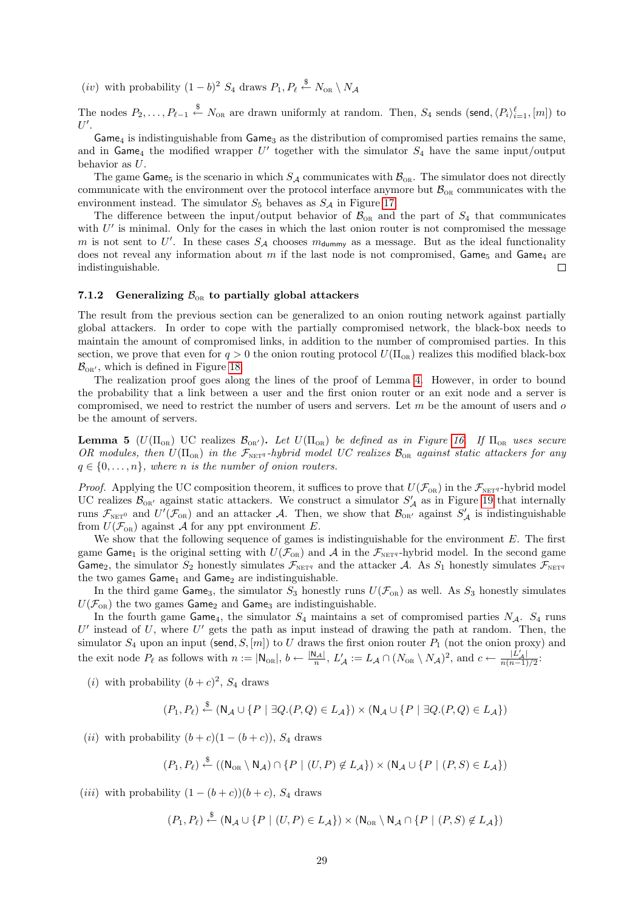($iv$) with probability $(1-b)^2$ $S_4$ draws $P_1, P_\ell \xleftarrow{\$} N_{\text{OR}} \setminus N_{\mathcal{A}}$

The nodes $P_2, \ldots, P_{\ell-1} \xleftarrow{\$} N_{\text{OR}}$ are drawn uniformly at random. Then, $S_4$ sends $(\mathsf{send}, \langle P_i \rangle_{i=1}^{\ell}, [m])$ to $U'$.

$\mathsf{Game}_4$ is indistinguishable from $\mathsf{Game}_3$ as the distribution of compromised parties remains the same, and in $\mathsf{Game}_4$ the modified wrapper $U'$ together with the simulator $S_4$ have the same input/output behavior as $U$.

The game $\mathsf{Game}_5$ is the scenario in which $S_{\mathcal{A}}$ communicates with $\mathcal{B}_{\text{OR}}$. The simulator does not directly communicate with the environment over the protocol interface anymore but $\mathcal{B}_{\text{OR}}$ communicates with the environment instead. The simulator $S_5$ behaves as $S_{\mathcal{A}}$ in Figure 17.

The difference between the input/output behavior of $\mathcal{B}_{\text{OR}}$ and the part of $S_4$ that communicates with $U'$ is minimal. Only for the cases in which the last onion router is not compromised the message $m$ is not sent to $U'$. In these cases $S_{\mathcal{A}}$ chooses $m_{\mathsf{dummy}}$ as a message. But as the ideal functionality does not reveal any information about $m$ if the last node is not compromised, $\mathsf{Game}_5$ and $\mathsf{Game}_4$ are indistinguishable. □

### 7.1.2 Generalizing $\mathcal{B}_{\text{OR}}$ to partially global attackers

The result from the previous section can be generalized to an onion routing network against partially global attackers. In order to cope with the partially compromised network, the black-box needs to maintain the amount of compromised links, in addition to the number of compromised parties. In this section, we prove that even for $q > 0$ the onion routing protocol $U(\Pi_{\text{OR}})$ realizes this modified black-box $\mathcal{B}_{\text{OR}'}$, which is defined in Figure 18.

The realization proof goes along the lines of the proof of Lemma 4. However, in order to bound the probability that a link between a user and the first onion router or an exit node and a server is compromised, we need to restrict the number of users and servers. Let $m$ be the amount of users and $o$ be the amount of servers.

**Lemma 5** **($U(\Pi_{\text{OR}})$ UC realizes $\mathcal{B}_{\text{OR}'}$).** *Let $U(\Pi_{\text{OR}})$ be defined as in Figure 16. If $\Pi_{\text{OR}}$ uses secure OR modules, then $U(\Pi_{\text{OR}})$ in the $\mathcal{F}_{\text{NET}^q}$-hybrid model UC realizes $\mathcal{B}_{\text{OR}}$ against static attackers for any $q \in \{0, \ldots, n\}$, where $n$ is the number of onion routers.*

*Proof.* Applying the UC composition theorem, it suffices to prove that $U(\mathcal{F}_{\text{OR}})$ in the $\mathcal{F}_{\text{NET}^q}$-hybrid model UC realizes $\mathcal{B}_{\text{OR}'}$ against static attackers. We construct a simulator $S'_{\mathcal{A}}$ as in Figure 19 that internally runs $\mathcal{F}_{\text{NET}^0}$ and $U'(\mathcal{F}_{\text{OR}})$ and an attacker $\mathcal{A}$. Then, we show that $\mathcal{B}_{\text{OR}'}$ against $S'_{\mathcal{A}}$ is indistinguishable from $U(\mathcal{F}_{\text{OR}})$ against $\mathcal{A}$ for any ppt environment $E$.

We show that the following sequence of games is indistinguishable for the environment $E$. The first game $\mathsf{Game}_1$ is the original setting with $U(\mathcal{F}_{\text{OR}})$ and $\mathcal{A}$ in the $\mathcal{F}_{\text{NET}^q}$-hybrid model. In the second game $\mathsf{Game}_2$, the simulator $S_2$ honestly simulates $\mathcal{F}_{\text{NET}^q}$ and the attacker $\mathcal{A}$. As $S_1$ honestly simulates $\mathcal{F}_{\text{NET}^q}$ the two games $\mathsf{Game}_1$ and $\mathsf{Game}_2$ are indistinguishable.

In the third game $\mathsf{Game}_3$, the simulator $S_3$ honestly runs $U(\mathcal{F}_{\text{OR}})$ as well. As $S_3$ honestly simulates $U(\mathcal{F}_{\text{OR}})$ the two games $\mathsf{Game}_2$ and $\mathsf{Game}_3$ are indistinguishable.

In the fourth game $\mathsf{Game}_4$, the simulator $S_4$ maintains a set of compromised parties $N_{\mathcal{A}}$. $S_4$ runs $U'$ instead of $U$, where $U'$ gets the path as input instead of drawing the path at random. Then, the simulator $S_4$ upon an input $(\mathsf{send}, S, [m])$ to $U$ draws the first onion router $P_1$ (not the onion proxy) and the exit node $P_\ell$ as follows with $n := |\mathsf{N}_{\text{OR}}|$, $b \leftarrow \frac{|\mathsf{N}_{\mathcal{A}}|}{n}$, $L'_{\mathcal{A}} := L_{\mathcal{A}} \cap (N_{\text{OR}} \setminus N_{\mathcal{A}})^2$, and $c \leftarrow \frac{|L'_{\mathcal{A}}|}{n(n-1)/2}$:

($i$) with probability $(b+c)^2$, $S_4$ draws

$$(P_1, P_\ell) \xleftarrow{\$} (\mathsf{N}_{\mathcal{A}} \cup \{P \mid \exists Q.(P,Q) \in L_{\mathcal{A}}\}) \times (\mathsf{N}_{\mathcal{A}} \cup \{P \mid \exists Q.(P,Q) \in L_{\mathcal{A}}\})$$

($ii$) with probability $(b+c)(1-(b+c))$, $S_4$ draws

$$(P_1, P_\ell) \xleftarrow{\$} ((\mathsf{N}_{\text{OR}} \setminus \mathsf{N}_{\mathcal{A}}) \cap \{P \mid (U,P) \notin L_{\mathcal{A}}\}) \times (\mathsf{N}_{\mathcal{A}} \cup \{P \mid (P,S) \in L_{\mathcal{A}}\})$$

($iii$) with probability $(1-(b+c))(b+c)$, $S_4$ draws

$$(P_1, P_\ell) \xleftarrow{\$} (\mathsf{N}_{\mathcal{A}} \cup \{P \mid (U,P) \in L_{\mathcal{A}}\}) \times (\mathsf{N}_{\text{OR}} \setminus \mathsf{N}_{\mathcal{A}} \cap \{P \mid (P,S) \notin L_{\mathcal{A}}\})$$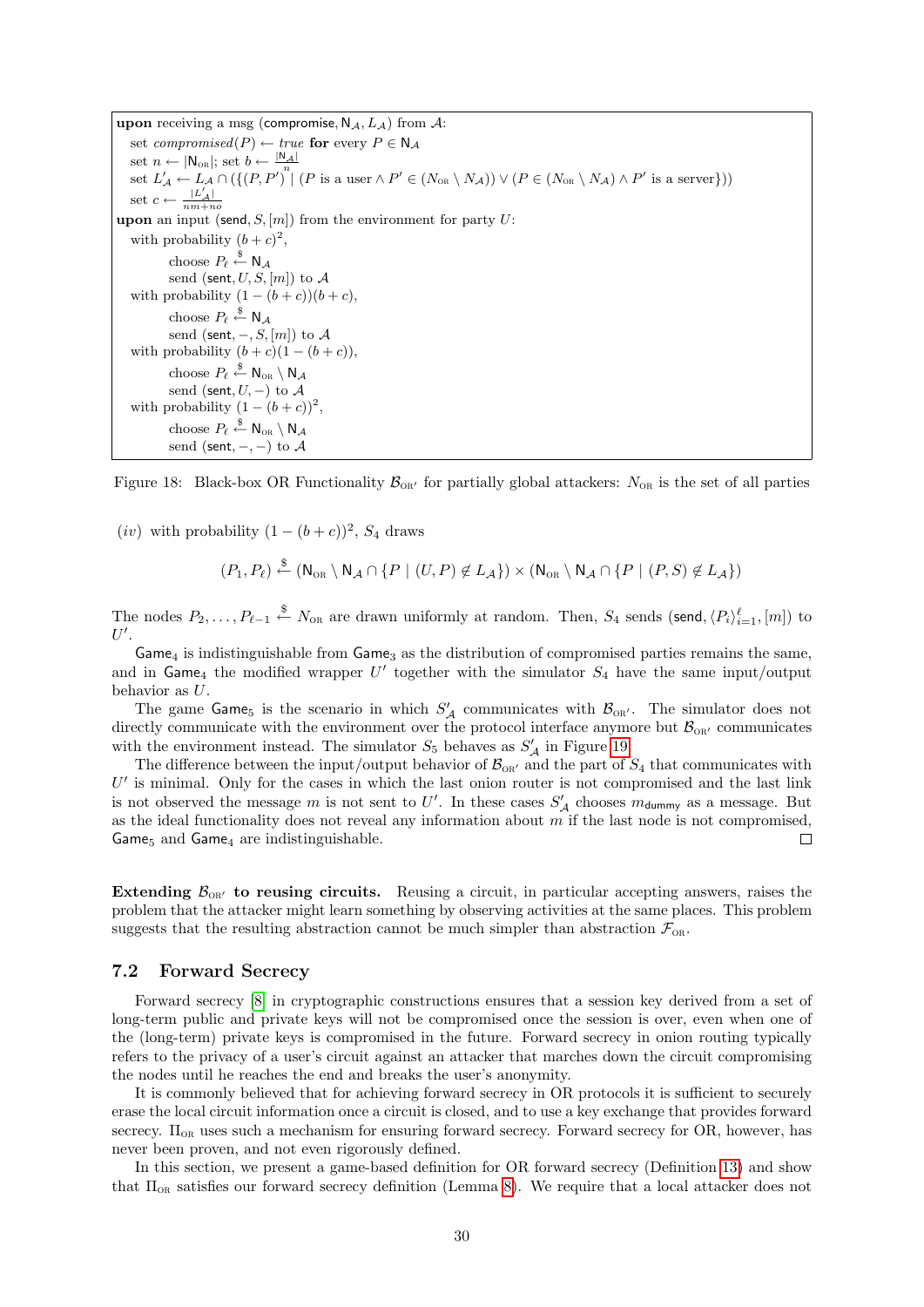```
upon receiving a msg (compromise, N_A, L_A) from A:
  set compromised(P) ← true for every P ∈ N_A
  set n ← |N_OR|; set b ← |N_A| / n
  set L'_A ← L_A ∩ ({(P, P')} | (P is a user ∧ P' ∈ (N_OR \ N_A)) ∨ (P ∈ (N_OR \ N_A) ∧ P' is a server}))
  set c ← |L'_A| / (nm + no)
upon an input (send, S, [m]) from the environment for party U:
  with probability (b + c)^2,
      choose P_ℓ ←$ N_A
      send (sent, U, S, [m]) to A
  with probability (1 − (b + c))(b + c),
      choose P_ℓ ←$ N_A
      send (sent, −, S, [m]) to A
  with probability (b + c)(1 − (b + c)),
      choose P_ℓ ←$ N_OR \ N_A
      send (sent, U, −) to A
  with probability (1 − (b + c))^2,
      choose P_ℓ ←$ N_OR \ N_A
      send (sent, −, −) to A
```

Figure 18: Black-box OR Functionality $\mathcal{B}_{\mathrm{OR}'}$ for partially global attackers: $N_{\mathrm{OR}}$ is the set of all parties

(*iv*) with probability $(1-(b+c))^2$, $S_4$ draws

$$(P_1, P_\ell) \xleftarrow{\$} (\mathsf{N}_{\mathrm{OR}} \setminus \mathsf{N}_{\mathcal{A}} \cap \{P \mid (U,P) \notin L_{\mathcal{A}}\}) \times (\mathsf{N}_{\mathrm{OR}} \setminus \mathsf{N}_{\mathcal{A}} \cap \{P \mid (P,S) \notin L_{\mathcal{A}}\})$$

The nodes $P_2, \ldots, P_{\ell-1} \xleftarrow{\$} N_{\mathrm{OR}}$ are drawn uniformly at random. Then, $S_4$ sends $(\mathsf{send}, \langle P_i \rangle_{i=1}^{\ell}, [m])$ to $U'$.

$\mathsf{Game}_4$ is indistinguishable from $\mathsf{Game}_3$ as the distribution of compromised parties remains the same, and in $\mathsf{Game}_4$ the modified wrapper $U'$ together with the simulator $S_4$ have the same input/output behavior as $U$.

The game $\mathsf{Game}_5$ is the scenario in which $S'_{\mathcal{A}}$ communicates with $\mathcal{B}_{\mathrm{OR}'}$. The simulator does not directly communicate with the environment over the protocol interface anymore but $\mathcal{B}_{\mathrm{OR}'}$ communicates with the environment instead. The simulator $S_5$ behaves as $S'_{\mathcal{A}}$ in Figure 19.

The difference between the input/output behavior of $\mathcal{B}_{\mathrm{OR}'}$ and the part of $S_4$ that communicates with $U'$ is minimal. Only for the cases in which the last onion router is not compromised and the last link is not observed the message $m$ is not sent to $U'$. In these cases $S'_{\mathcal{A}}$ chooses $m_{\mathsf{dummy}}$ as a message. But as the ideal functionality does not reveal any information about $m$ if the last node is not compromised, $\mathsf{Game}_5$ and $\mathsf{Game}_4$ are indistinguishable. □

**Extending $\mathcal{B}_{\mathrm{OR}'}$ to reusing circuits.** Reusing a circuit, in particular accepting answers, raises the problem that the attacker might learn something by observing activities at the same places. This problem suggests that the resulting abstraction cannot be much simpler than abstraction $\mathcal{F}_{\mathrm{OR}}$.

## 7.2 Forward Secrecy

Forward secrecy [8] in cryptographic constructions ensures that a session key derived from a set of long-term public and private keys will not be compromised once the session is over, even when one of the (long-term) private keys is compromised in the future. Forward secrecy in onion routing typically refers to the privacy of a user's circuit against an attacker that marches down the circuit compromising the nodes until he reaches the end and breaks the user's anonymity.

It is commonly believed that for achieving forward secrecy in OR protocols it is sufficient to securely erase the local circuit information once a circuit is closed, and to use a key exchange that provides forward secrecy. $\Pi_{\mathrm{OR}}$ uses such a mechanism for ensuring forward secrecy. Forward secrecy for OR, however, has never been proven, and not even rigorously defined.

In this section, we present a game-based definition for OR forward secrecy (Definition 13) and show that $\Pi_{\mathrm{OR}}$ satisfies our forward secrecy definition (Lemma 8). We require that a local attacker does not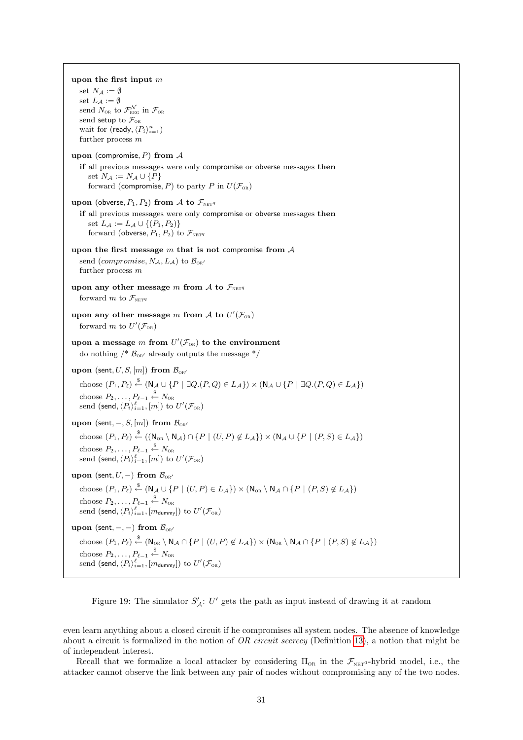**upon the first input** $m$
  set $N_{\mathcal{A}} := \emptyset$
  set $L_{\mathcal{A}} := \emptyset$
  send $N_{\text{OR}}$ to $\mathcal{F}_{\text{REG}}^{\mathcal{N}}$ in $\mathcal{F}_{\text{OR}}$
  send setup to $\mathcal{F}_{\text{OR}}$
  wait for $(\mathsf{ready}, \langle P_i \rangle_{i=1}^{n})$
  further process $m$

**upon** $(\mathsf{compromise}, P)$ **from** $\mathcal{A}$
  **if** all previous messages were only compromise or obverse messages **then**
    set $N_{\mathcal{A}} := N_{\mathcal{A}} \cup \{P\}$
    forward $(\mathsf{compromise}, P)$ to party $P$ in $U(\mathcal{F}_{\text{OR}})$

**upon** $(\mathsf{obverse}, P_1, P_2)$ **from** $\mathcal{A}$ **to** $\mathcal{F}_{\text{NET}^q}$
  **if** all previous messages were only compromise or obverse messages **then**
    set $L_{\mathcal{A}} := L_{\mathcal{A}} \cup \{(P_1, P_2)\}$
    forward $(\mathsf{obverse}, P_1, P_2)$ to $\mathcal{F}_{\text{NET}^q}$

**upon the first message** $m$ **that is not** compromise **from** $\mathcal{A}$
  send $(\mathit{compromise}, N_{\mathcal{A}}, L_{\mathcal{A}})$ to $\mathcal{B}_{\text{OR}'}$
  further process $m$

**upon any other message** $m$ **from** $\mathcal{A}$ **to** $\mathcal{F}_{\text{NET}^q}$
  forward $m$ to $\mathcal{F}_{\text{NET}^q}$

**upon any other message** $m$ **from** $\mathcal{A}$ **to** $U'(\mathcal{F}_{\text{OR}})$
  forward $m$ to $U'(\mathcal{F}_{\text{OR}})$

**upon a message** $m$ **from** $U'(\mathcal{F}_{\text{OR}})$ **to the environment**
  do nothing /* $\mathcal{B}_{\text{OR}'}$ already outputs the message */

**upon** $(\mathsf{sent}, U, S, [m])$ **from** $\mathcal{B}_{\text{OR}'}$
  choose $(P_1, P_\ell) \xleftarrow{\$} (\mathsf{N}_{\mathcal{A}} \cup \{P \mid \exists Q.(P, Q) \in L_{\mathcal{A}}\}) \times (\mathsf{N}_{\mathcal{A}} \cup \{P \mid \exists Q.(P, Q) \in L_{\mathcal{A}}\})$
  choose $P_2, \ldots, P_{\ell-1} \xleftarrow{\$} N_{\text{OR}}$
  send $(\mathsf{send}, \langle P_i \rangle_{i=1}^{\ell}, [m])$ to $U'(\mathcal{F}_{\text{OR}})$

**upon** $(\mathsf{sent}, -, S, [m])$ **from** $\mathcal{B}_{\text{OR}'}$
  choose $(P_1, P_\ell) \xleftarrow{\$} ((\mathsf{N}_{\text{OR}} \setminus \mathsf{N}_{\mathcal{A}}) \cap \{P \mid (U, P) \notin L_{\mathcal{A}}\}) \times (\mathsf{N}_{\mathcal{A}} \cup \{P \mid (P, S) \in L_{\mathcal{A}}\})$
  choose $P_2, \ldots, P_{\ell-1} \xleftarrow{\$} N_{\text{OR}}$
  send $(\mathsf{send}, \langle P_i \rangle_{i=1}^{\ell}, [m])$ to $U'(\mathcal{F}_{\text{OR}})$

**upon** $(\mathsf{sent}, U, -)$ **from** $\mathcal{B}_{\text{OR}'}$
  choose $(P_1, P_\ell) \xleftarrow{\$} (\mathsf{N}_{\mathcal{A}} \cup \{P \mid (U, P) \in L_{\mathcal{A}}\}) \times (\mathsf{N}_{\text{OR}} \setminus \mathsf{N}_{\mathcal{A}} \cap \{P \mid (P, S) \notin L_{\mathcal{A}}\})$
  choose $P_2, \ldots, P_{\ell-1} \xleftarrow{\$} N_{\text{OR}}$
  send $(\mathsf{send}, \langle P_i \rangle_{i=1}^{\ell}, [m_{\mathsf{dummy}}])$ to $U'(\mathcal{F}_{\text{OR}})$

**upon** $(\mathsf{sent}, -, -)$ **from** $\mathcal{B}_{\text{OR}'}$
  choose $(P_1, P_\ell) \xleftarrow{\$} (\mathsf{N}_{\text{OR}} \setminus \mathsf{N}_{\mathcal{A}} \cap \{P \mid (U, P) \notin L_{\mathcal{A}}\}) \times (\mathsf{N}_{\text{OR}} \setminus \mathsf{N}_{\mathcal{A}} \cap \{P \mid (P, S) \notin L_{\mathcal{A}}\})$
  choose $P_2, \ldots, P_{\ell-1} \xleftarrow{\$} N_{\text{OR}}$
  send $(\mathsf{send}, \langle P_i \rangle_{i=1}^{\ell}, [m_{\mathsf{dummy}}])$ to $U'(\mathcal{F}_{\text{OR}})$

Figure 19: The simulator $S'_{\mathcal{A}}$: $U'$ gets the path as input instead of drawing it at random

even learn anything about a closed circuit if he compromises all system nodes. The absence of knowledge about a circuit is formalized in the notion of *OR circuit secrecy* (Definition 13), a notion that might be of independent interest.

Recall that we formalize a local attacker by considering $\Pi_{\text{OR}}$ in the $\mathcal{F}_{\text{NET}^0}$-hybrid model, i.e., the attacker cannot observe the link between any pair of nodes without compromising any of the two nodes.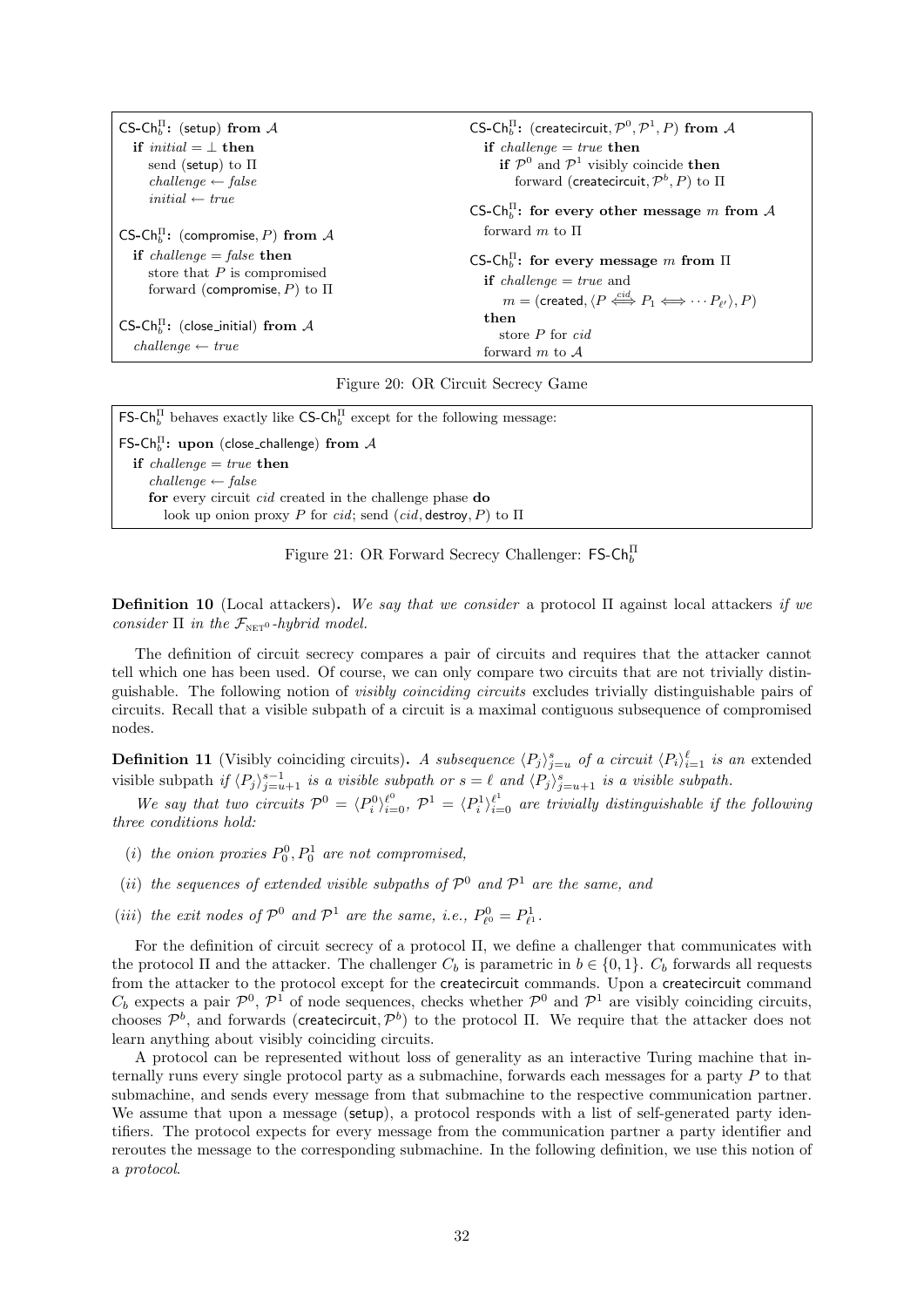**$\mathsf{CS\text{-}Ch}_b^\Pi$: (setup) from $\mathcal{A}$**
  **if** $initial = \perp$ **then**
    send (setup) to $\Pi$
    $challenge \leftarrow false$
    $initial \leftarrow true$

**$\mathsf{CS\text{-}Ch}_b^\Pi$: (compromise, $P$) from $\mathcal{A}$**
  **if** $challenge = false$ **then**
    store that $P$ is compromised
    forward (compromise, $P$) to $\Pi$

**$\mathsf{CS\text{-}Ch}_b^\Pi$: (close_initial) from $\mathcal{A}$**
  $challenge \leftarrow true$

**$\mathsf{CS\text{-}Ch}_b^\Pi$: (createcircuit, $\mathcal{P}^0, \mathcal{P}^1, P$) from $\mathcal{A}$**
  **if** $challenge = true$ **then**
    **if** $\mathcal{P}^0$ and $\mathcal{P}^1$ visibly coincide **then**
      forward (createcircuit, $\mathcal{P}^b, P$) to $\Pi$

**$\mathsf{CS\text{-}Ch}_b^\Pi$: for every other message $m$ from $\mathcal{A}$**
  forward $m$ to $\Pi$

**$\mathsf{CS\text{-}Ch}_b^\Pi$: for every message $m$ from $\Pi$**
  **if** $challenge = true$ and
    $m = (\text{created}, \langle P \overset{cid}{\Longleftrightarrow} P_1 \Longleftrightarrow \cdots P_{\ell'} \rangle, P)$
  **then**
    store $P$ for $cid$
  forward $m$ to $\mathcal{A}$

Figure 20: OR Circuit Secrecy Game

$\mathsf{FS\text{-}Ch}_b^\Pi$ behaves exactly like $\mathsf{CS\text{-}Ch}_b^\Pi$ except for the following message:

**$\mathsf{FS\text{-}Ch}_b^\Pi$: upon (close_challenge) from $\mathcal{A}$**
  **if** $challenge = true$ **then**
    $challenge \leftarrow false$
    **for** every circuit $cid$ created in the challenge phase **do**
      look up onion proxy $P$ for $cid$; send ($cid$, destroy, $P$) to $\Pi$

Figure 21: OR Forward Secrecy Challenger: $\mathsf{FS\text{-}Ch}_b^\Pi$

**Definition 10** (Local attackers)**.** *We say that we consider* a protocol $\Pi$ against local attackers *if we consider* $\Pi$ *in the* $\mathcal{F}_{\text{NET}^0}$*-hybrid model.*

The definition of circuit secrecy compares a pair of circuits and requires that the attacker cannot tell which one has been used. Of course, we can only compare two circuits that are not trivially distinguishable. The following notion of *visibly coinciding circuits* excludes trivially distinguishable pairs of circuits. Recall that a visible subpath of a circuit is a maximal contiguous subsequence of compromised nodes.

**Definition 11** (Visibly coinciding circuits)**.** *A subsequence $\langle P_j \rangle_{j=u}^{s}$ of a circuit $\langle P_i \rangle_{i=1}^{\ell}$ is an* extended visible subpath *if $\langle P_j \rangle_{j=u+1}^{s-1}$ is a visible subpath or $s = \ell$ and $\langle P_j \rangle_{j=u+1}^{s}$ is a visible subpath.*

*We say that two circuits $\mathcal{P}^0 = \langle P_i^0 \rangle_{i=0}^{\ell^0}$, $\mathcal{P}^1 = \langle P_i^1 \rangle_{i=0}^{\ell^1}$ are trivially distinguishable if the following three conditions hold:*

(i) *the onion proxies $P_0^0, P_0^1$ are not compromised,*

(ii) *the sequences of extended visible subpaths of $\mathcal{P}^0$ and $\mathcal{P}^1$ are the same, and*

(iii) *the exit nodes of $\mathcal{P}^0$ and $\mathcal{P}^1$ are the same, i.e., $P_{\ell^0}^0 = P_{\ell^1}^1$.*

For the definition of circuit secrecy of a protocol $\Pi$, we define a challenger that communicates with the protocol $\Pi$ and the attacker. The challenger $C_b$ is parametric in $b \in \{0, 1\}$. $C_b$ forwards all requests from the attacker to the protocol except for the createcircuit commands. Upon a createcircuit command $C_b$ expects a pair $\mathcal{P}^0$, $\mathcal{P}^1$ of node sequences, checks whether $\mathcal{P}^0$ and $\mathcal{P}^1$ are visibly coinciding circuits, chooses $\mathcal{P}^b$, and forwards (createcircuit, $\mathcal{P}^b$) to the protocol $\Pi$. We require that the attacker does not learn anything about visibly coinciding circuits.

A protocol can be represented without loss of generality as an interactive Turing machine that internally runs every single protocol party as a submachine, forwards each messages for a party $P$ to that submachine, and sends every message from that submachine to the respective communication partner. We assume that upon a message (setup), a protocol responds with a list of self-generated party identifiers. The protocol expects for every message from the communication partner a party identifier and reroutes the message to the corresponding submachine. In the following definition, we use this notion of a *protocol*.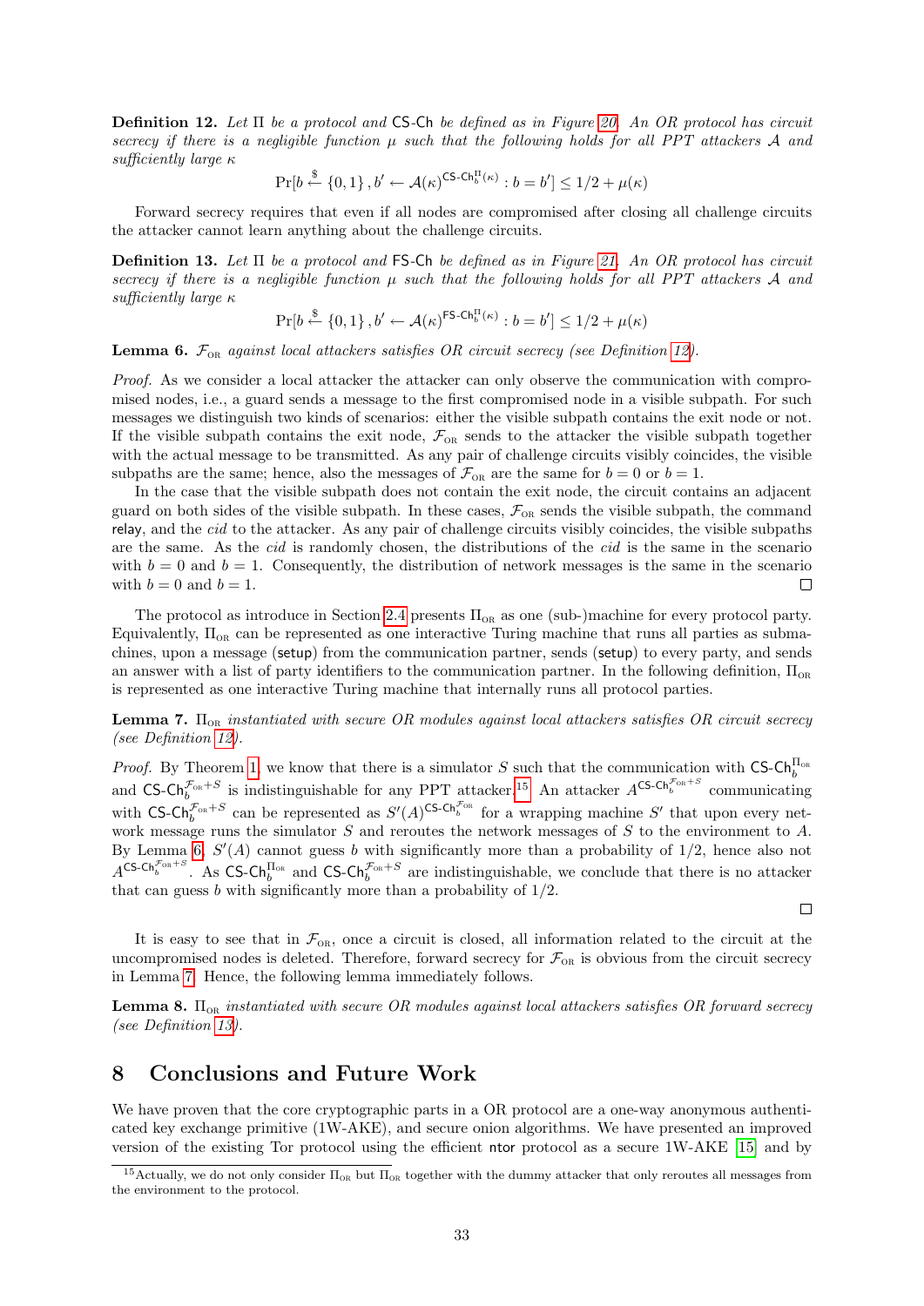**Definition 12.** *Let $\Pi$ be a protocol and* $\mathsf{CS\text{-}Ch}$ *be defined as in Figure 20. An OR protocol has circuit secrecy if there is a negligible function $\mu$ such that the following holds for all PPT attackers $\mathcal{A}$ and sufficiently large $\kappa$*

$$\Pr[b \xleftarrow{\$} \{0,1\}, b' \leftarrow \mathcal{A}(\kappa)^{\mathsf{CS\text{-}Ch}_b^{\Pi}(\kappa)} : b = b'] \leq 1/2 + \mu(\kappa)$$

Forward secrecy requires that even if all nodes are compromised after closing all challenge circuits the attacker cannot learn anything about the challenge circuits.

**Definition 13.** *Let $\Pi$ be a protocol and* $\mathsf{FS\text{-}Ch}$ *be defined as in Figure 21. An OR protocol has circuit secrecy if there is a negligible function $\mu$ such that the following holds for all PPT attackers $\mathcal{A}$ and sufficiently large $\kappa$*

$$\Pr[b \xleftarrow{\$} \{0,1\}, b' \leftarrow \mathcal{A}(\kappa)^{\mathsf{FS\text{-}Ch}_b^{\Pi}(\kappa)} : b = b'] \leq 1/2 + \mu(\kappa)$$

**Lemma 6.** *$\mathcal{F}_{\text{OR}}$ against local attackers satisfies OR circuit secrecy (see Definition 12).*

*Proof.* As we consider a local attacker the attacker can only observe the communication with compromised nodes, i.e., a guard sends a message to the first compromised node in a visible subpath. For such messages we distinguish two kinds of scenarios: either the visible subpath contains the exit node or not. If the visible subpath contains the exit node, $\mathcal{F}_{\text{OR}}$ sends to the attacker the visible subpath together with the actual message to be transmitted. As any pair of challenge circuits visibly coincides, the visible subpaths are the same; hence, also the messages of $\mathcal{F}_{\text{OR}}$ are the same for $b = 0$ or $b = 1$.

In the case that the visible subpath does not contain the exit node, the circuit contains an adjacent guard on both sides of the visible subpath. In these cases, $\mathcal{F}_{\text{OR}}$ sends the visible subpath, the command relay, and the *cid* to the attacker. As any pair of challenge circuits visibly coincides, the visible subpaths are the same. As the *cid* is randomly chosen, the distributions of the *cid* is the same in the scenario with $b = 0$ and $b = 1$. Consequently, the distribution of network messages is the same in the scenario with $b = 0$ and $b = 1$. □

The protocol as introduce in Section 2.4 presents $\Pi_{\text{OR}}$ as one (sub-)machine for every protocol party. Equivalently, $\Pi_{\text{OR}}$ can be represented as one interactive Turing machine that runs all parties as submachines, upon a message (setup) from the communication partner, sends (setup) to every party, and sends an answer with a list of party identifiers to the communication partner. In the following definition, $\Pi_{\text{OR}}$ is represented as one interactive Turing machine that internally runs all protocol parties.

**Lemma 7.** *$\Pi_{\text{OR}}$ instantiated with secure OR modules against local attackers satisfies OR circuit secrecy (see Definition 12).*

*Proof.* By Theorem 1, we know that there is a simulator $S$ such that the communication with $\mathsf{CS\text{-}Ch}_b^{\Pi_{\text{OR}}}$ and $\mathsf{CS\text{-}Ch}_b^{\mathcal{F}_{\text{OR}}+S}$ is indistinguishable for any PPT attacker.[15] An attacker $A^{\mathsf{CS\text{-}Ch}_b^{\mathcal{F}_{\text{OR}}+S}}$ communicating with $\mathsf{CS\text{-}Ch}_b^{\mathcal{F}_{\text{OR}}+S}$ can be represented as $S'(A)^{\mathsf{CS\text{-}Ch}_b^{\mathcal{F}_{\text{OR}}}}$ for a wrapping machine $S'$ that upon every network message runs the simulator $S$ and reroutes the network messages of $S$ to the environment to $A$. By Lemma 6, $S'(A)$ cannot guess $b$ with significantly more than a probability of $1/2$, hence also not $A^{\mathsf{CS\text{-}Ch}_b^{\mathcal{F}_{\text{OR}}+S}}$. As $\mathsf{CS\text{-}Ch}_b^{\Pi_{\text{OR}}}$ and $\mathsf{CS\text{-}Ch}_b^{\mathcal{F}_{\text{OR}}+S}$ are indistinguishable, we conclude that there is no attacker that can guess $b$ with significantly more than a probability of $1/2$.

□

It is easy to see that in $\mathcal{F}_{\text{OR}}$, once a circuit is closed, all information related to the circuit at the uncompromised nodes is deleted. Therefore, forward secrecy for $\mathcal{F}_{\text{OR}}$ is obvious from the circuit secrecy in Lemma 7. Hence, the following lemma immediately follows.

**Lemma 8.** *$\Pi_{\text{OR}}$ instantiated with secure OR modules against local attackers satisfies OR forward secrecy (see Definition 13).*

# 8 Conclusions and Future Work

We have proven that the core cryptographic parts in a OR protocol are a one-way anonymous authenticated key exchange primitive (1W-AKE), and secure onion algorithms. We have presented an improved version of the existing Tor protocol using the efficient ntor protocol as a secure 1W-AKE [15] and by

[15] Actually, we do not only consider $\Pi_{\text{OR}}$ but $\Pi_{\text{OR}}$ together with the dummy attacker that only reroutes all messages from the environment to the protocol.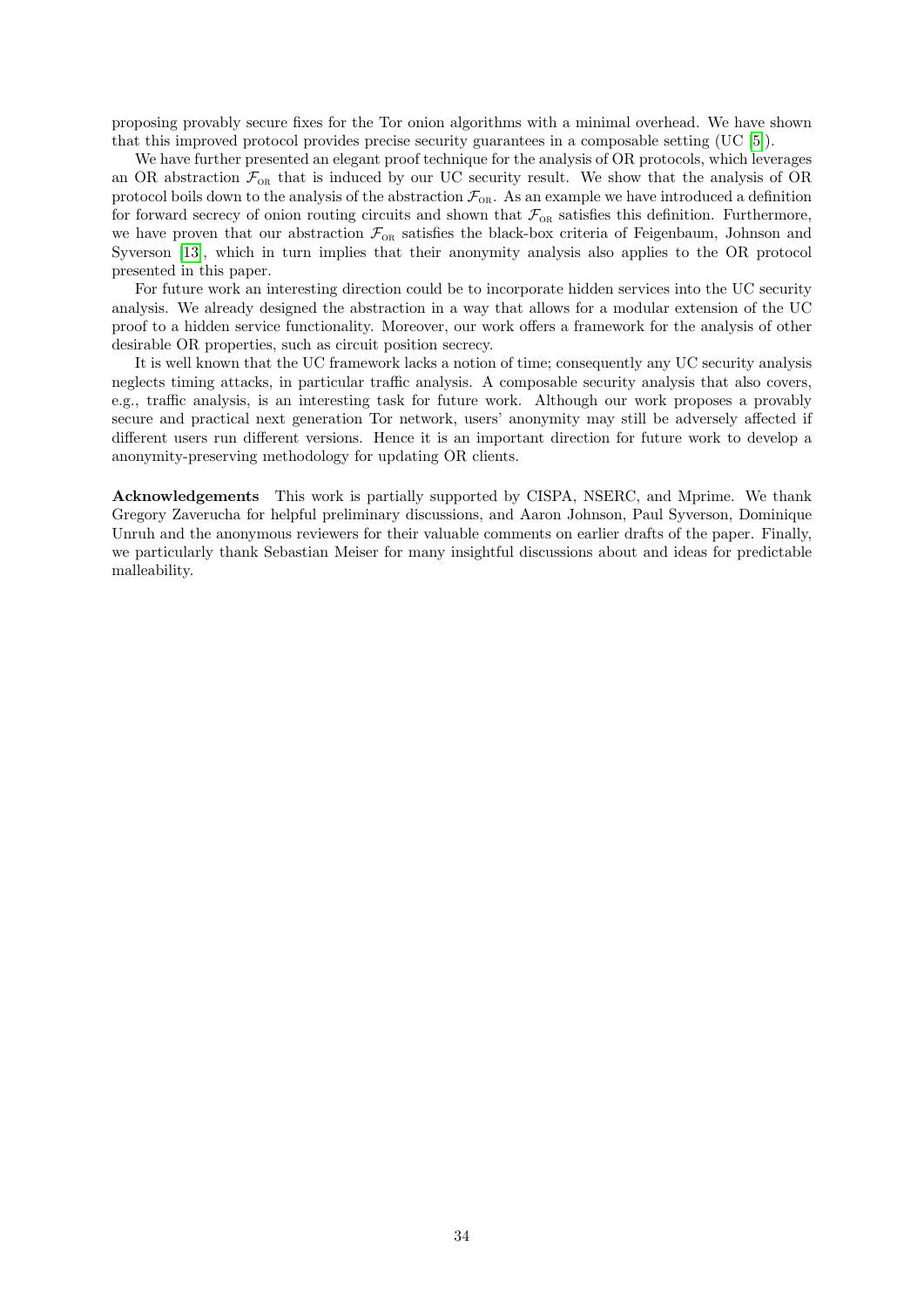proposing provably secure fixes for the Tor onion algorithms with a minimal overhead. We have shown that this improved protocol provides precise security guarantees in a composable setting (UC [5]).

We have further presented an elegant proof technique for the analysis of OR protocols, which leverages an OR abstraction $\mathcal{F}_{\text{OR}}$ that is induced by our UC security result. We show that the analysis of OR protocol boils down to the analysis of the abstraction $\mathcal{F}_{\text{OR}}$. As an example we have introduced a definition for forward secrecy of onion routing circuits and shown that $\mathcal{F}_{\text{OR}}$ satisfies this definition. Furthermore, we have proven that our abstraction $\mathcal{F}_{\text{OR}}$ satisfies the black-box criteria of Feigenbaum, Johnson and Syverson [13], which in turn implies that their anonymity analysis also applies to the OR protocol presented in this paper.

For future work an interesting direction could be to incorporate hidden services into the UC security analysis. We already designed the abstraction in a way that allows for a modular extension of the UC proof to a hidden service functionality. Moreover, our work offers a framework for the analysis of other desirable OR properties, such as circuit position secrecy.

It is well known that the UC framework lacks a notion of time; consequently any UC security analysis neglects timing attacks, in particular traffic analysis. A composable security analysis that also covers, e.g., traffic analysis, is an interesting task for future work. Although our work proposes a provably secure and practical next generation Tor network, users' anonymity may still be adversely affected if different users run different versions. Hence it is an important direction for future work to develop a anonymity-preserving methodology for updating OR clients.

**Acknowledgements** This work is partially supported by CISPA, NSERC, and Mprime. We thank Gregory Zaverucha for helpful preliminary discussions, and Aaron Johnson, Paul Syverson, Dominique Unruh and the anonymous reviewers for their valuable comments on earlier drafts of the paper. Finally, we particularly thank Sebastian Meiser for many insightful discussions about and ideas for predictable malleability.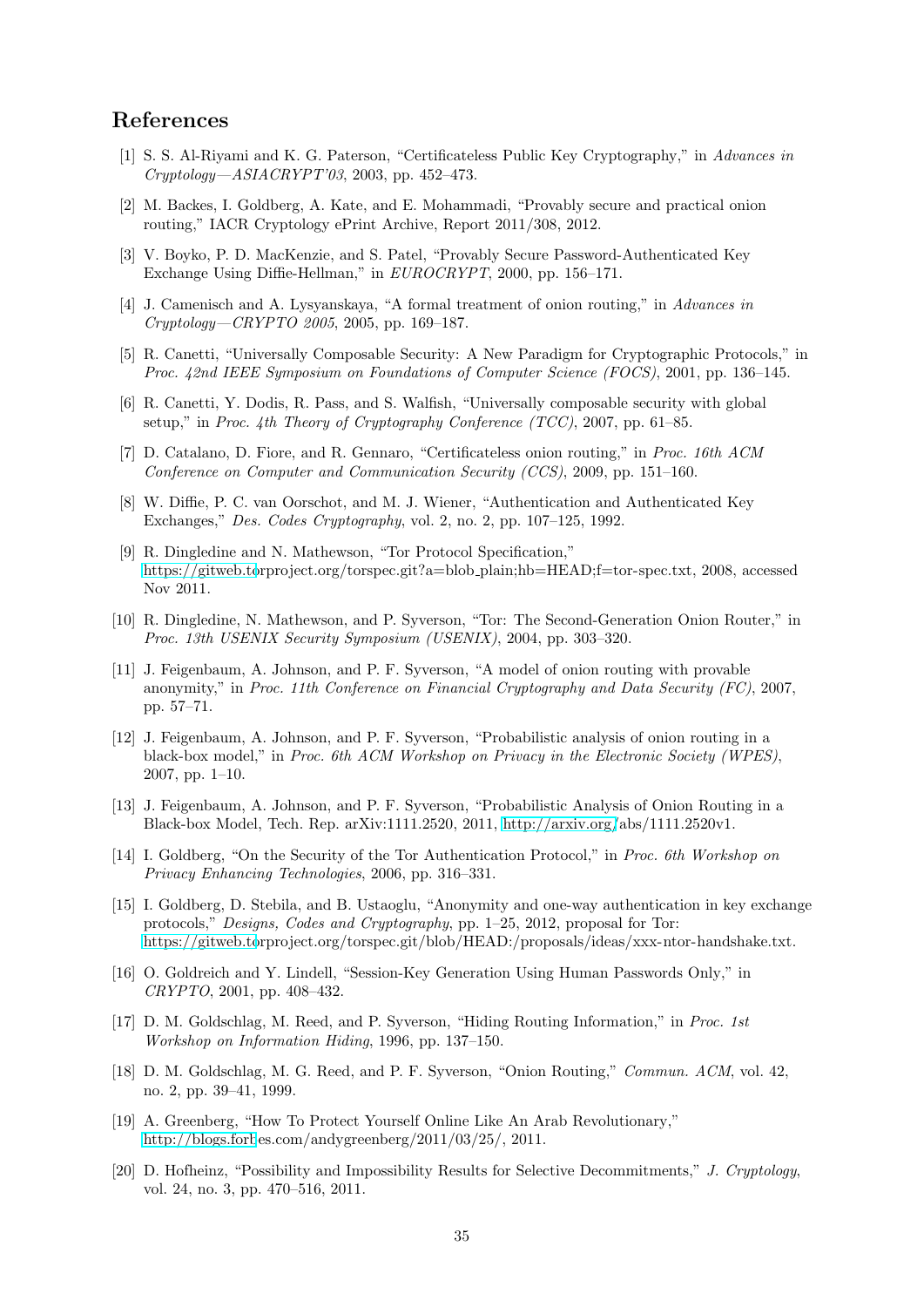## References

[1] S. S. Al-Riyami and K. G. Paterson, "Certificateless Public Key Cryptography," in *Advances in Cryptology—ASIACRYPT'03*, 2003, pp. 452–473.

[2] M. Backes, I. Goldberg, A. Kate, and E. Mohammadi, "Provably secure and practical onion routing," IACR Cryptology ePrint Archive, Report 2011/308, 2012.

[3] V. Boyko, P. D. MacKenzie, and S. Patel, "Provably Secure Password-Authenticated Key Exchange Using Diffie-Hellman," in *EUROCRYPT*, 2000, pp. 156–171.

[4] J. Camenisch and A. Lysyanskaya, "A formal treatment of onion routing," in *Advances in Cryptology—CRYPTO 2005*, 2005, pp. 169–187.

[5] R. Canetti, "Universally Composable Security: A New Paradigm for Cryptographic Protocols," in *Proc. 42nd IEEE Symposium on Foundations of Computer Science (FOCS)*, 2001, pp. 136–145.

[6] R. Canetti, Y. Dodis, R. Pass, and S. Walfish, "Universally composable security with global setup," in *Proc. 4th Theory of Cryptography Conference (TCC)*, 2007, pp. 61–85.

[7] D. Catalano, D. Fiore, and R. Gennaro, "Certificateless onion routing," in *Proc. 16th ACM Conference on Computer and Communication Security (CCS)*, 2009, pp. 151–160.

[8] W. Diffie, P. C. van Oorschot, and M. J. Wiener, "Authentication and Authenticated Key Exchanges," *Des. Codes Cryptography*, vol. 2, no. 2, pp. 107–125, 1992.

[9] R. Dingledine and N. Mathewson, "Tor Protocol Specification," https://gitweb.torproject.org/torspec.git?a=blob_plain;hb=HEAD;f=tor-spec.txt, 2008, accessed Nov 2011.

[10] R. Dingledine, N. Mathewson, and P. Syverson, "Tor: The Second-Generation Onion Router," in *Proc. 13th USENIX Security Symposium (USENIX)*, 2004, pp. 303–320.

[11] J. Feigenbaum, A. Johnson, and P. F. Syverson, "A model of onion routing with provable anonymity," in *Proc. 11th Conference on Financial Cryptography and Data Security (FC)*, 2007, pp. 57–71.

[12] J. Feigenbaum, A. Johnson, and P. F. Syverson, "Probabilistic analysis of onion routing in a black-box model," in *Proc. 6th ACM Workshop on Privacy in the Electronic Society (WPES)*, 2007, pp. 1–10.

[13] J. Feigenbaum, A. Johnson, and P. F. Syverson, "Probabilistic Analysis of Onion Routing in a Black-box Model, Tech. Rep. arXiv:1111.2520, 2011, http://arxiv.org/abs/1111.2520v1.

[14] I. Goldberg, "On the Security of the Tor Authentication Protocol," in *Proc. 6th Workshop on Privacy Enhancing Technologies*, 2006, pp. 316–331.

[15] I. Goldberg, D. Stebila, and B. Ustaoglu, "Anonymity and one-way authentication in key exchange protocols," *Designs, Codes and Cryptography*, pp. 1–25, 2012, proposal for Tor: https://gitweb.torproject.org/torspec.git/blob/HEAD:/proposals/ideas/xxx-ntor-handshake.txt.

[16] O. Goldreich and Y. Lindell, "Session-Key Generation Using Human Passwords Only," in *CRYPTO*, 2001, pp. 408–432.

[17] D. M. Goldschlag, M. Reed, and P. Syverson, "Hiding Routing Information," in *Proc. 1st Workshop on Information Hiding*, 1996, pp. 137–150.

[18] D. M. Goldschlag, M. G. Reed, and P. F. Syverson, "Onion Routing," *Commun. ACM*, vol. 42, no. 2, pp. 39–41, 1999.

[19] A. Greenberg, "How To Protect Yourself Online Like An Arab Revolutionary," http://blogs.forbes.com/andygreenberg/2011/03/25/, 2011.

[20] D. Hofheinz, "Possibility and Impossibility Results for Selective Decommitments," *J. Cryptology*, vol. 24, no. 3, pp. 470–516, 2011.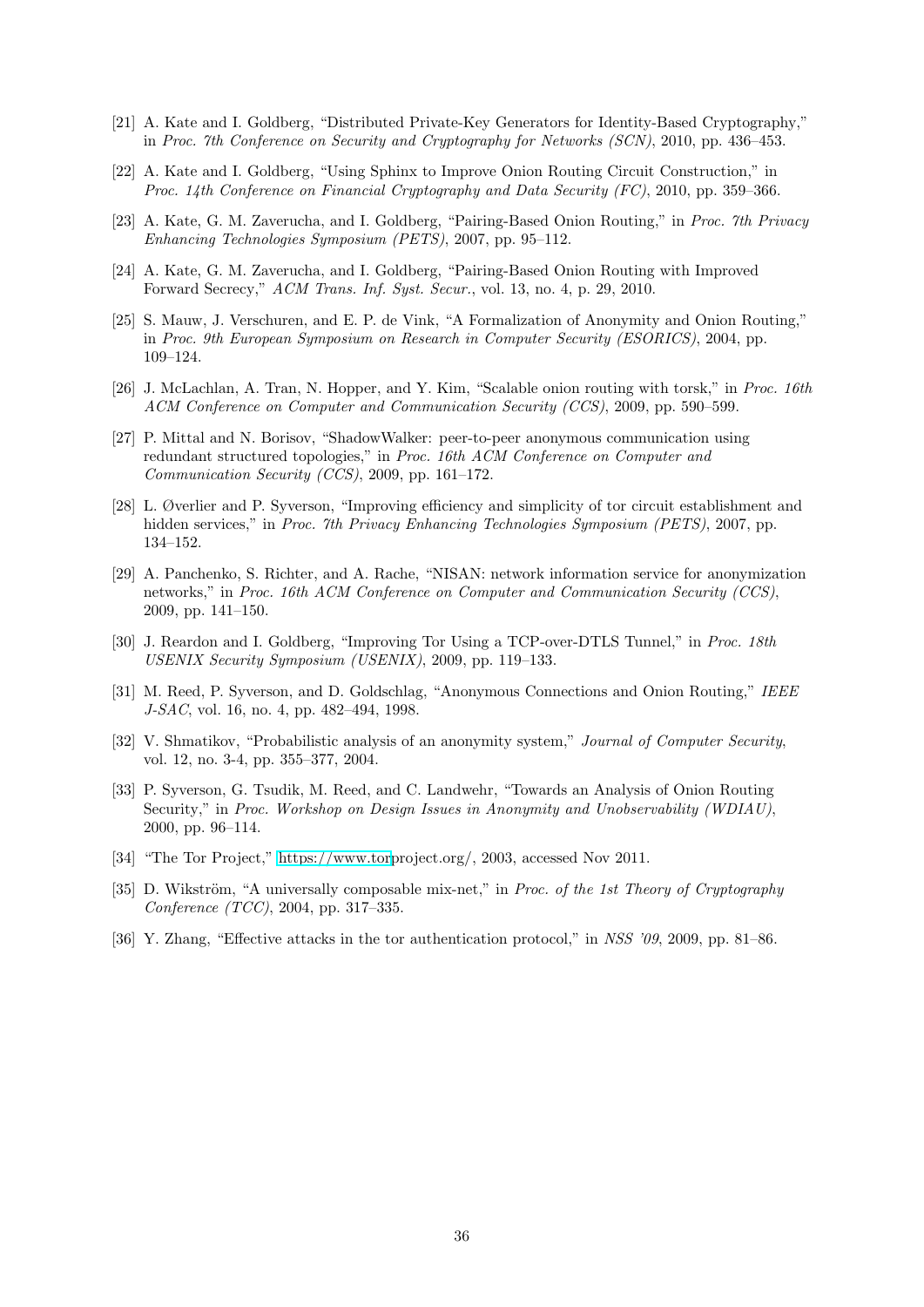[21] A. Kate and I. Goldberg, "Distributed Private-Key Generators for Identity-Based Cryptography," in *Proc. 7th Conference on Security and Cryptography for Networks (SCN)*, 2010, pp. 436–453.

[22] A. Kate and I. Goldberg, "Using Sphinx to Improve Onion Routing Circuit Construction," in *Proc. 14th Conference on Financial Cryptography and Data Security (FC)*, 2010, pp. 359–366.

[23] A. Kate, G. M. Zaverucha, and I. Goldberg, "Pairing-Based Onion Routing," in *Proc. 7th Privacy Enhancing Technologies Symposium (PETS)*, 2007, pp. 95–112.

[24] A. Kate, G. M. Zaverucha, and I. Goldberg, "Pairing-Based Onion Routing with Improved Forward Secrecy," *ACM Trans. Inf. Syst. Secur.*, vol. 13, no. 4, p. 29, 2010.

[25] S. Mauw, J. Verschuren, and E. P. de Vink, "A Formalization of Anonymity and Onion Routing," in *Proc. 9th European Symposium on Research in Computer Security (ESORICS)*, 2004, pp. 109–124.

[26] J. McLachlan, A. Tran, N. Hopper, and Y. Kim, "Scalable onion routing with torsk," in *Proc. 16th ACM Conference on Computer and Communication Security (CCS)*, 2009, pp. 590–599.

[27] P. Mittal and N. Borisov, "ShadowWalker: peer-to-peer anonymous communication using redundant structured topologies," in *Proc. 16th ACM Conference on Computer and Communication Security (CCS)*, 2009, pp. 161–172.

[28] L. Øverlier and P. Syverson, "Improving efficiency and simplicity of tor circuit establishment and hidden services," in *Proc. 7th Privacy Enhancing Technologies Symposium (PETS)*, 2007, pp. 134–152.

[29] A. Panchenko, S. Richter, and A. Rache, "NISAN: network information service for anonymization networks," in *Proc. 16th ACM Conference on Computer and Communication Security (CCS)*, 2009, pp. 141–150.

[30] J. Reardon and I. Goldberg, "Improving Tor Using a TCP-over-DTLS Tunnel," in *Proc. 18th USENIX Security Symposium (USENIX)*, 2009, pp. 119–133.

[31] M. Reed, P. Syverson, and D. Goldschlag, "Anonymous Connections and Onion Routing," *IEEE J-SAC*, vol. 16, no. 4, pp. 482–494, 1998.

[32] V. Shmatikov, "Probabilistic analysis of an anonymity system," *Journal of Computer Security*, vol. 12, no. 3-4, pp. 355–377, 2004.

[33] P. Syverson, G. Tsudik, M. Reed, and C. Landwehr, "Towards an Analysis of Onion Routing Security," in *Proc. Workshop on Design Issues in Anonymity and Unobservability (WDIAU)*, 2000, pp. 96–114.

[34] "The Tor Project," https://www.torproject.org/, 2003, accessed Nov 2011.

[35] D. Wikström, "A universally composable mix-net," in *Proc. of the 1st Theory of Cryptography Conference (TCC)*, 2004, pp. 317–335.

[36] Y. Zhang, "Effective attacks in the tor authentication protocol," in *NSS '09*, 2009, pp. 81–86.